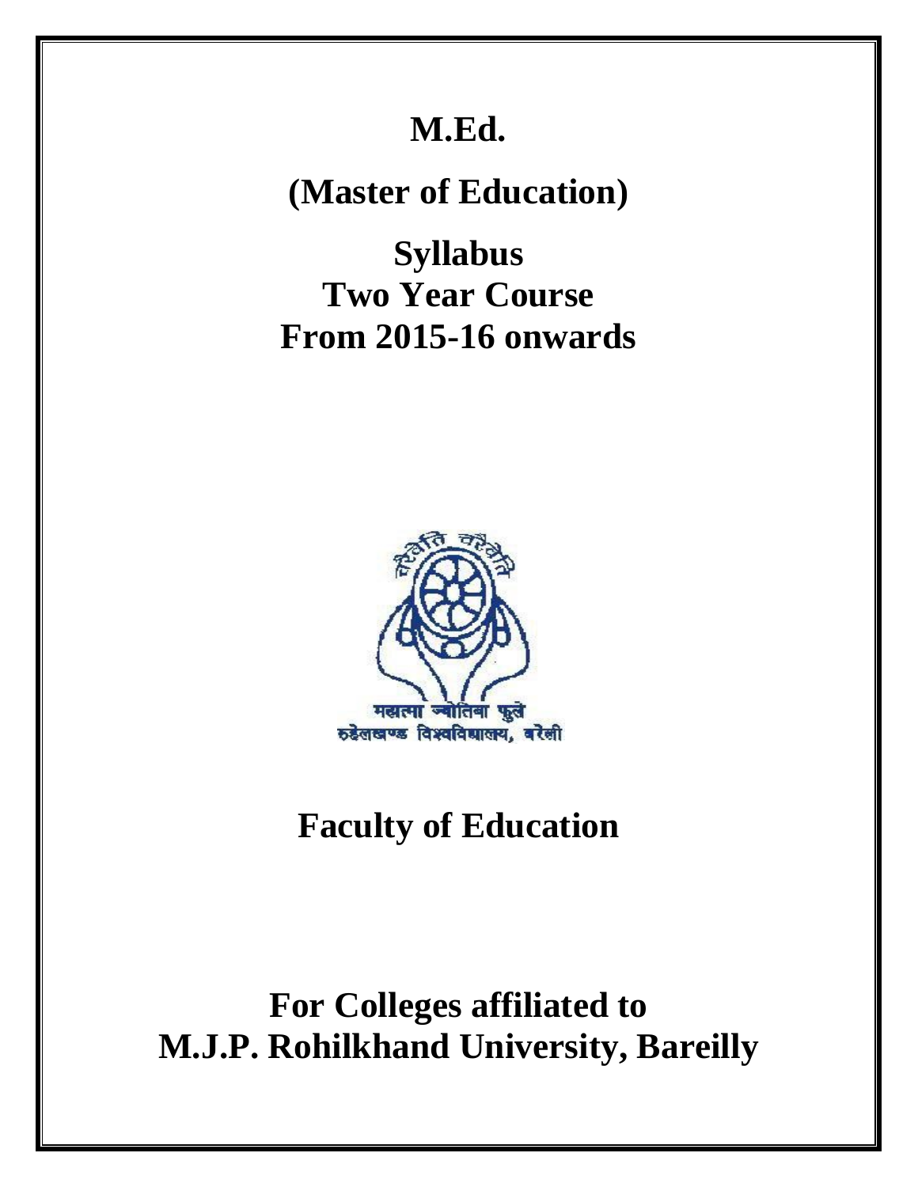# M.Ed.

## (Master of Education)

## Syllabus
## Two Year Course
## From 2015-16 onwards

चरैवेति चरैवेति

महात्मा ज्योतिबा फुले
रुहेलखण्ड विश्वविद्यालय, बरेली

## Faculty of Education

## For Colleges affiliated to
## M.J.P. Rohilkhand University, Bareilly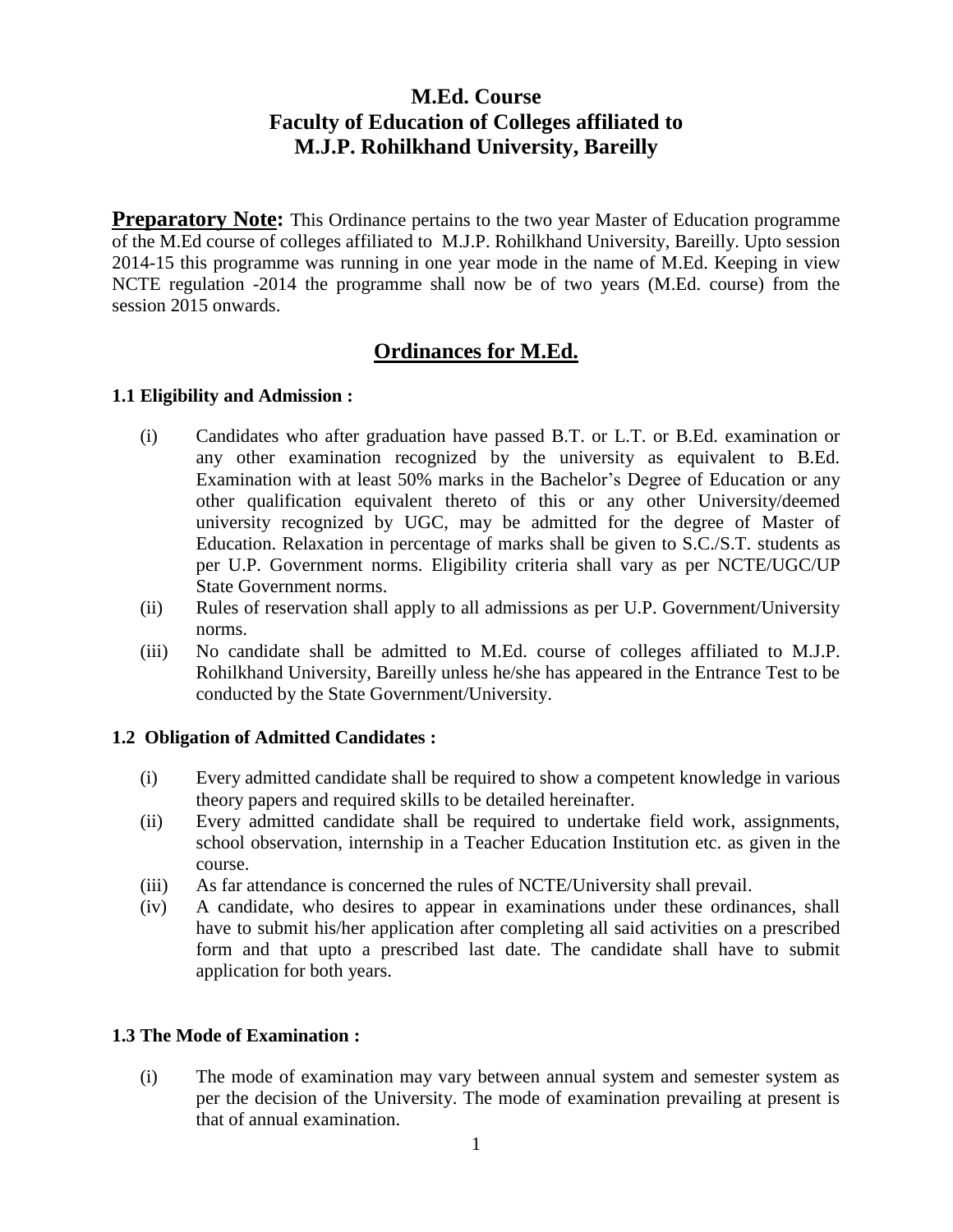# M.Ed. Course
# Faculty of Education of Colleges affiliated to
# M.J.P. Rohilkhand University, Bareilly

**Preparatory Note:** This Ordinance pertains to the two year Master of Education programme of the M.Ed course of colleges affiliated to M.J.P. Rohilkhand University, Bareilly. Upto session 2014-15 this programme was running in one year mode in the name of M.Ed. Keeping in view NCTE regulation -2014 the programme shall now be of two years (M.Ed. course) from the session 2015 onwards.

## Ordinances for M.Ed.

### 1.1 Eligibility and Admission :

(i) Candidates who after graduation have passed B.T. or L.T. or B.Ed. examination or any other examination recognized by the university as equivalent to B.Ed. Examination with at least 50% marks in the Bachelor's Degree of Education or any other qualification equivalent thereto of this or any other University/deemed university recognized by UGC, may be admitted for the degree of Master of Education. Relaxation in percentage of marks shall be given to S.C./S.T. students as per U.P. Government norms. Eligibility criteria shall vary as per NCTE/UGC/UP State Government norms.

(ii) Rules of reservation shall apply to all admissions as per U.P. Government/University norms.

(iii) No candidate shall be admitted to M.Ed. course of colleges affiliated to M.J.P. Rohilkhand University, Bareilly unless he/she has appeared in the Entrance Test to be conducted by the State Government/University.

### 1.2 Obligation of Admitted Candidates :

(i) Every admitted candidate shall be required to show a competent knowledge in various theory papers and required skills to be detailed hereinafter.

(ii) Every admitted candidate shall be required to undertake field work, assignments, school observation, internship in a Teacher Education Institution etc. as given in the course.

(iii) As far attendance is concerned the rules of NCTE/University shall prevail.

(iv) A candidate, who desires to appear in examinations under these ordinances, shall have to submit his/her application after completing all said activities on a prescribed form and that upto a prescribed last date. The candidate shall have to submit application for both years.

### 1.3 The Mode of Examination :

(i) The mode of examination may vary between annual system and semester system as per the decision of the University. The mode of examination prevailing at present is that of annual examination.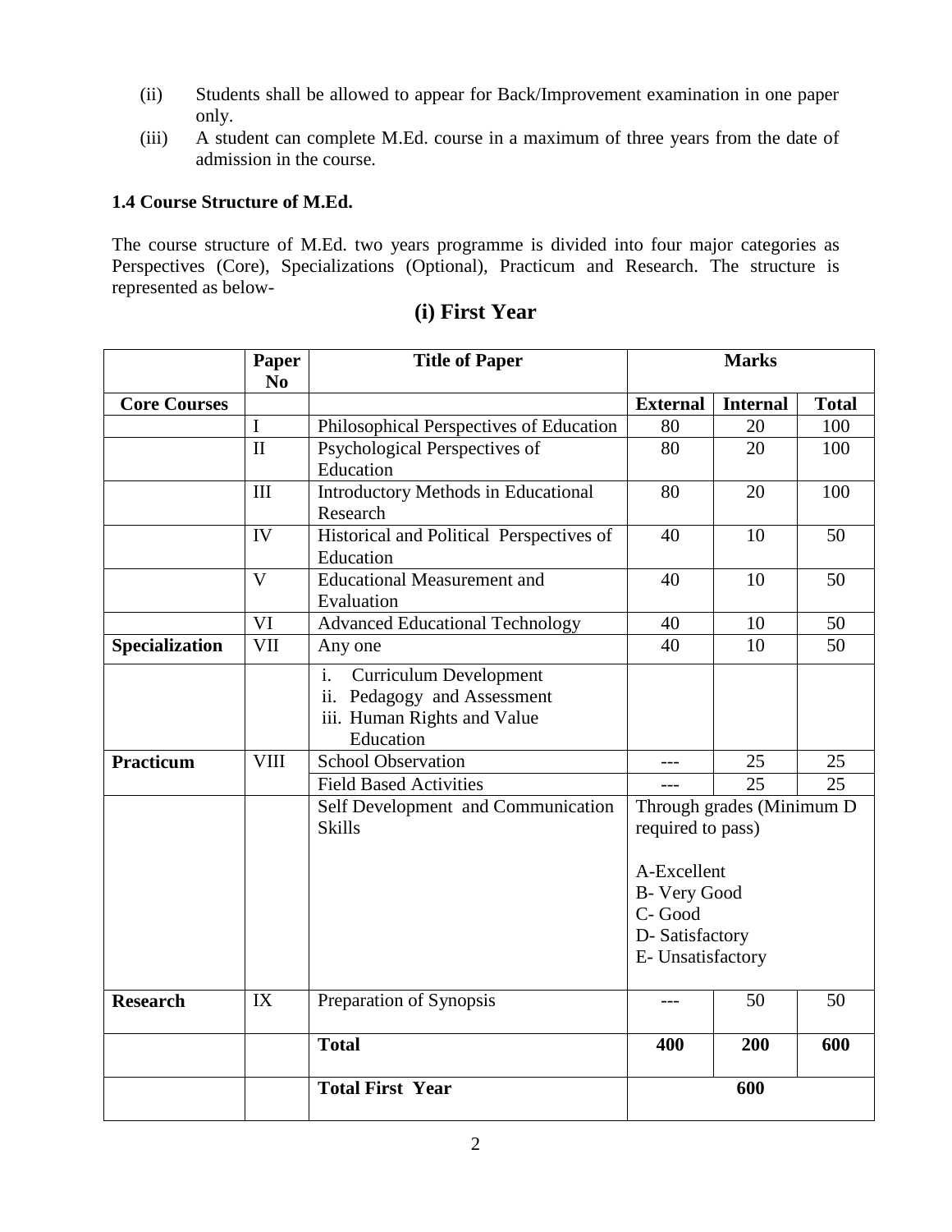(ii) Students shall be allowed to appear for Back/Improvement examination in one paper only.

(iii) A student can complete M.Ed. course in a maximum of three years from the date of admission in the course.

**1.4 Course Structure of M.Ed.**

The course structure of M.Ed. two years programme is divided into four major categories as Perspectives (Core), Specializations (Optional), Practicum and Research. The structure is represented as below-

## (i) First Year

| | Paper No | Title of Paper | Marks | | |
|---|---|---|---|---|---|
| **Core Courses** | | | **External** | **Internal** | **Total** |
| | I | Philosophical Perspectives of Education | 80 | 20 | 100 |
| | II | Psychological Perspectives of Education | 80 | 20 | 100 |
| | III | Introductory Methods in Educational Research | 80 | 20 | 100 |
| | IV | Historical and Political Perspectives of Education | 40 | 10 | 50 |
| | V | Educational Measurement and Evaluation | 40 | 10 | 50 |
| | VI | Advanced Educational Technology | 40 | 10 | 50 |
| **Specialization** | VII | Any one | 40 | 10 | 50 |
| | | i. Curriculum Development<br>ii. Pedagogy and Assessment<br>iii. Human Rights and Value Education | | | |
| **Practicum** | VIII | School Observation | --- | 25 | 25 |
| | | Field Based Activities | --- | 25 | 25 |
| | | Self Development and Communication Skills | Through grades (Minimum D required to pass)<br><br>A-Excellent<br>B- Very Good<br>C- Good<br>D- Satisfactory<br>E- Unsatisfactory | | |
| **Research** | IX | Preparation of Synopsis | --- | 50 | 50 |
| | | **Total** | **400** | **200** | **600** |
| | | **Total First Year** | **600** | | |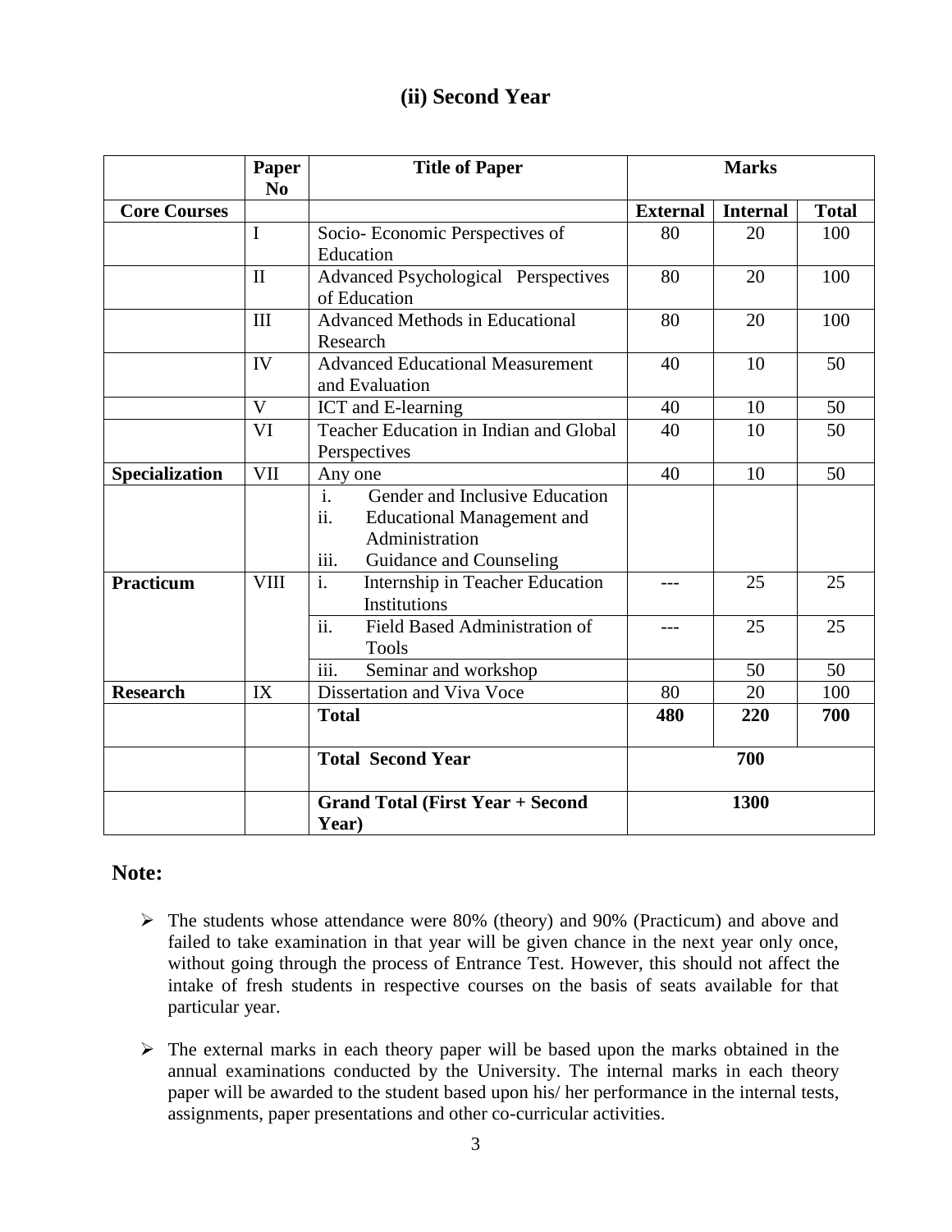## (ii) Second Year

| | Paper No | Title of Paper | Marks | | |
|---|---|---|---|---|---|
| **Core Courses** | | | **External** | **Internal** | **Total** |
| | I | Socio- Economic Perspectives of Education | 80 | 20 | 100 |
| | II | Advanced Psychological Perspectives of Education | 80 | 20 | 100 |
| | III | Advanced Methods in Educational Research | 80 | 20 | 100 |
| | IV | Advanced Educational Measurement and Evaluation | 40 | 10 | 50 |
| | V | ICT and E-learning | 40 | 10 | 50 |
| | VI | Teacher Education in Indian and Global Perspectives | 40 | 10 | 50 |
| **Specialization** | VII | Any one | 40 | 10 | 50 |
| | | i. Gender and Inclusive Education<br>ii. Educational Management and Administration<br>iii. Guidance and Counseling | | | |
| **Practicum** | VIII | i. Internship in Teacher Education Institutions | --- | 25 | 25 |
| | | ii. Field Based Administration of Tools | --- | 25 | 25 |
| | | iii. Seminar and workshop | | 50 | 50 |
| **Research** | IX | Dissertation and Viva Voce | 80 | 20 | 100 |
| | | **Total** | **480** | **220** | **700** |
| | | **Total Second Year** | **700** | | |
| | | **Grand Total (First Year + Second Year)** | **1300** | | |

## Note:

- The students whose attendance were 80% (theory) and 90% (Practicum) and above and failed to take examination in that year will be given chance in the next year only once, without going through the process of Entrance Test. However, this should not affect the intake of fresh students in respective courses on the basis of seats available for that particular year.
- The external marks in each theory paper will be based upon the marks obtained in the annual examinations conducted by the University. The internal marks in each theory paper will be awarded to the student based upon his/ her performance in the internal tests, assignments, paper presentations and other co-curricular activities.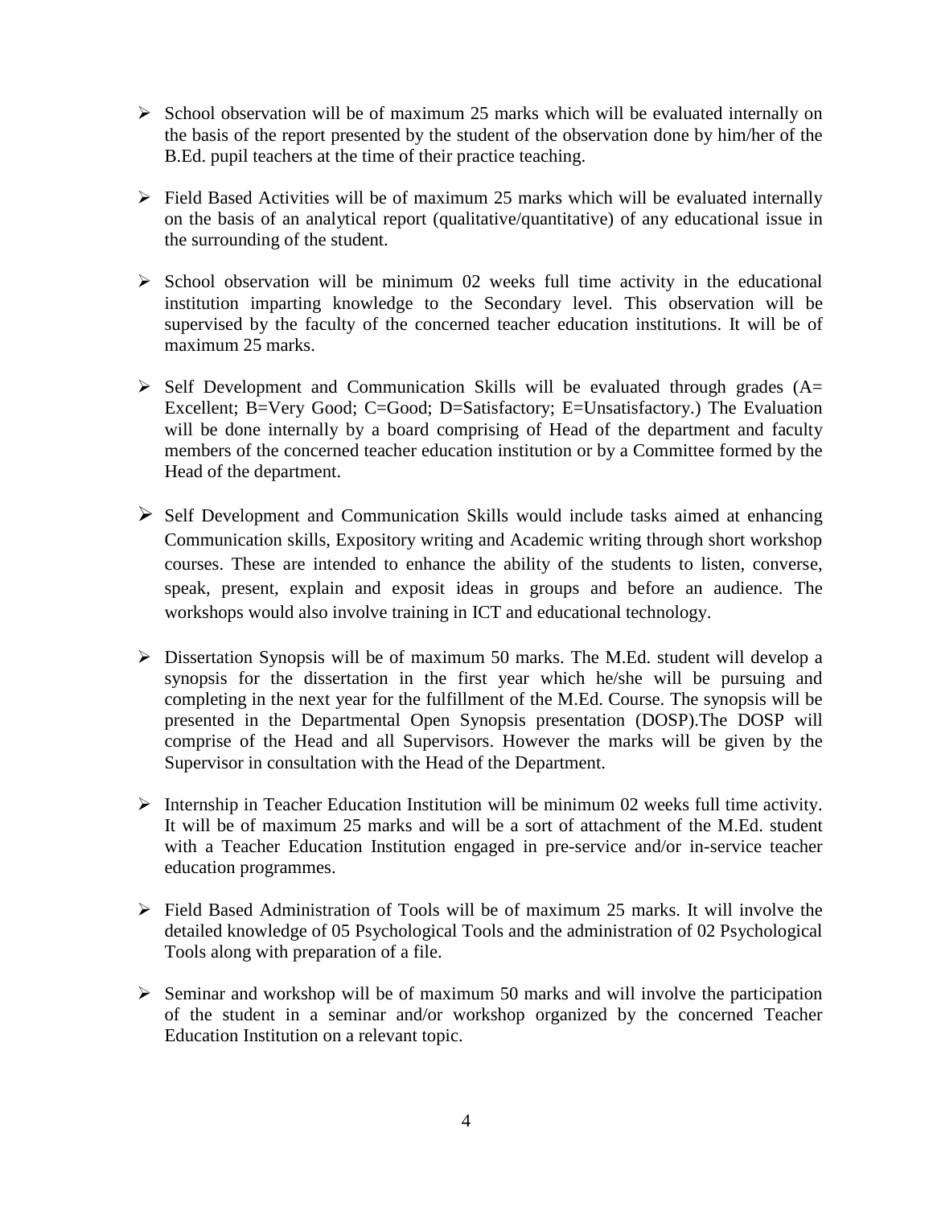- School observation will be of maximum 25 marks which will be evaluated internally on the basis of the report presented by the student of the observation done by him/her of the B.Ed. pupil teachers at the time of their practice teaching.

- Field Based Activities will be of maximum 25 marks which will be evaluated internally on the basis of an analytical report (qualitative/quantitative) of any educational issue in the surrounding of the student.

- School observation will be minimum 02 weeks full time activity in the educational institution imparting knowledge to the Secondary level. This observation will be supervised by the faculty of the concerned teacher education institutions. It will be of maximum 25 marks.

- Self Development and Communication Skills will be evaluated through grades (A= Excellent; B=Very Good; C=Good; D=Satisfactory; E=Unsatisfactory.) The Evaluation will be done internally by a board comprising of Head of the department and faculty members of the concerned teacher education institution or by a Committee formed by the Head of the department.

- Self Development and Communication Skills would include tasks aimed at enhancing Communication skills, Expository writing and Academic writing through short workshop courses. These are intended to enhance the ability of the students to listen, converse, speak, present, explain and exposit ideas in groups and before an audience. The workshops would also involve training in ICT and educational technology.

- Dissertation Synopsis will be of maximum 50 marks. The M.Ed. student will develop a synopsis for the dissertation in the first year which he/she will be pursuing and completing in the next year for the fulfillment of the M.Ed. Course. The synopsis will be presented in the Departmental Open Synopsis presentation (DOSP).The DOSP will comprise of the Head and all Supervisors. However the marks will be given by the Supervisor in consultation with the Head of the Department.

- Internship in Teacher Education Institution will be minimum 02 weeks full time activity. It will be of maximum 25 marks and will be a sort of attachment of the M.Ed. student with a Teacher Education Institution engaged in pre-service and/or in-service teacher education programmes.

- Field Based Administration of Tools will be of maximum 25 marks. It will involve the detailed knowledge of 05 Psychological Tools and the administration of 02 Psychological Tools along with preparation of a file.

- Seminar and workshop will be of maximum 50 marks and will involve the participation of the student in a seminar and/or workshop organized by the concerned Teacher Education Institution on a relevant topic.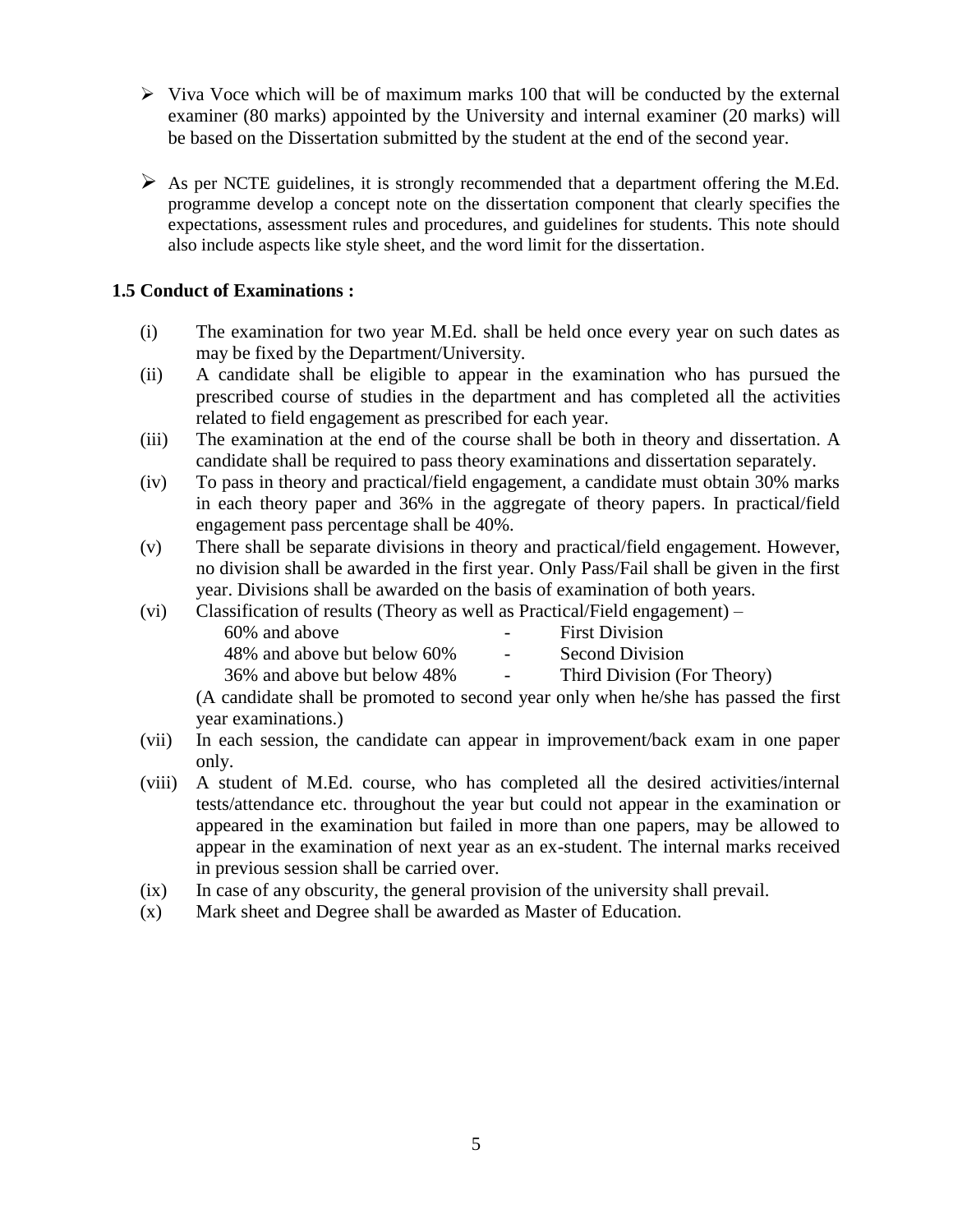- Viva Voce which will be of maximum marks 100 that will be conducted by the external examiner (80 marks) appointed by the University and internal examiner (20 marks) will be based on the Dissertation submitted by the student at the end of the second year.

- As per NCTE guidelines, it is strongly recommended that a department offering the M.Ed. programme develop a concept note on the dissertation component that clearly specifies the expectations, assessment rules and procedures, and guidelines for students. This note should also include aspects like style sheet, and the word limit for the dissertation.

**1.5 Conduct of Examinations :**

(i) The examination for two year M.Ed. shall be held once every year on such dates as may be fixed by the Department/University.

(ii) A candidate shall be eligible to appear in the examination who has pursued the prescribed course of studies in the department and has completed all the activities related to field engagement as prescribed for each year.

(iii) The examination at the end of the course shall be both in theory and dissertation. A candidate shall be required to pass theory examinations and dissertation separately.

(iv) To pass in theory and practical/field engagement, a candidate must obtain 30% marks in each theory paper and 36% in the aggregate of theory papers. In practical/field engagement pass percentage shall be 40%.

(v) There shall be separate divisions in theory and practical/field engagement. However, no division shall be awarded in the first year. Only Pass/Fail shall be given in the first year. Divisions shall be awarded on the basis of examination of both years.

(vi) Classification of results (Theory as well as Practical/Field engagement) –

| | | |
|---|---|---|
| 60% and above | - | First Division |
| 48% and above but below 60% | - | Second Division |
| 36% and above but below 48% | - | Third Division (For Theory) |

(A candidate shall be promoted to second year only when he/she has passed the first year examinations.)

(vii) In each session, the candidate can appear in improvement/back exam in one paper only.

(viii) A student of M.Ed. course, who has completed all the desired activities/internal tests/attendance etc. throughout the year but could not appear in the examination or appeared in the examination but failed in more than one papers, may be allowed to appear in the examination of next year as an ex-student. The internal marks received in previous session shall be carried over.

(ix) In case of any obscurity, the general provision of the university shall prevail.

(x) Mark sheet and Degree shall be awarded as Master of Education.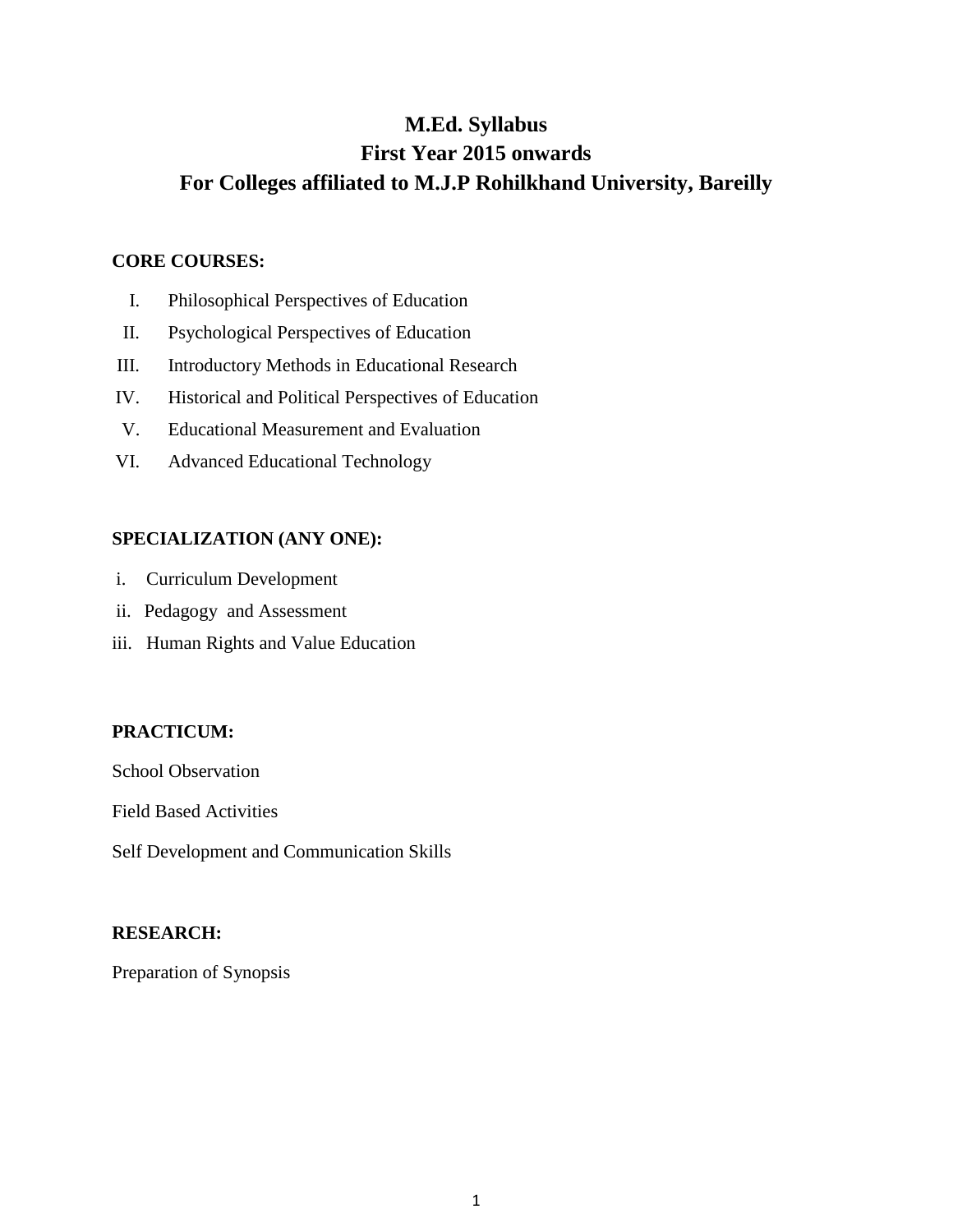# M.Ed. Syllabus
# First Year 2015 onwards
# For Colleges affiliated to M.J.P Rohilkhand University, Bareilly

**CORE COURSES:**

I. Philosophical Perspectives of Education
II. Psychological Perspectives of Education
III. Introductory Methods in Educational Research
IV. Historical and Political Perspectives of Education
V. Educational Measurement and Evaluation
VI. Advanced Educational Technology

**SPECIALIZATION (ANY ONE):**

i. Curriculum Development
ii. Pedagogy and Assessment
iii. Human Rights and Value Education

**PRACTICUM:**

School Observation

Field Based Activities

Self Development and Communication Skills

**RESEARCH:**

Preparation of Synopsis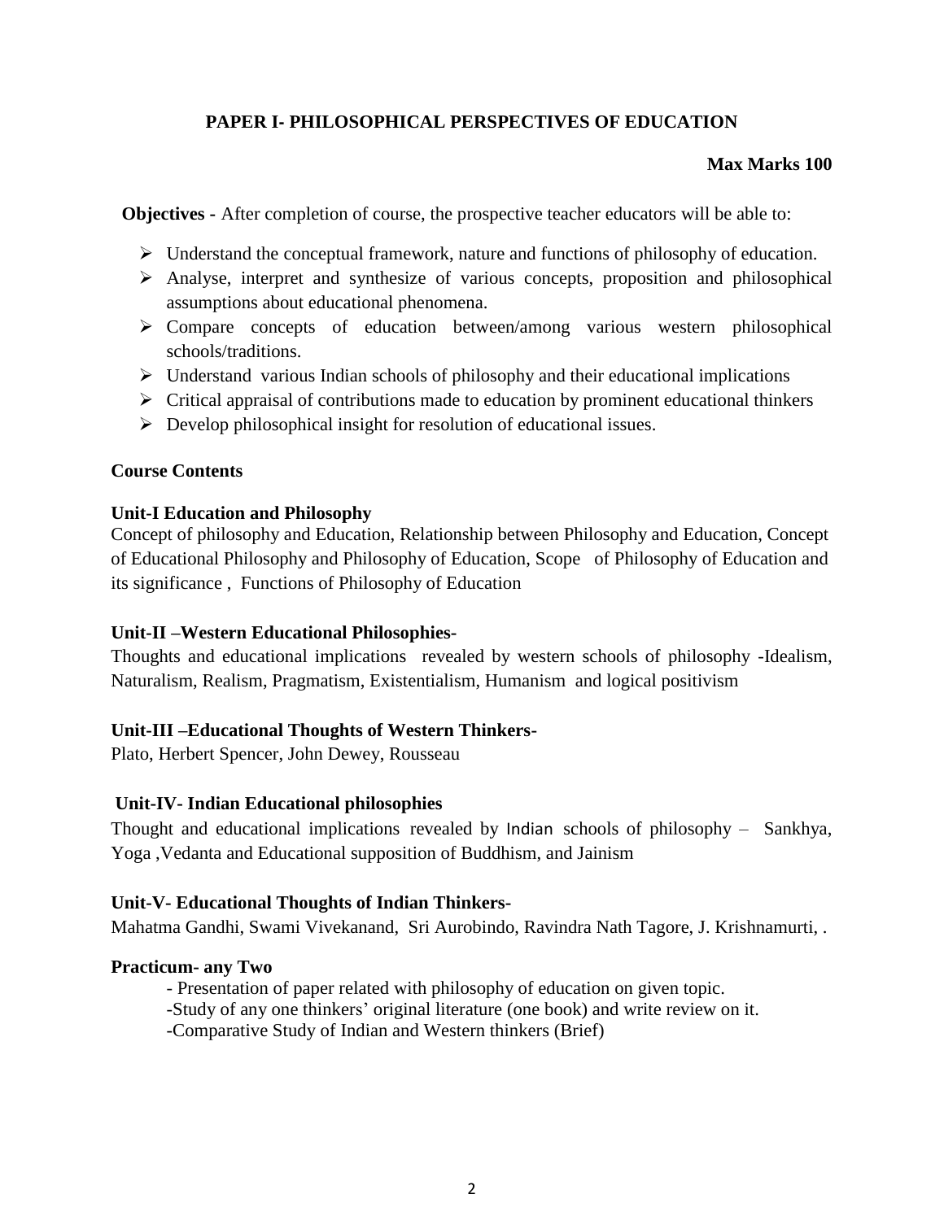## PAPER I- PHILOSOPHICAL PERSPECTIVES OF EDUCATION

**Max Marks 100**

**Objectives -** After completion of course, the prospective teacher educators will be able to:

- Understand the conceptual framework, nature and functions of philosophy of education.
- Analyse, interpret and synthesize of various concepts, proposition and philosophical assumptions about educational phenomena.
- Compare concepts of education between/among various western philosophical schools/traditions.
- Understand various Indian schools of philosophy and their educational implications
- Critical appraisal of contributions made to education by prominent educational thinkers
- Develop philosophical insight for resolution of educational issues.

### Course Contents

**Unit-I Education and Philosophy**

Concept of philosophy and Education, Relationship between Philosophy and Education, Concept of Educational Philosophy and Philosophy of Education, Scope of Philosophy of Education and its significance , Functions of Philosophy of Education

**Unit-II –Western Educational Philosophies-**

Thoughts and educational implications revealed by western schools of philosophy -Idealism, Naturalism, Realism, Pragmatism, Existentialism, Humanism and logical positivism

**Unit-III –Educational Thoughts of Western Thinkers-**

Plato, Herbert Spencer, John Dewey, Rousseau

**Unit-IV- Indian Educational philosophies**

Thought and educational implications revealed by Indian schools of philosophy – Sankhya, Yoga ,Vedanta and Educational supposition of Buddhism, and Jainism

**Unit-V- Educational Thoughts of Indian Thinkers-**

Mahatma Gandhi, Swami Vivekanand, Sri Aurobindo, Ravindra Nath Tagore, J. Krishnamurti, .

**Practicum- any Two**

- Presentation of paper related with philosophy of education on given topic.
- Study of any one thinkers' original literature (one book) and write review on it.
- Comparative Study of Indian and Western thinkers (Brief)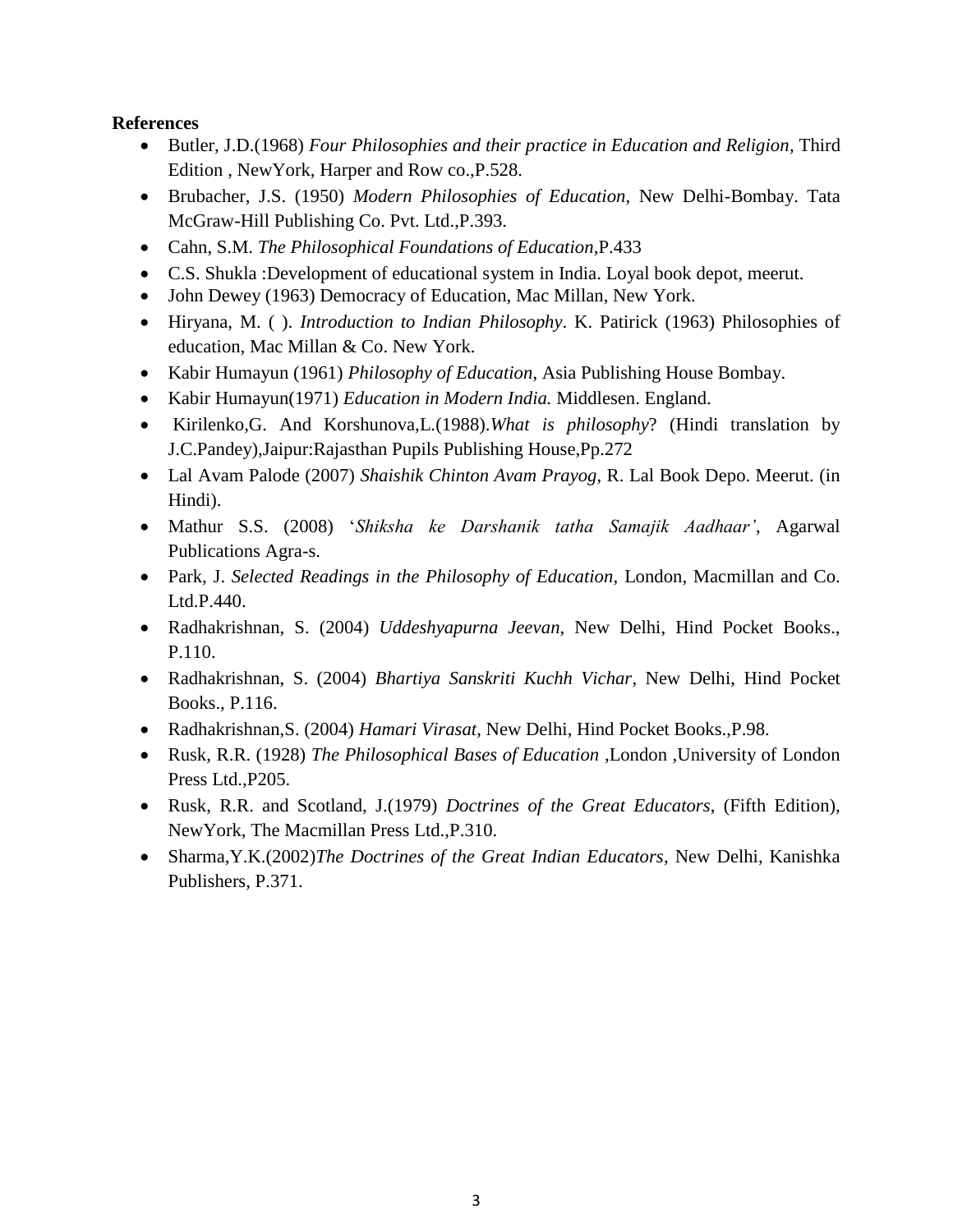**References**

- Butler, J.D.(1968) *Four Philosophies and their practice in Education and Religion*, Third Edition , NewYork, Harper and Row co.,P.528.
- Brubacher, J.S. (1950) *Modern Philosophies of Education*, New Delhi-Bombay. Tata McGraw-Hill Publishing Co. Pvt. Ltd.,P.393.
- Cahn, S.M. *The Philosophical Foundations of Education*,P.433
- C.S. Shukla :Development of educational system in India. Loyal book depot, meerut.
- John Dewey (1963) Democracy of Education, Mac Millan, New York.
- Hiryana, M. ( ). *Introduction to Indian Philosophy*. K. Patirick (1963) Philosophies of education, Mac Millan & Co. New York.
- Kabir Humayun (1961) *Philosophy of Education*, Asia Publishing House Bombay.
- Kabir Humayun(1971) *Education in Modern India.* Middlesen. England.
- Kirilenko,G. And Korshunova,L.(1988).*What is philosophy*? (Hindi translation by J.C.Pandey),Jaipur:Rajasthan Pupils Publishing House,Pp.272
- Lal Avam Palode (2007) *Shaishik Chinton Avam Prayog*, R. Lal Book Depo. Meerut. (in Hindi).
- Mathur S.S. (2008) '*Shiksha ke Darshanik tatha Samajik Aadhaar'*, Agarwal Publications Agra-s.
- Park, J. *Selected Readings in the Philosophy of Education*, London, Macmillan and Co. Ltd.P.440.
- Radhakrishnan, S. (2004) *Uddeshyapurna Jeevan*, New Delhi, Hind Pocket Books., P.110.
- Radhakrishnan, S. (2004) *Bhartiya Sanskriti Kuchh Vichar*, New Delhi, Hind Pocket Books., P.116.
- Radhakrishnan,S. (2004) *Hamari Virasat*, New Delhi, Hind Pocket Books.,P.98.
- Rusk, R.R. (1928) *The Philosophical Bases of Education* ,London ,University of London Press Ltd.,P205.
- Rusk, R.R. and Scotland, J.(1979) *Doctrines of the Great Educators*, (Fifth Edition), NewYork, The Macmillan Press Ltd.,P.310.
- Sharma,Y.K.(2002)*The Doctrines of the Great Indian Educators*, New Delhi, Kanishka Publishers, P.371.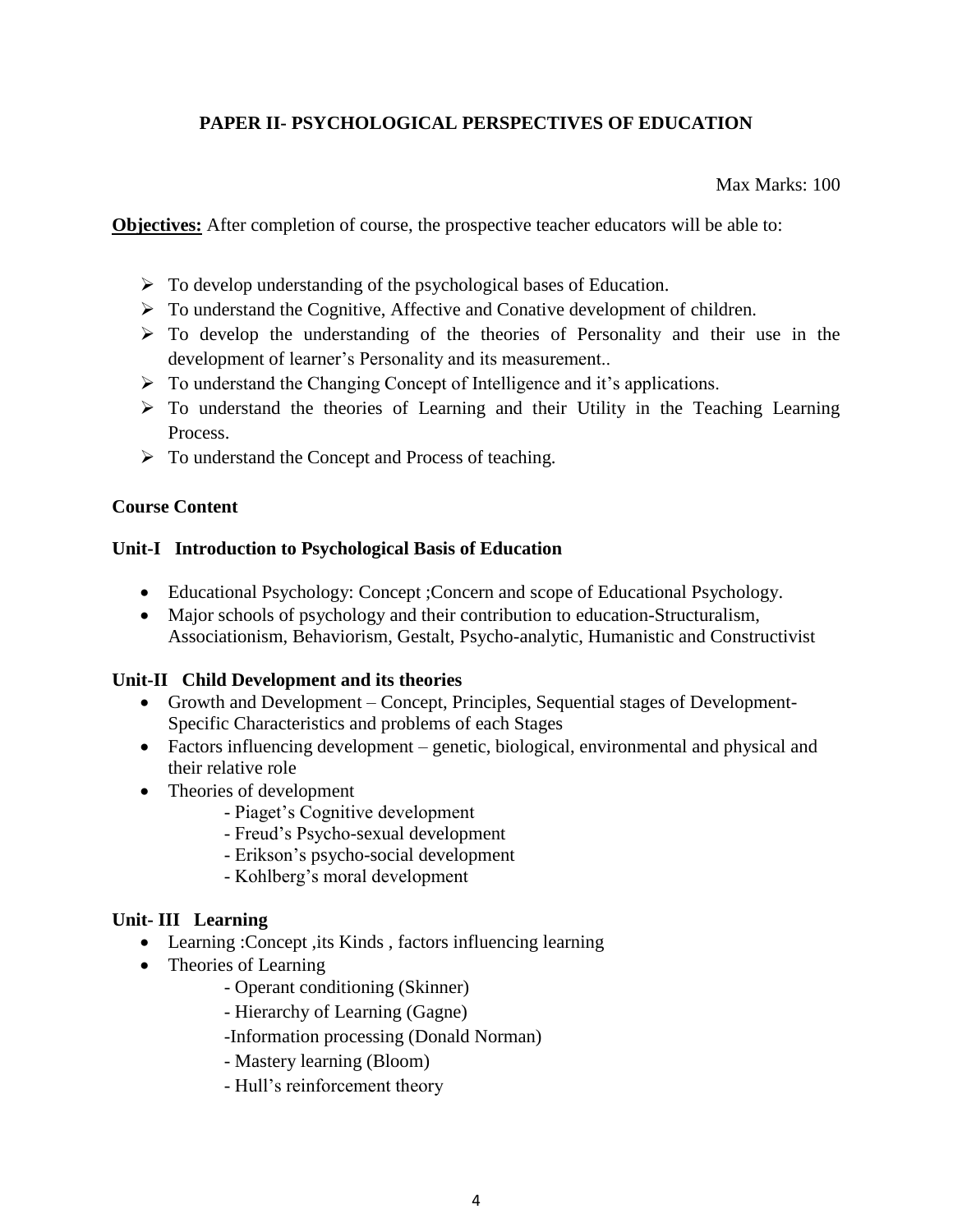## PAPER II- PSYCHOLOGICAL PERSPECTIVES OF EDUCATION

Max Marks: 100

**Objectives:** After completion of course, the prospective teacher educators will be able to:

- To develop understanding of the psychological bases of Education.
- To understand the Cognitive, Affective and Conative development of children.
- To develop the understanding of the theories of Personality and their use in the development of learner's Personality and its measurement..
- To understand the Changing Concept of Intelligence and it's applications.
- To understand the theories of Learning and their Utility in the Teaching Learning Process.
- To understand the Concept and Process of teaching.

### Course Content

#### Unit-I Introduction to Psychological Basis of Education

- Educational Psychology: Concept ;Concern and scope of Educational Psychology.
- Major schools of psychology and their contribution to education-Structuralism, Associationism, Behaviorism, Gestalt, Psycho-analytic, Humanistic and Constructivist

#### Unit-II Child Development and its theories

- Growth and Development – Concept, Principles, Sequential stages of Development- Specific Characteristics and problems of each Stages
- Factors influencing development – genetic, biological, environmental and physical and their relative role
- Theories of development
  - Piaget's Cognitive development
  - Freud's Psycho-sexual development
  - Erikson's psycho-social development
  - Kohlberg's moral development

#### Unit- III Learning

- Learning :Concept ,its Kinds , factors influencing learning
- Theories of Learning
  - Operant conditioning (Skinner)
  - Hierarchy of Learning (Gagne)
  - Information processing (Donald Norman)
  - Mastery learning (Bloom)
  - Hull's reinforcement theory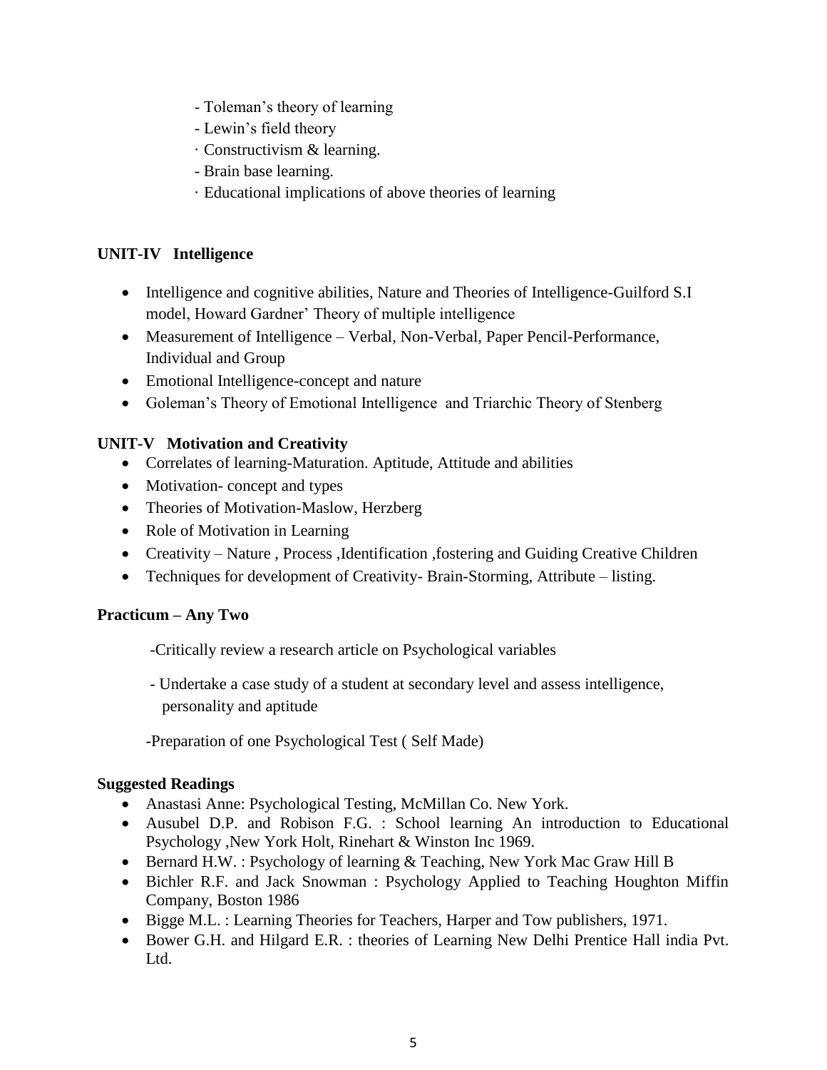- Toleman's theory of learning
- Lewin's field theory
- · Constructivism & learning.
- Brain base learning.
- · Educational implications of above theories of learning

**UNIT-IV Intelligence**

- Intelligence and cognitive abilities, Nature and Theories of Intelligence-Guilford S.I model, Howard Gardner' Theory of multiple intelligence
- Measurement of Intelligence – Verbal, Non-Verbal, Paper Pencil-Performance, Individual and Group
- Emotional Intelligence-concept and nature
- Goleman's Theory of Emotional Intelligence and Triarchic Theory of Stenberg

**UNIT-V Motivation and Creativity**

- Correlates of learning-Maturation. Aptitude, Attitude and abilities
- Motivation- concept and types
- Theories of Motivation-Maslow, Herzberg
- Role of Motivation in Learning
- Creativity – Nature , Process ,Identification ,fostering and Guiding Creative Children
- Techniques for development of Creativity- Brain-Storming, Attribute – listing.

**Practicum – Any Two**

-Critically review a research article on Psychological variables

- Undertake a case study of a student at secondary level and assess intelligence, personality and aptitude

-Preparation of one Psychological Test ( Self Made)

**Suggested Readings**

- Anastasi Anne: Psychological Testing, McMillan Co. New York.
- Ausubel D.P. and Robison F.G. : School learning An introduction to Educational Psychology ,New York Holt, Rinehart & Winston Inc 1969.
- Bernard H.W. : Psychology of learning & Teaching, New York Mac Graw Hill B
- Bichler R.F. and Jack Snowman : Psychology Applied to Teaching Houghton Miffin Company, Boston 1986
- Bigge M.L. : Learning Theories for Teachers, Harper and Tow publishers, 1971.
- Bower G.H. and Hilgard E.R. : theories of Learning New Delhi Prentice Hall india Pvt. Ltd.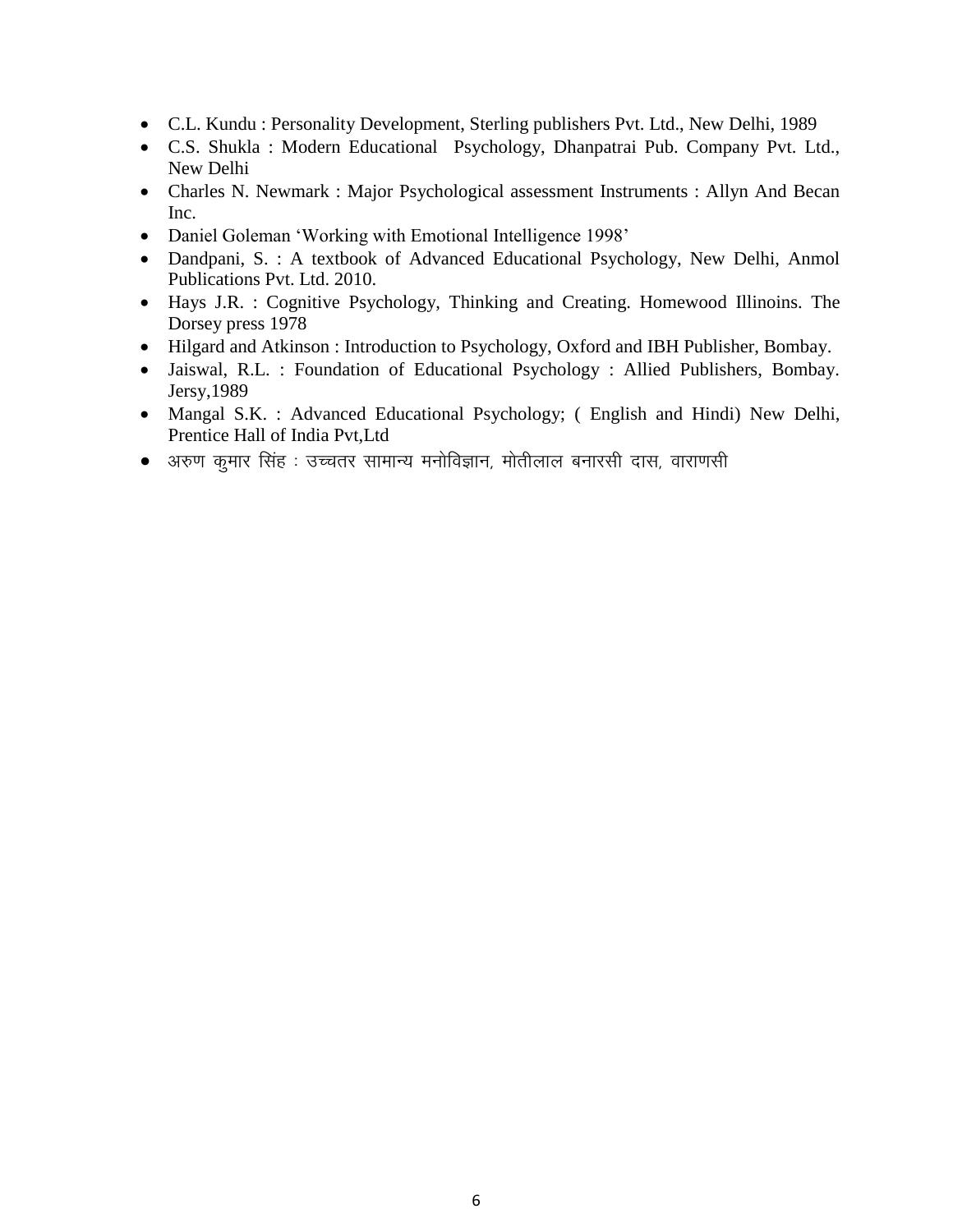- C.L. Kundu : Personality Development, Sterling publishers Pvt. Ltd., New Delhi, 1989
- C.S. Shukla : Modern Educational Psychology, Dhanpatrai Pub. Company Pvt. Ltd., New Delhi
- Charles N. Newmark : Major Psychological assessment Instruments : Allyn And Becan Inc.
- Daniel Goleman 'Working with Emotional Intelligence 1998'
- Dandpani, S. : A textbook of Advanced Educational Psychology, New Delhi, Anmol Publications Pvt. Ltd. 2010.
- Hays J.R. : Cognitive Psychology, Thinking and Creating. Homewood Illinoins. The Dorsey press 1978
- Hilgard and Atkinson : Introduction to Psychology, Oxford and IBH Publisher, Bombay.
- Jaiswal, R.L. : Foundation of Educational Psychology : Allied Publishers, Bombay. Jersy,1989
- Mangal S.K. : Advanced Educational Psychology; ( English and Hindi) New Delhi, Prentice Hall of India Pvt,Ltd
- अरुण कुमार सिंह : उच्चतर सामान्य मनोविज्ञान, मोतीलाल बनारसी दास, वाराणसी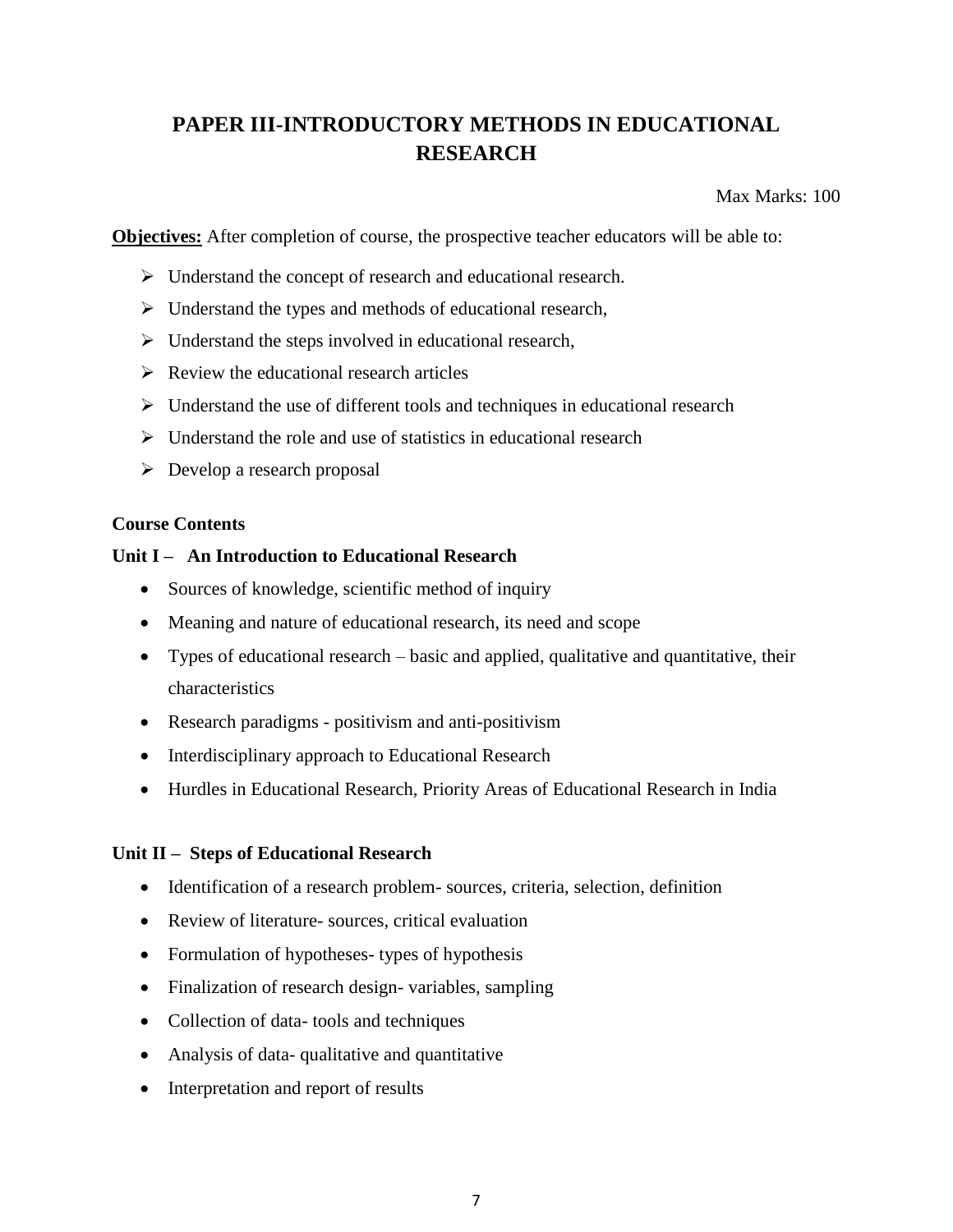# PAPER III-INTRODUCTORY METHODS IN EDUCATIONAL RESEARCH

Max Marks: 100

**Objectives:** After completion of course, the prospective teacher educators will be able to:

- Understand the concept of research and educational research.
- Understand the types and methods of educational research,
- Understand the steps involved in educational research,
- Review the educational research articles
- Understand the use of different tools and techniques in educational research
- Understand the role and use of statistics in educational research
- Develop a research proposal

**Course Contents**

**Unit I – An Introduction to Educational Research**

- Sources of knowledge, scientific method of inquiry
- Meaning and nature of educational research, its need and scope
- Types of educational research – basic and applied, qualitative and quantitative, their characteristics
- Research paradigms - positivism and anti-positivism
- Interdisciplinary approach to Educational Research
- Hurdles in Educational Research, Priority Areas of Educational Research in India

**Unit II – Steps of Educational Research**

- Identification of a research problem- sources, criteria, selection, definition
- Review of literature- sources, critical evaluation
- Formulation of hypotheses- types of hypothesis
- Finalization of research design- variables, sampling
- Collection of data- tools and techniques
- Analysis of data- qualitative and quantitative
- Interpretation and report of results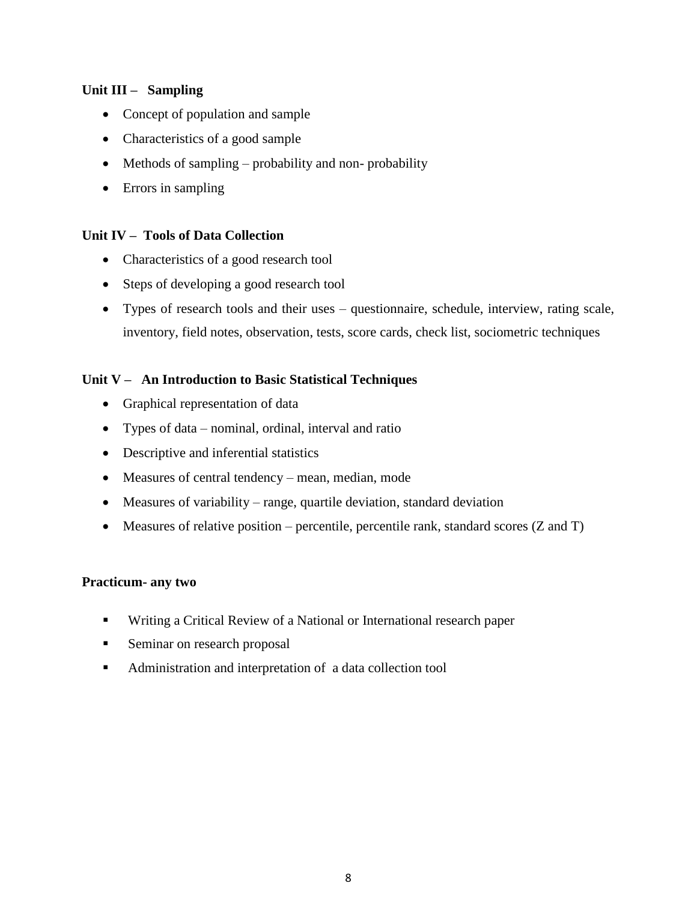**Unit III – Sampling**

- Concept of population and sample
- Characteristics of a good sample
- Methods of sampling – probability and non- probability
- Errors in sampling

**Unit IV – Tools of Data Collection**

- Characteristics of a good research tool
- Steps of developing a good research tool
- Types of research tools and their uses – questionnaire, schedule, interview, rating scale, inventory, field notes, observation, tests, score cards, check list, sociometric techniques

**Unit V – An Introduction to Basic Statistical Techniques**

- Graphical representation of data
- Types of data – nominal, ordinal, interval and ratio
- Descriptive and inferential statistics
- Measures of central tendency – mean, median, mode
- Measures of variability – range, quartile deviation, standard deviation
- Measures of relative position – percentile, percentile rank, standard scores (Z and T)

**Practicum- any two**

- Writing a Critical Review of a National or International research paper
- Seminar on research proposal
- Administration and interpretation of a data collection tool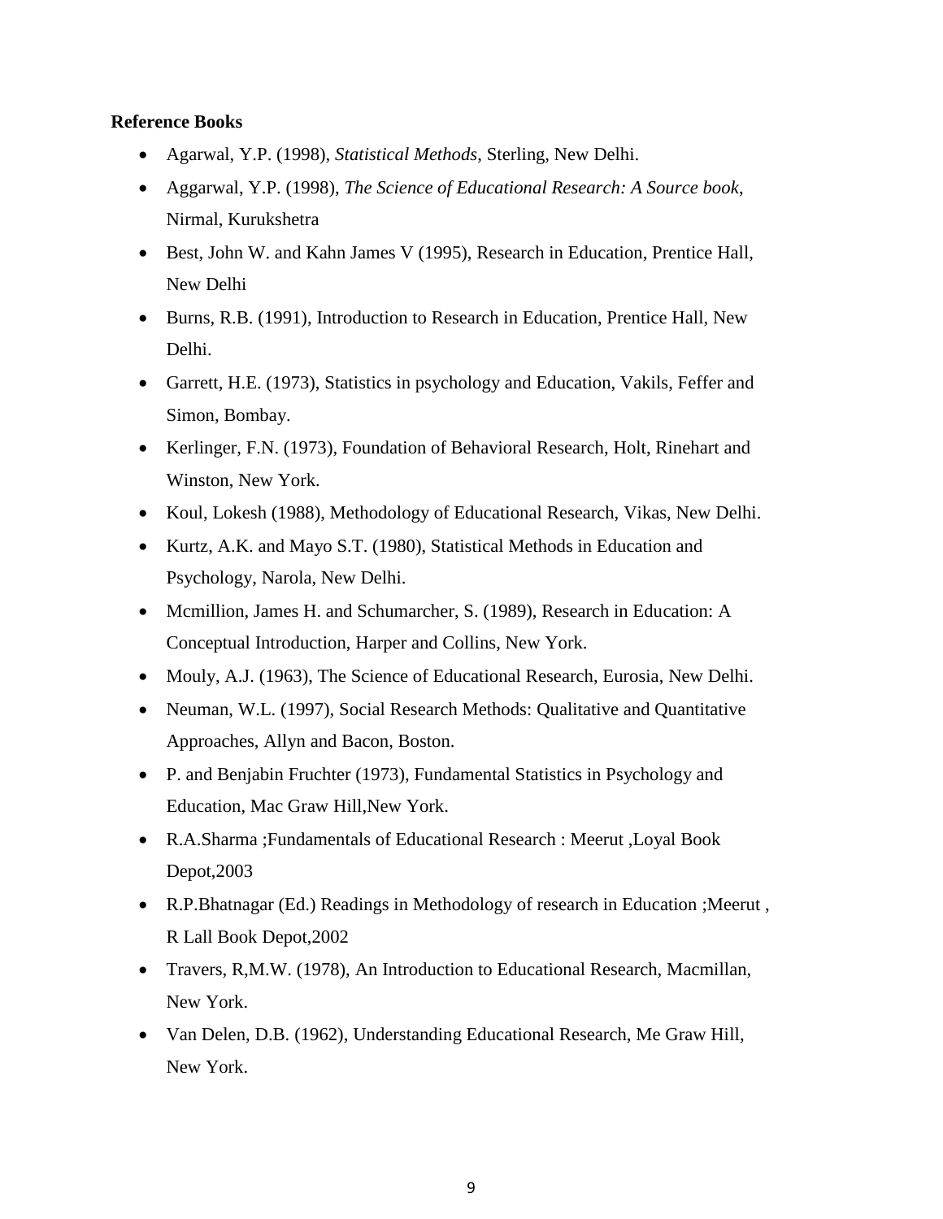**Reference Books**

- Agarwal, Y.P. (1998), *Statistical Methods*, Sterling, New Delhi.
- Aggarwal, Y.P. (1998), *The Science of Educational Research: A Source book*, Nirmal, Kurukshetra
- Best, John W. and Kahn James V (1995), Research in Education, Prentice Hall, New Delhi
- Burns, R.B. (1991), Introduction to Research in Education, Prentice Hall, New Delhi.
- Garrett, H.E. (1973), Statistics in psychology and Education, Vakils, Feffer and Simon, Bombay.
- Kerlinger, F.N. (1973), Foundation of Behavioral Research, Holt, Rinehart and Winston, New York.
- Koul, Lokesh (1988), Methodology of Educational Research, Vikas, New Delhi.
- Kurtz, A.K. and Mayo S.T. (1980), Statistical Methods in Education and Psychology, Narola, New Delhi.
- Mcmillion, James H. and Schumarcher, S. (1989), Research in Education: A Conceptual Introduction, Harper and Collins, New York.
- Mouly, A.J. (1963), The Science of Educational Research, Eurosia, New Delhi.
- Neuman, W.L. (1997), Social Research Methods: Qualitative and Quantitative Approaches, Allyn and Bacon, Boston.
- P. and Benjabin Fruchter (1973), Fundamental Statistics in Psychology and Education, Mac Graw Hill,New York.
- R.A.Sharma ;Fundamentals of Educational Research : Meerut ,Loyal Book Depot,2003
- R.P.Bhatnagar (Ed.) Readings in Methodology of research in Education ;Meerut , R Lall Book Depot,2002
- Travers, R,M.W. (1978), An Introduction to Educational Research, Macmillan, New York.
- Van Delen, D.B. (1962), Understanding Educational Research, Me Graw Hill, New York.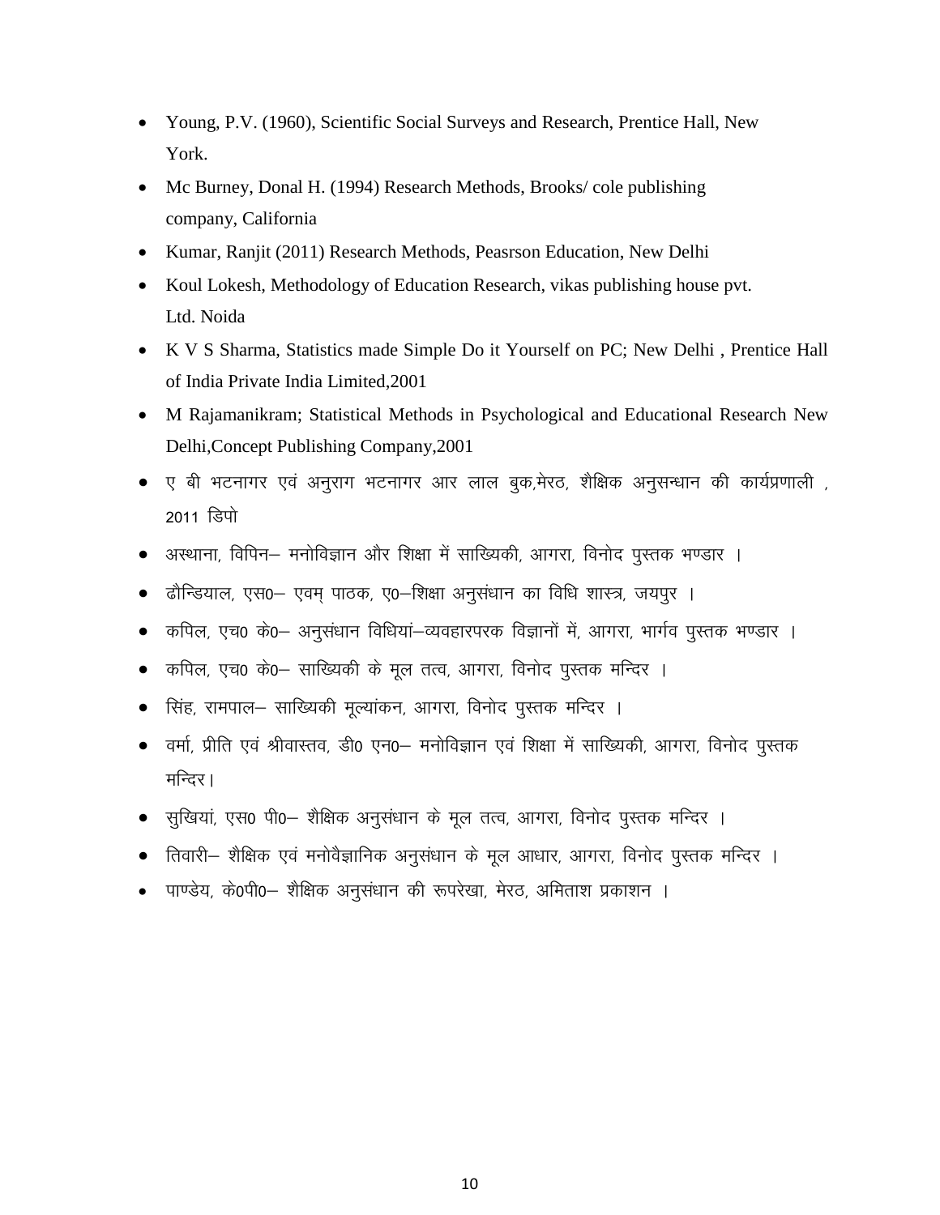- Young, P.V. (1960), Scientific Social Surveys and Research, Prentice Hall, New York.
- Mc Burney, Donal H. (1994) Research Methods, Brooks/ cole publishing company, California
- Kumar, Ranjit (2011) Research Methods, Peasrson Education, New Delhi
- Koul Lokesh, Methodology of Education Research, vikas publishing house pvt. Ltd. Noida
- K V S Sharma, Statistics made Simple Do it Yourself on PC; New Delhi , Prentice Hall of India Private India Limited,2001
- M Rajamanikram; Statistical Methods in Psychological and Educational Research New Delhi,Concept Publishing Company,2001
- ए बी भटनागर एवं अनुराग भटनागर आर लाल बुक,मेरठ, शैक्षिक अनुसन्धान की कार्यप्रणाली , 2011 डिपो
- अस्थाना, विपिन– मनोविज्ञान और शिक्षा में साख्यिकी, आगरा, विनोद पुस्तक भण्डार ।
- ढौन्डियाल, एस0– एवम् पाठक, ए0–शिक्षा अनुसंधान का विधि शास्त्र, जयपुर ।
- कपिल, एच0 के0– अनुसंधान विधियां–व्यवहारपरक विज्ञानों में, आगरा, भार्गव पुस्तक भण्डार ।
- कपिल, एच0 के0– साख्यिकी के मूल तत्व, आगरा, विनोद पुस्तक मन्दिर ।
- सिंह, रामपाल– साख्यिकी मूल्यांकन, आगरा, विनोद पुस्तक मन्दिर ।
- वर्मा, प्रीति एवं श्रीवास्तव, डी0 एन0– मनोविज्ञान एवं शिक्षा में साख्यिकी, आगरा, विनोद पुस्तक मन्दिर।
- सुखियां, एस0 पी0– शैक्षिक अनुसंधान के मूल तत्व, आगरा, विनोद पुस्तक मन्दिर ।
- तिवारी– शैक्षिक एवं मनोवैज्ञानिक अनुसंधान के मूल आधार, आगरा, विनोद पुस्तक मन्दिर ।
- पाण्डेय, के0पी0– शैक्षिक अनुसंधान की रूपरेखा, मेरठ, अमिताश प्रकाशन ।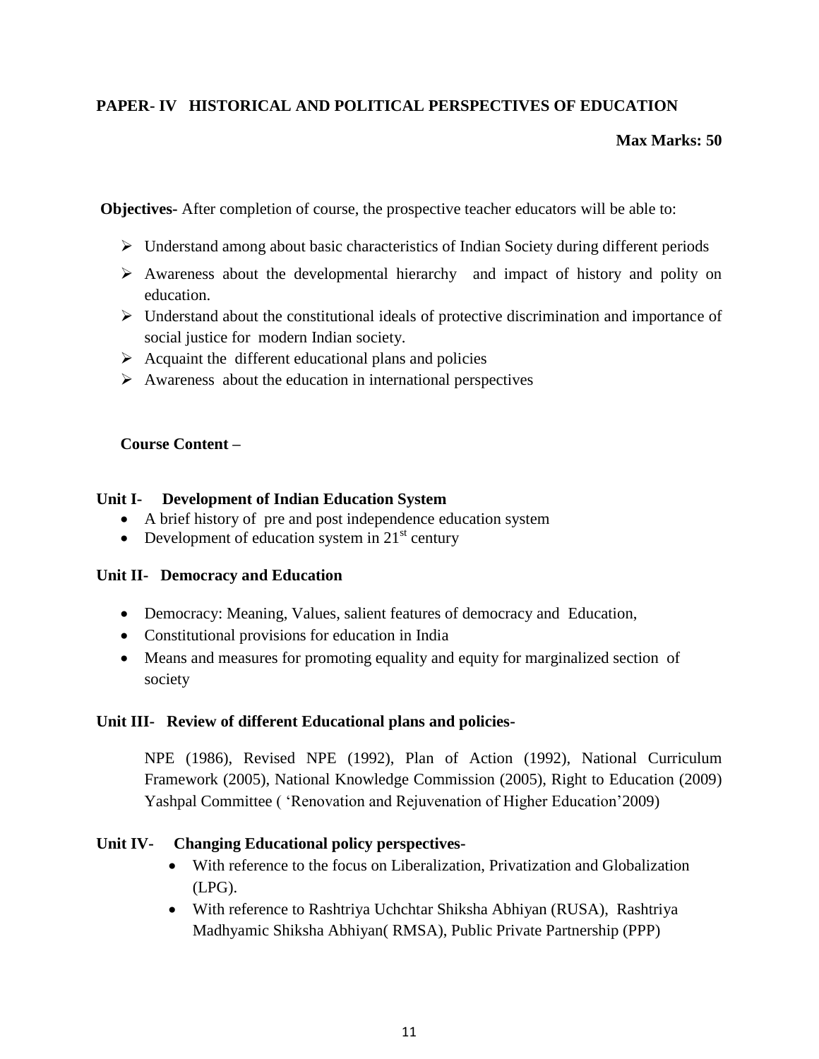## PAPER- IV HISTORICAL AND POLITICAL PERSPECTIVES OF EDUCATION

**Max Marks: 50**

**Objectives-** After completion of course, the prospective teacher educators will be able to:

- Understand among about basic characteristics of Indian Society during different periods
- Awareness about the developmental hierarchy and impact of history and polity on education.
- Understand about the constitutional ideals of protective discrimination and importance of social justice for modern Indian society.
- Acquaint the different educational plans and policies
- Awareness about the education in international perspectives

**Course Content –**

### Unit I- Development of Indian Education System

- A brief history of pre and post independence education system
- Development of education system in 21st century

### Unit II- Democracy and Education

- Democracy: Meaning, Values, salient features of democracy and Education,
- Constitutional provisions for education in India
- Means and measures for promoting equality and equity for marginalized section of society

### Unit III- Review of different Educational plans and policies-

NPE (1986), Revised NPE (1992), Plan of Action (1992), National Curriculum Framework (2005), National Knowledge Commission (2005), Right to Education (2009) Yashpal Committee ( 'Renovation and Rejuvenation of Higher Education'2009)

### Unit IV- Changing Educational policy perspectives-

- With reference to the focus on Liberalization, Privatization and Globalization (LPG).
- With reference to Rashtriya Uchchtar Shiksha Abhiyan (RUSA), Rashtriya Madhyamic Shiksha Abhiyan( RMSA), Public Private Partnership (PPP)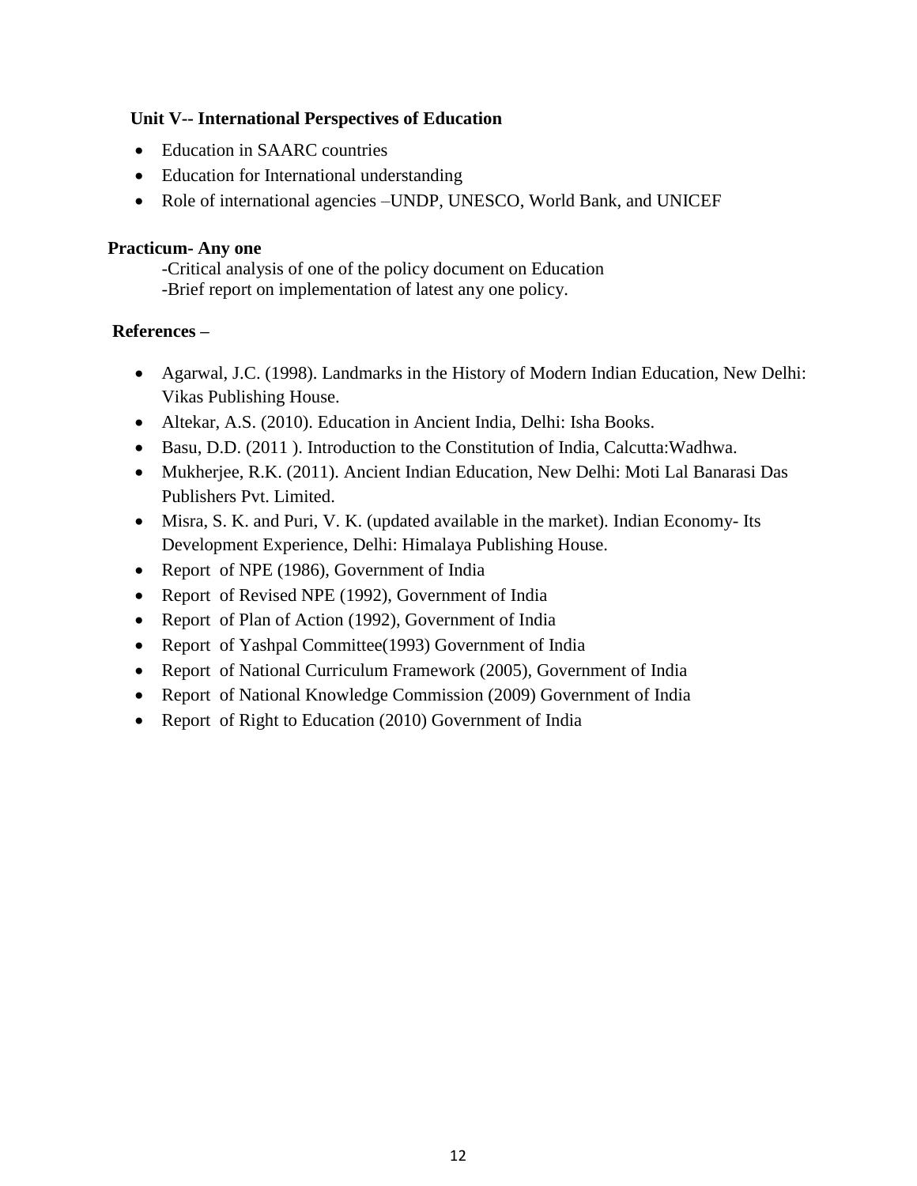### Unit V-- International Perspectives of Education

- Education in SAARC countries
- Education for International understanding
- Role of international agencies –UNDP, UNESCO, World Bank, and UNICEF

### Practicum- Any one

-Critical analysis of one of the policy document on Education
-Brief report on implementation of latest any one policy.

### References –

- Agarwal, J.C. (1998). Landmarks in the History of Modern Indian Education, New Delhi: Vikas Publishing House.
- Altekar, A.S. (2010). Education in Ancient India, Delhi: Isha Books.
- Basu, D.D. (2011 ). Introduction to the Constitution of India, Calcutta:Wadhwa.
- Mukherjee, R.K. (2011). Ancient Indian Education, New Delhi: Moti Lal Banarasi Das Publishers Pvt. Limited.
- Misra, S. K. and Puri, V. K. (updated available in the market). Indian Economy- Its Development Experience, Delhi: Himalaya Publishing House.
- Report of NPE (1986), Government of India
- Report of Revised NPE (1992), Government of India
- Report of Plan of Action (1992), Government of India
- Report of Yashpal Committee(1993) Government of India
- Report of National Curriculum Framework (2005), Government of India
- Report of National Knowledge Commission (2009) Government of India
- Report of Right to Education (2010) Government of India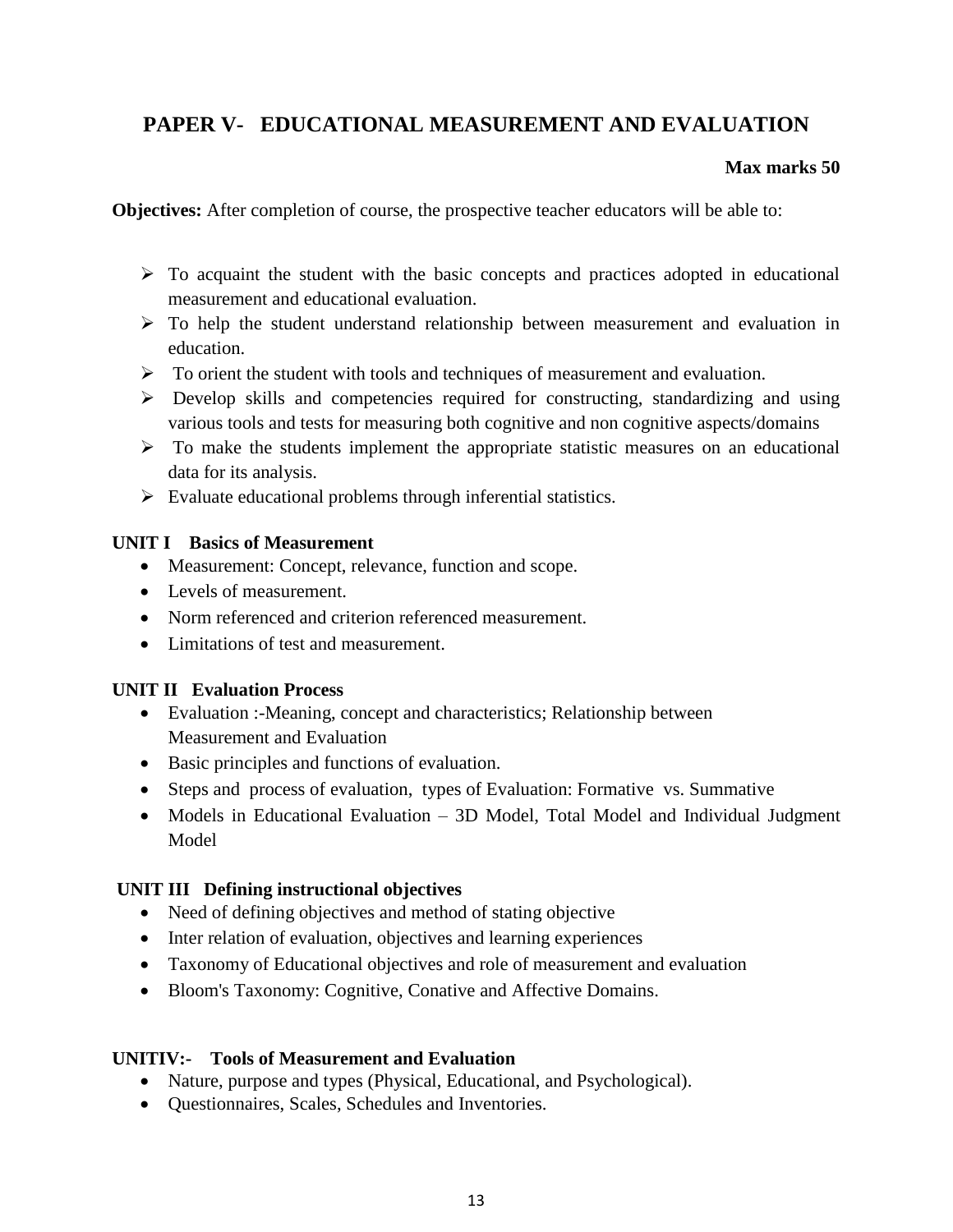# PAPER V- EDUCATIONAL MEASUREMENT AND EVALUATION

**Max marks 50**

**Objectives:** After completion of course, the prospective teacher educators will be able to:

- To acquaint the student with the basic concepts and practices adopted in educational measurement and educational evaluation.
- To help the student understand relationship between measurement and evaluation in education.
- To orient the student with tools and techniques of measurement and evaluation.
- Develop skills and competencies required for constructing, standardizing and using various tools and tests for measuring both cognitive and non cognitive aspects/domains
- To make the students implement the appropriate statistic measures on an educational data for its analysis.
- Evaluate educational problems through inferential statistics.

**UNIT I Basics of Measurement**

- Measurement: Concept, relevance, function and scope.
- Levels of measurement.
- Norm referenced and criterion referenced measurement.
- Limitations of test and measurement.

**UNIT II Evaluation Process**

- Evaluation :-Meaning, concept and characteristics; Relationship between Measurement and Evaluation
- Basic principles and functions of evaluation.
- Steps and process of evaluation, types of Evaluation: Formative vs. Summative
- Models in Educational Evaluation – 3D Model, Total Model and Individual Judgment Model

**UNIT III Defining instructional objectives**

- Need of defining objectives and method of stating objective
- Inter relation of evaluation, objectives and learning experiences
- Taxonomy of Educational objectives and role of measurement and evaluation
- Bloom's Taxonomy: Cognitive, Conative and Affective Domains.

**UNITIV:- Tools of Measurement and Evaluation**

- Nature, purpose and types (Physical, Educational, and Psychological).
- Questionnaires, Scales, Schedules and Inventories.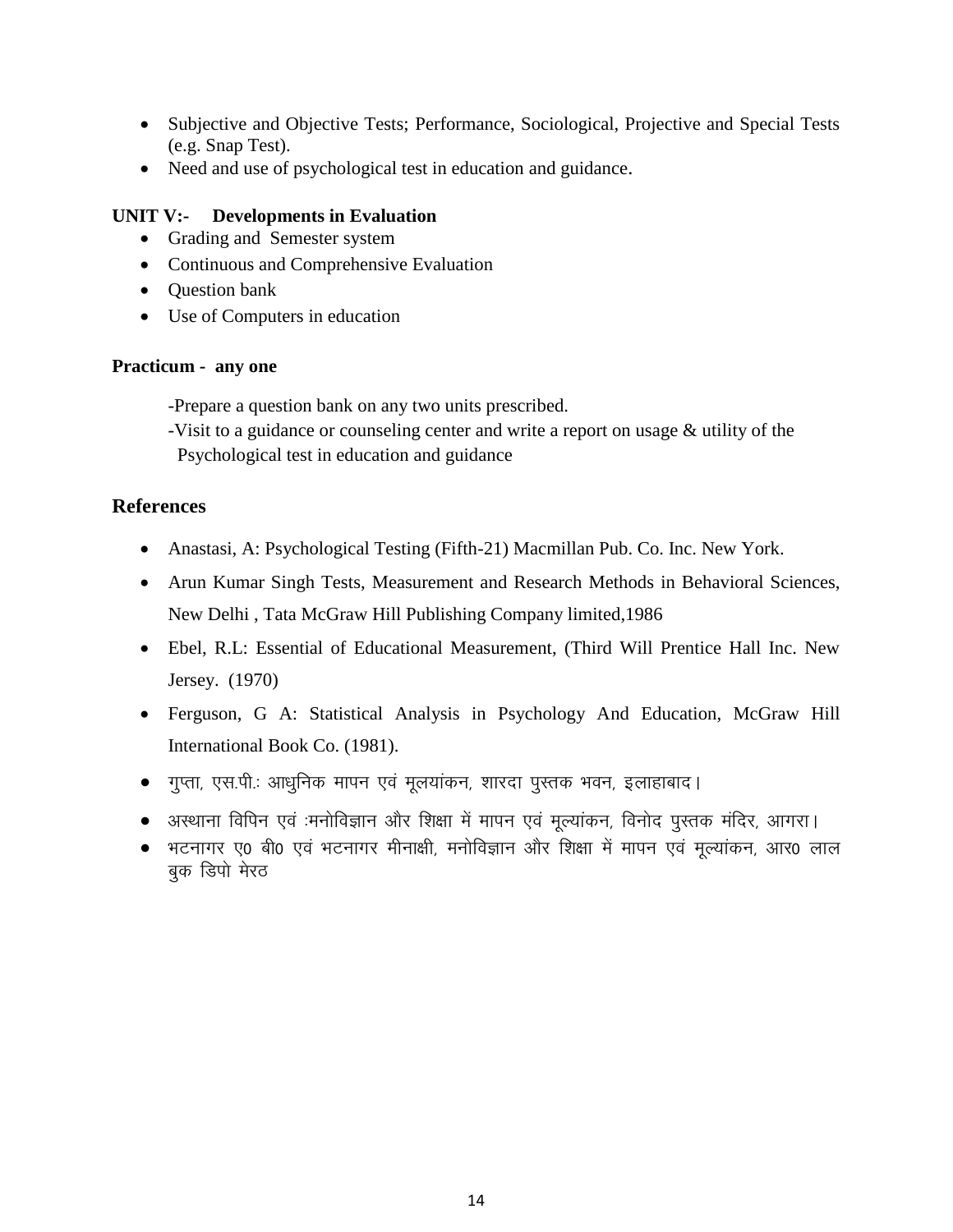- Subjective and Objective Tests; Performance, Sociological, Projective and Special Tests (e.g. Snap Test).
- Need and use of psychological test in education and guidance.

**UNIT V:- Developments in Evaluation**

- Grading and Semester system
- Continuous and Comprehensive Evaluation
- Question bank
- Use of Computers in education

**Practicum - any one**

-Prepare a question bank on any two units prescribed.
-Visit to a guidance or counseling center and write a report on usage & utility of the Psychological test in education and guidance

## References

- Anastasi, A: Psychological Testing (Fifth-21) Macmillan Pub. Co. Inc. New York.
- Arun Kumar Singh Tests, Measurement and Research Methods in Behavioral Sciences, New Delhi , Tata McGraw Hill Publishing Company limited,1986
- Ebel, R.L: Essential of Educational Measurement, (Third Will Prentice Hall Inc. New Jersey. (1970)
- Ferguson, G A: Statistical Analysis in Psychology And Education, McGraw Hill International Book Co. (1981).
- गुप्ता, एस.पी.: आधुनिक मापन एवं मूलयांकन, शारदा पुस्तक भवन, इलाहाबाद।
- अस्थाना विपिन एवं :मनोविज्ञान और शिक्षा में मापन एवं मूल्यांकन, विनोद पुस्तक मंदिर, आगरा।
- भटनागर ए0 बी0 एवं भटनागर मीनाक्षी, मनोविज्ञान और शिक्षा में मापन एवं मूल्यांकन, आर0 लाल बुक डिपो मेरठ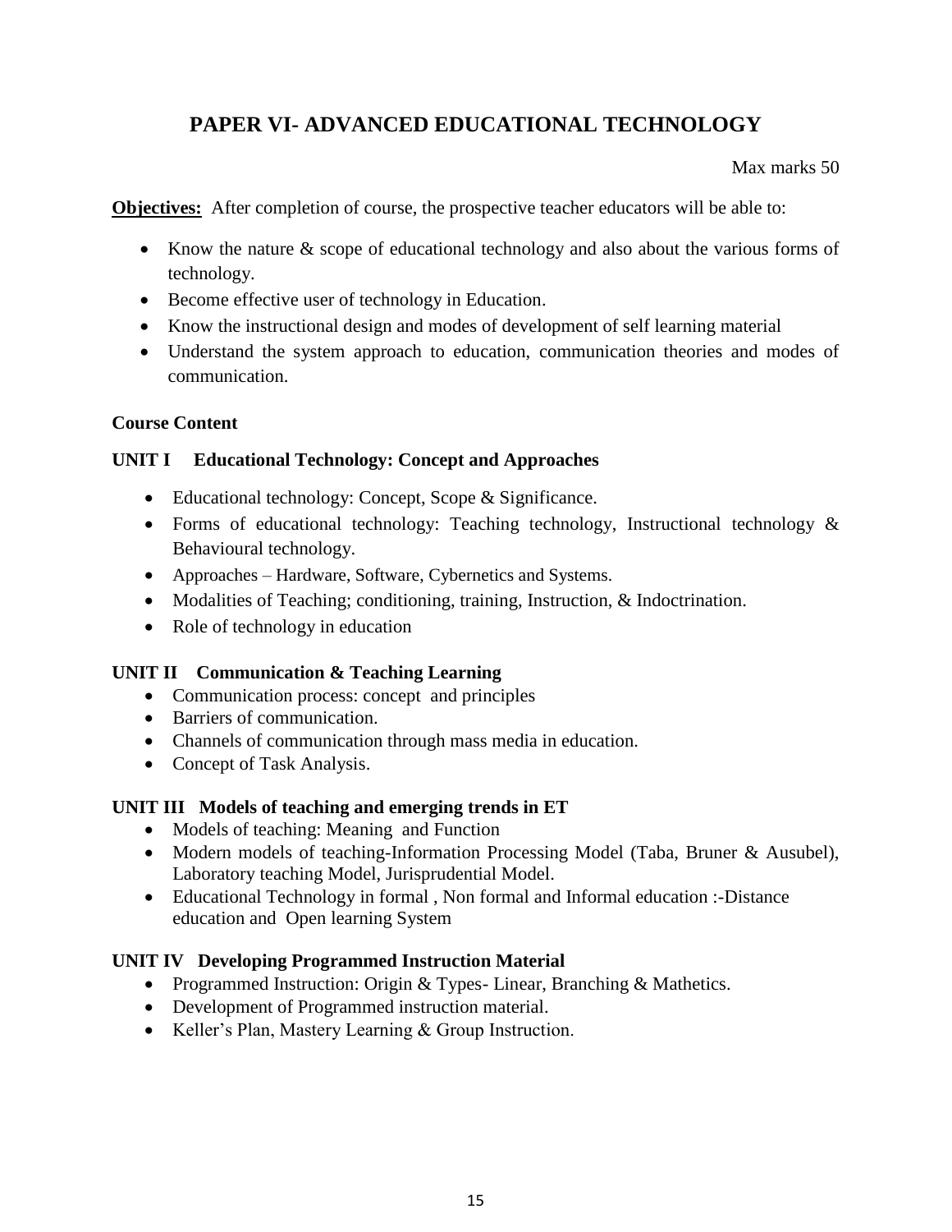# PAPER VI- ADVANCED EDUCATIONAL TECHNOLOGY

Max marks 50

**Objectives:** After completion of course, the prospective teacher educators will be able to:

- Know the nature & scope of educational technology and also about the various forms of technology.
- Become effective user of technology in Education.
- Know the instructional design and modes of development of self learning material
- Understand the system approach to education, communication theories and modes of communication.

### Course Content

### UNIT I Educational Technology: Concept and Approaches

- Educational technology: Concept, Scope & Significance.
- Forms of educational technology: Teaching technology, Instructional technology & Behavioural technology.
- Approaches – Hardware, Software, Cybernetics and Systems.
- Modalities of Teaching; conditioning, training, Instruction, & Indoctrination.
- Role of technology in education

### UNIT II Communication & Teaching Learning

- Communication process: concept and principles
- Barriers of communication.
- Channels of communication through mass media in education.
- Concept of Task Analysis.

### UNIT III Models of teaching and emerging trends in ET

- Models of teaching: Meaning and Function
- Modern models of teaching-Information Processing Model (Taba, Bruner & Ausubel), Laboratory teaching Model, Jurisprudential Model.
- Educational Technology in formal , Non formal and Informal education :-Distance education and Open learning System

### UNIT IV Developing Programmed Instruction Material

- Programmed Instruction: Origin & Types- Linear, Branching & Mathetics.
- Development of Programmed instruction material.
- Keller's Plan, Mastery Learning & Group Instruction.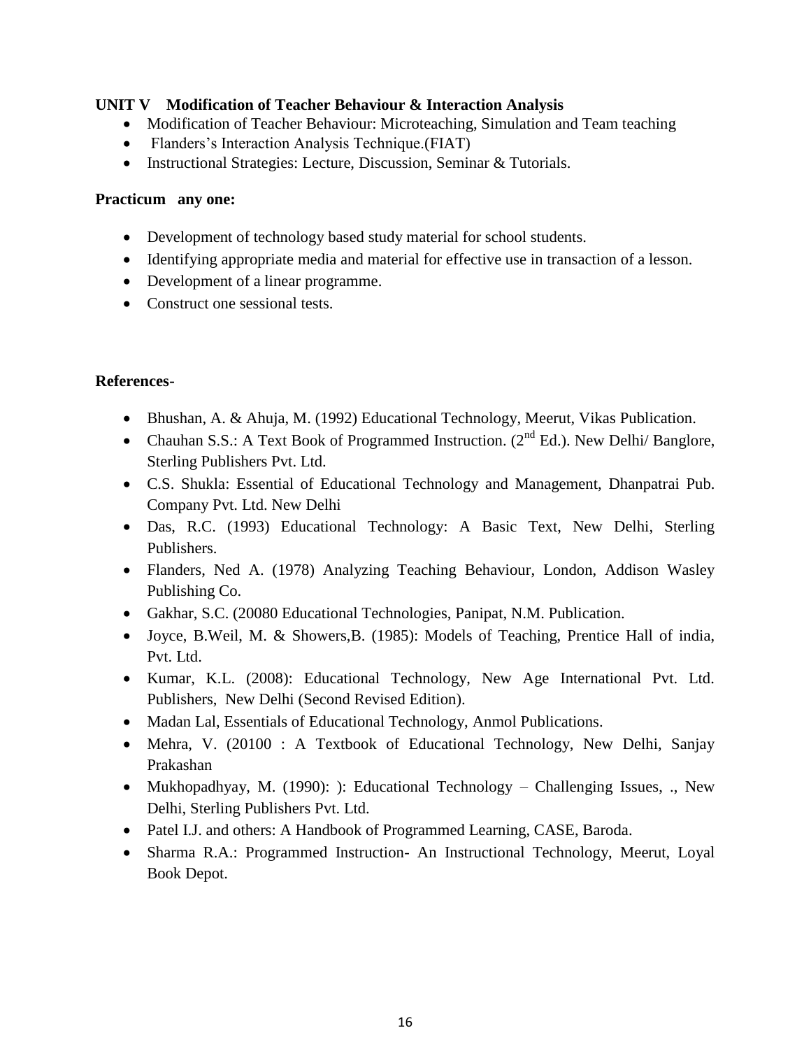**UNIT V Modification of Teacher Behaviour & Interaction Analysis**

- Modification of Teacher Behaviour: Microteaching, Simulation and Team teaching
- Flanders's Interaction Analysis Technique.(FIAT)
- Instructional Strategies: Lecture, Discussion, Seminar & Tutorials.

**Practicum any one:**

- Development of technology based study material for school students.
- Identifying appropriate media and material for effective use in transaction of a lesson.
- Development of a linear programme.
- Construct one sessional tests.

**References-**

- Bhushan, A. & Ahuja, M. (1992) Educational Technology, Meerut, Vikas Publication.
- Chauhan S.S.: A Text Book of Programmed Instruction. (2nd Ed.). New Delhi/ Banglore, Sterling Publishers Pvt. Ltd.
- C.S. Shukla: Essential of Educational Technology and Management, Dhanpatrai Pub. Company Pvt. Ltd. New Delhi
- Das, R.C. (1993) Educational Technology: A Basic Text, New Delhi, Sterling Publishers.
- Flanders, Ned A. (1978) Analyzing Teaching Behaviour, London, Addison Wasley Publishing Co.
- Gakhar, S.C. (20080 Educational Technologies, Panipat, N.M. Publication.
- Joyce, B.Weil, M. & Showers,B. (1985): Models of Teaching, Prentice Hall of india, Pvt. Ltd.
- Kumar, K.L. (2008): Educational Technology, New Age International Pvt. Ltd. Publishers, New Delhi (Second Revised Edition).
- Madan Lal, Essentials of Educational Technology, Anmol Publications.
- Mehra, V. (20100 : A Textbook of Educational Technology, New Delhi, Sanjay Prakashan
- Mukhopadhyay, M. (1990): ): Educational Technology – Challenging Issues, ., New Delhi, Sterling Publishers Pvt. Ltd.
- Patel I.J. and others: A Handbook of Programmed Learning, CASE, Baroda.
- Sharma R.A.: Programmed Instruction- An Instructional Technology, Meerut, Loyal Book Depot.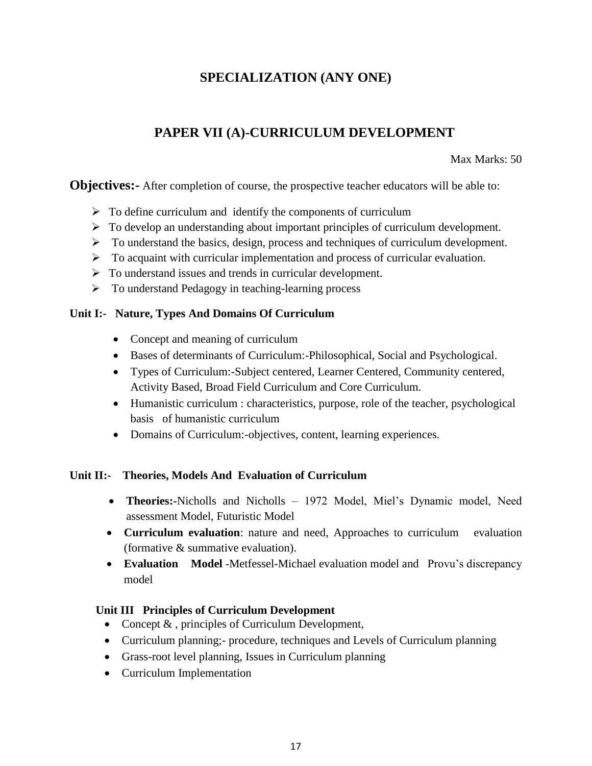## SPECIALIZATION (ANY ONE)

## PAPER VII (A)-CURRICULUM DEVELOPMENT

Max Marks: 50

**Objectives:-** After completion of course, the prospective teacher educators will be able to:

- To define curriculum and identify the components of curriculum
- To develop an understanding about important principles of curriculum development.
- To understand the basics, design, process and techniques of curriculum development.
- To acquaint with curricular implementation and process of curricular evaluation.
- To understand issues and trends in curricular development.
- To understand Pedagogy in teaching-learning process

**Unit I:- Nature, Types And Domains Of Curriculum**

- Concept and meaning of curriculum
- Bases of determinants of Curriculum:-Philosophical, Social and Psychological.
- Types of Curriculum:-Subject centered, Learner Centered, Community centered, Activity Based, Broad Field Curriculum and Core Curriculum.
- Humanistic curriculum : characteristics, purpose, role of the teacher, psychological basis of humanistic curriculum
- Domains of Curriculum:-objectives, content, learning experiences.

**Unit II:- Theories, Models And Evaluation of Curriculum**

- **Theories:-**Nicholls and Nicholls – 1972 Model, Miel's Dynamic model, Need assessment Model, Futuristic Model
- **Curriculum evaluation**: nature and need, Approaches to curriculum evaluation (formative & summative evaluation).
- **Evaluation Model** -Metfessel-Michael evaluation model and Provu's discrepancy model

**Unit III Principles of Curriculum Development**

- Concept & , principles of Curriculum Development,
- Curriculum planning;- procedure, techniques and Levels of Curriculum planning
- Grass-root level planning, Issues in Curriculum planning
- Curriculum Implementation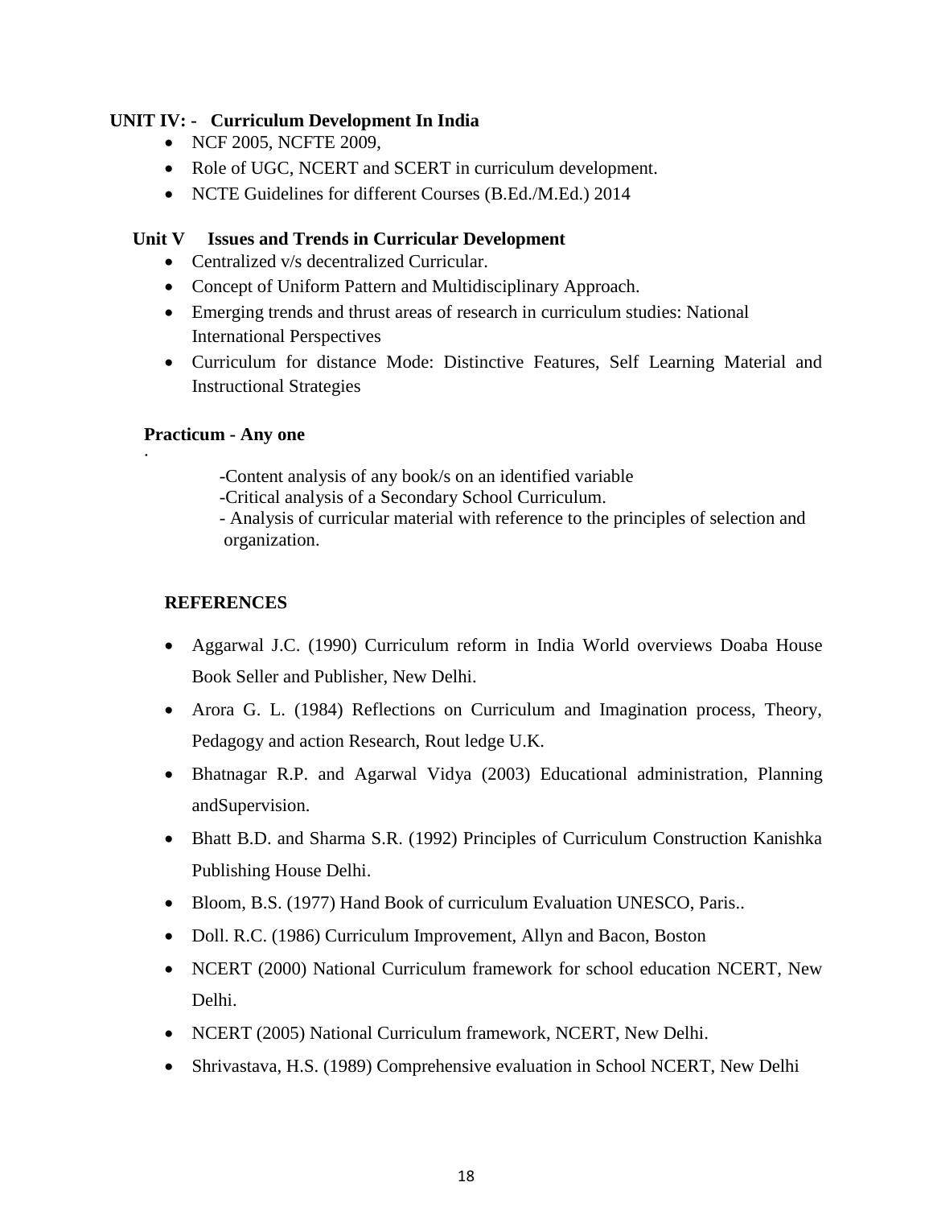**UNIT IV: - Curriculum Development In India**

- NCF 2005, NCFTE 2009,
- Role of UGC, NCERT and SCERT in curriculum development.
- NCTE Guidelines for different Courses (B.Ed./M.Ed.) 2014

**Unit V Issues and Trends in Curricular Development**

- Centralized v/s decentralized Curricular.
- Concept of Uniform Pattern and Multidisciplinary Approach.
- Emerging trends and thrust areas of research in curriculum studies: National International Perspectives
- Curriculum for distance Mode: Distinctive Features, Self Learning Material and Instructional Strategies

**Practicum - Any one**

-Content analysis of any book/s on an identified variable
-Critical analysis of a Secondary School Curriculum.
- Analysis of curricular material with reference to the principles of selection and organization.

**REFERENCES**

- Aggarwal J.C. (1990) Curriculum reform in India World overviews Doaba House Book Seller and Publisher, New Delhi.
- Arora G. L. (1984) Reflections on Curriculum and Imagination process, Theory, Pedagogy and action Research, Rout ledge U.K.
- Bhatnagar R.P. and Agarwal Vidya (2003) Educational administration, Planning andSupervision.
- Bhatt B.D. and Sharma S.R. (1992) Principles of Curriculum Construction Kanishka Publishing House Delhi.
- Bloom, B.S. (1977) Hand Book of curriculum Evaluation UNESCO, Paris..
- Doll. R.C. (1986) Curriculum Improvement, Allyn and Bacon, Boston
- NCERT (2000) National Curriculum framework for school education NCERT, New Delhi.
- NCERT (2005) National Curriculum framework, NCERT, New Delhi.
- Shrivastava, H.S. (1989) Comprehensive evaluation in School NCERT, New Delhi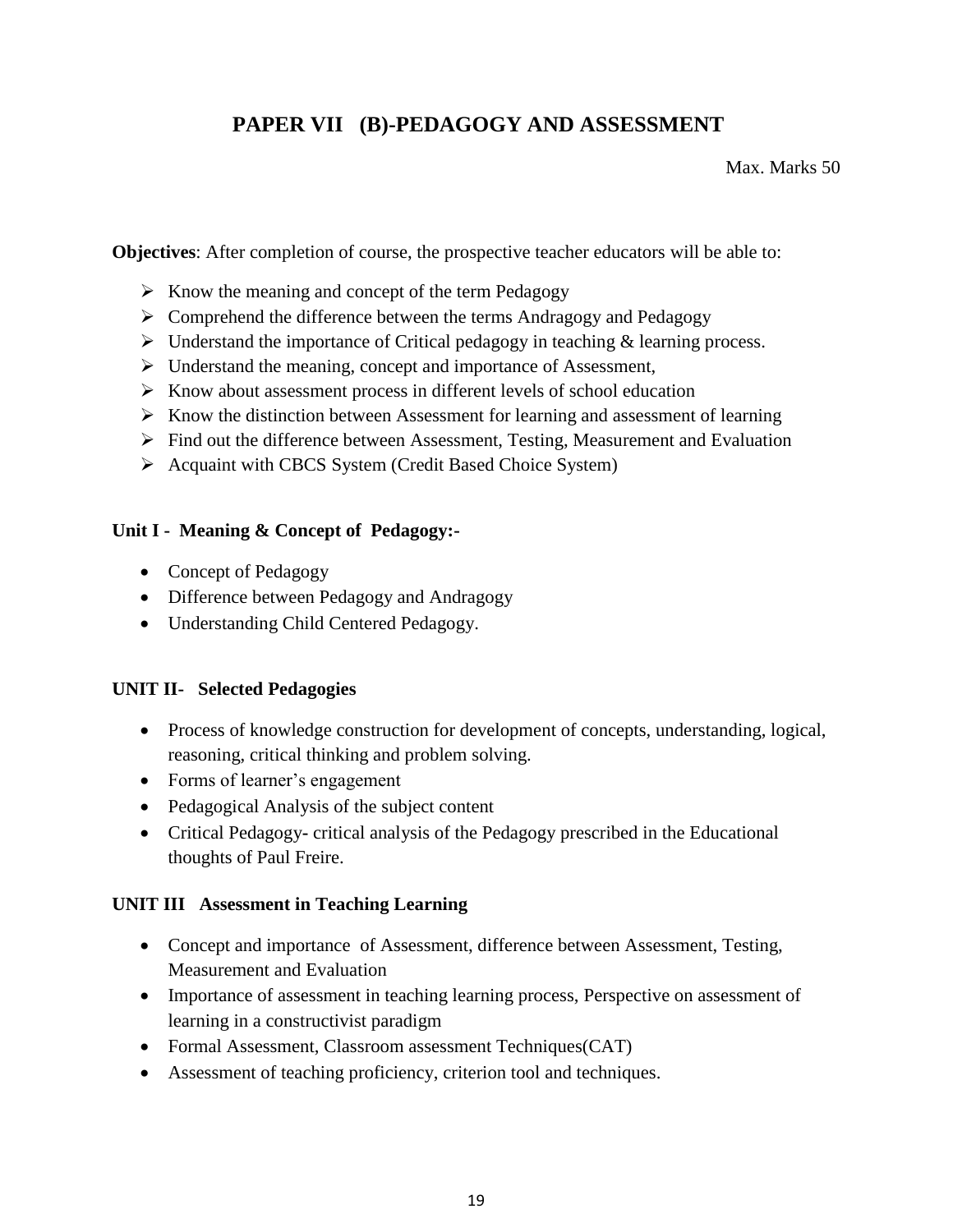# PAPER VII (B)-PEDAGOGY AND ASSESSMENT

Max. Marks 50

**Objectives**: After completion of course, the prospective teacher educators will be able to:

- Know the meaning and concept of the term Pedagogy
- Comprehend the difference between the terms Andragogy and Pedagogy
- Understand the importance of Critical pedagogy in teaching & learning process.
- Understand the meaning, concept and importance of Assessment,
- Know about assessment process in different levels of school education
- Know the distinction between Assessment for learning and assessment of learning
- Find out the difference between Assessment, Testing, Measurement and Evaluation
- Acquaint with CBCS System (Credit Based Choice System)

**Unit I - Meaning & Concept of Pedagogy:-**

- Concept of Pedagogy
- Difference between Pedagogy and Andragogy
- Understanding Child Centered Pedagogy.

**UNIT II- Selected Pedagogies**

- Process of knowledge construction for development of concepts, understanding, logical, reasoning, critical thinking and problem solving.
- Forms of learner's engagement
- Pedagogical Analysis of the subject content
- Critical Pedagogy- critical analysis of the Pedagogy prescribed in the Educational thoughts of Paul Freire.

**UNIT III Assessment in Teaching Learning**

- Concept and importance of Assessment, difference between Assessment, Testing, Measurement and Evaluation
- Importance of assessment in teaching learning process, Perspective on assessment of learning in a constructivist paradigm
- Formal Assessment, Classroom assessment Techniques(CAT)
- Assessment of teaching proficiency, criterion tool and techniques.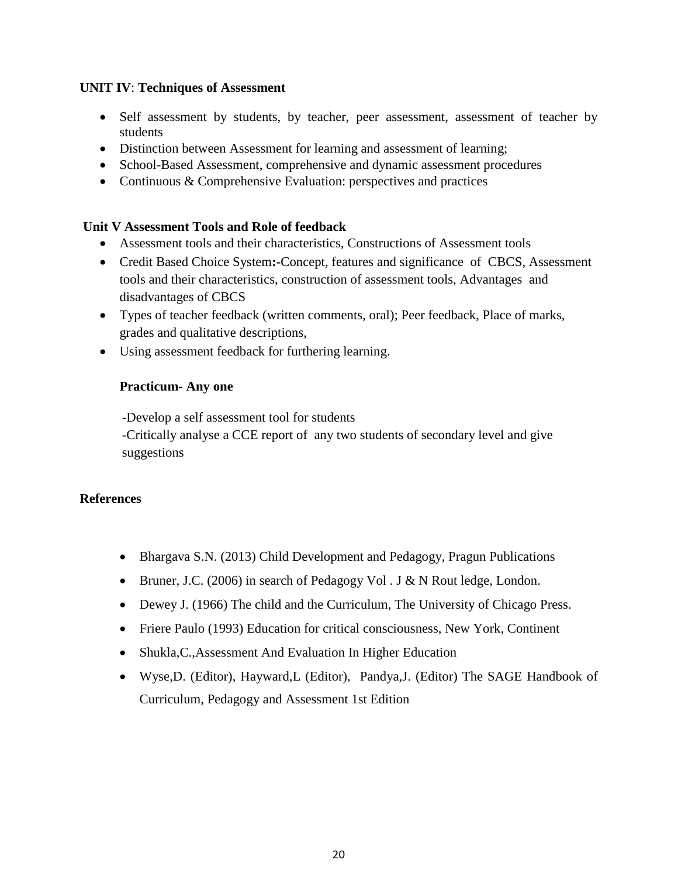**UNIT IV**: **Techniques of Assessment**

- Self assessment by students, by teacher, peer assessment, assessment of teacher by students
- Distinction between Assessment for learning and assessment of learning;
- School-Based Assessment, comprehensive and dynamic assessment procedures
- Continuous & Comprehensive Evaluation: perspectives and practices

**Unit V Assessment Tools and Role of feedback**

- Assessment tools and their characteristics, Constructions of Assessment tools
- Credit Based Choice System**:-**Concept, features and significance of CBCS, Assessment tools and their characteristics, construction of assessment tools, Advantages and disadvantages of CBCS
- Types of teacher feedback (written comments, oral); Peer feedback, Place of marks, grades and qualitative descriptions,
- Using assessment feedback for furthering learning.

**Practicum- Any one**

-Develop a self assessment tool for students
-Critically analyse a CCE report of any two students of secondary level and give suggestions

**References**

- Bhargava S.N. (2013) Child Development and Pedagogy, Pragun Publications
- Bruner, J.C. (2006) in search of Pedagogy Vol . J & N Rout ledge, London.
- Dewey J. (1966) The child and the Curriculum, The University of Chicago Press.
- Friere Paulo (1993) Education for critical consciousness, New York, Continent
- Shukla,C.,Assessment And Evaluation In Higher Education
- Wyse,D. (Editor), Hayward,L (Editor), Pandya,J. (Editor) The SAGE Handbook of Curriculum, Pedagogy and Assessment 1st Edition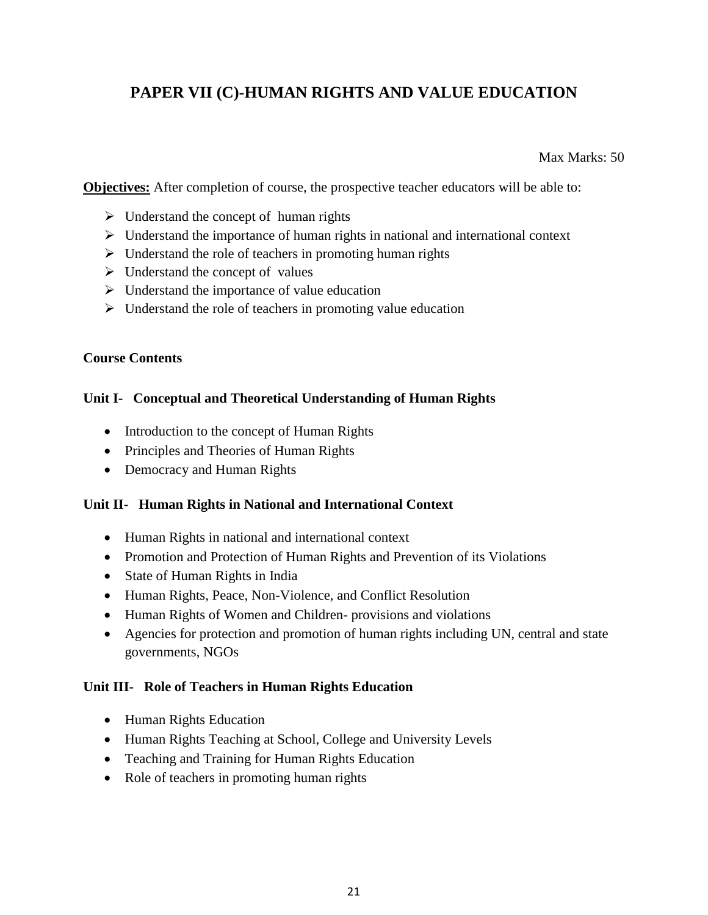# PAPER VII (C)-HUMAN RIGHTS AND VALUE EDUCATION

Max Marks: 50

**Objectives:** After completion of course, the prospective teacher educators will be able to:

- Understand the concept of human rights
- Understand the importance of human rights in national and international context
- Understand the role of teachers in promoting human rights
- Understand the concept of values
- Understand the importance of value education
- Understand the role of teachers in promoting value education

**Course Contents**

**Unit I- Conceptual and Theoretical Understanding of Human Rights**

- Introduction to the concept of Human Rights
- Principles and Theories of Human Rights
- Democracy and Human Rights

**Unit II- Human Rights in National and International Context**

- Human Rights in national and international context
- Promotion and Protection of Human Rights and Prevention of its Violations
- State of Human Rights in India
- Human Rights, Peace, Non-Violence, and Conflict Resolution
- Human Rights of Women and Children- provisions and violations
- Agencies for protection and promotion of human rights including UN, central and state governments, NGOs

**Unit III- Role of Teachers in Human Rights Education**

- Human Rights Education
- Human Rights Teaching at School, College and University Levels
- Teaching and Training for Human Rights Education
- Role of teachers in promoting human rights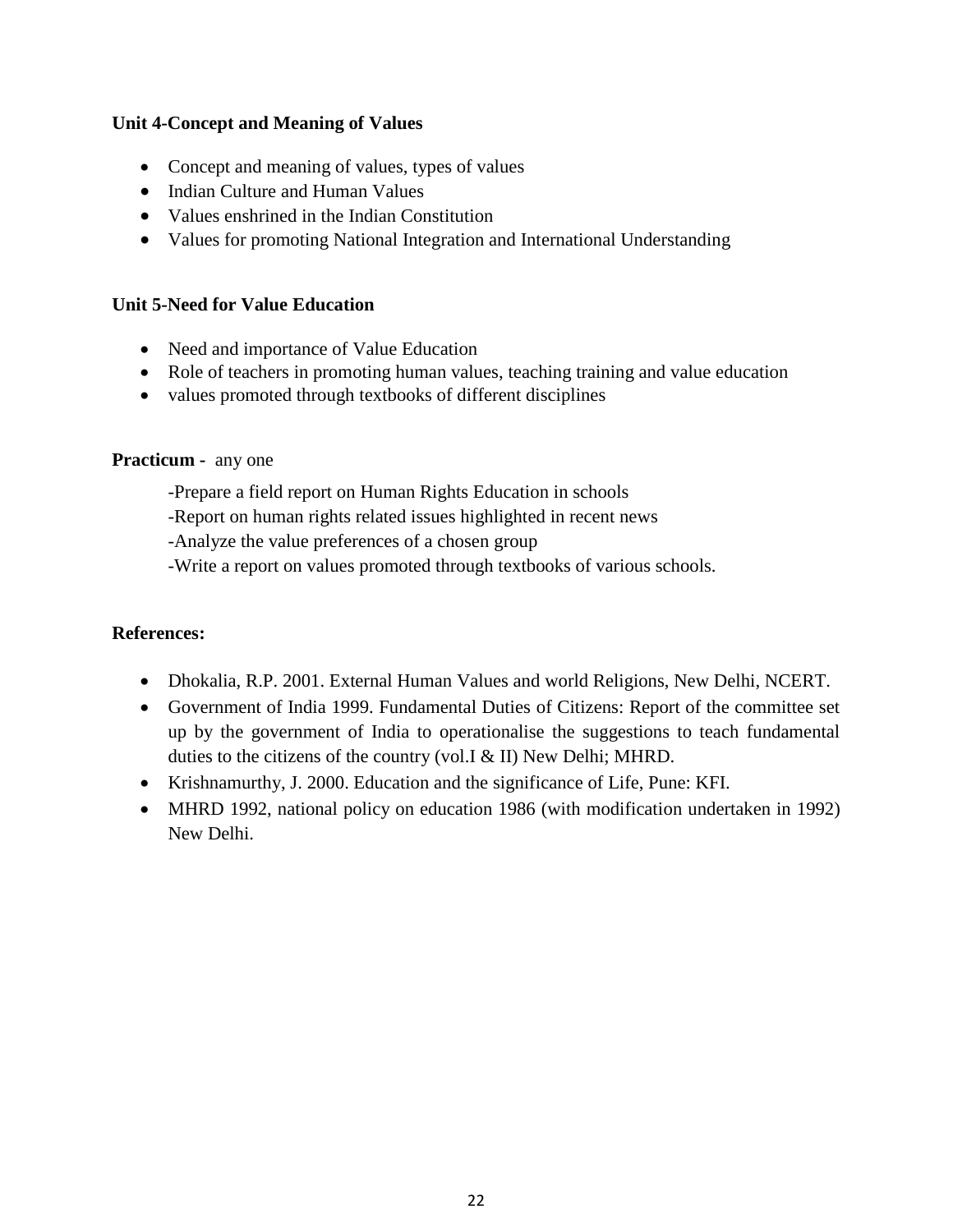**Unit 4-Concept and Meaning of Values**

- Concept and meaning of values, types of values
- Indian Culture and Human Values
- Values enshrined in the Indian Constitution
- Values for promoting National Integration and International Understanding

**Unit 5-Need for Value Education**

- Need and importance of Value Education
- Role of teachers in promoting human values, teaching training and value education
- values promoted through textbooks of different disciplines

**Practicum -** any one

-Prepare a field report on Human Rights Education in schools

-Report on human rights related issues highlighted in recent news

-Analyze the value preferences of a chosen group

-Write a report on values promoted through textbooks of various schools.

**References:**

- Dhokalia, R.P. 2001. External Human Values and world Religions, New Delhi, NCERT.
- Government of India 1999. Fundamental Duties of Citizens: Report of the committee set up by the government of India to operationalise the suggestions to teach fundamental duties to the citizens of the country (vol.I & II) New Delhi; MHRD.
- Krishnamurthy, J. 2000. Education and the significance of Life, Pune: KFI.
- MHRD 1992, national policy on education 1986 (with modification undertaken in 1992) New Delhi.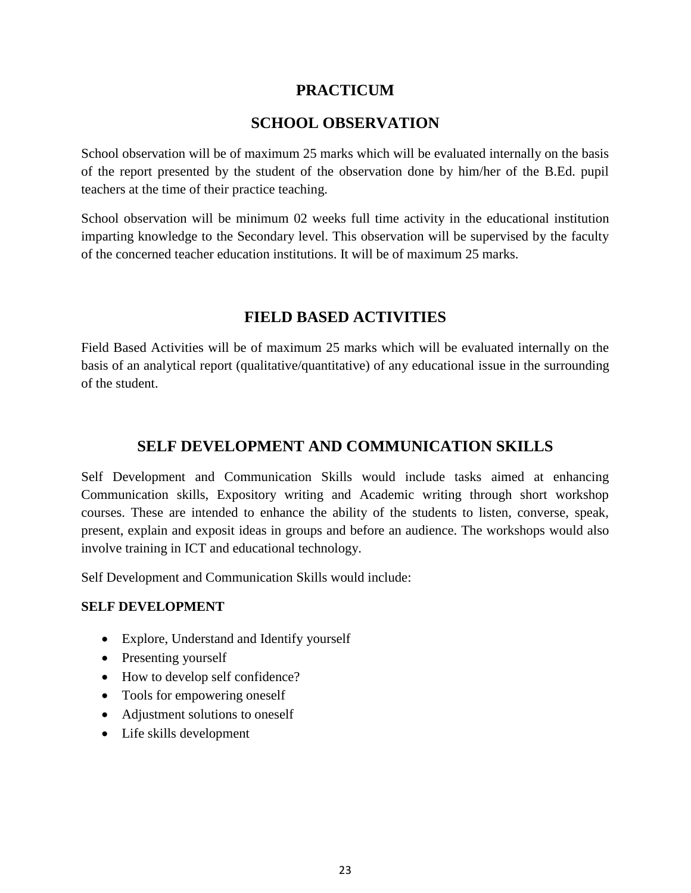# PRACTICUM

## SCHOOL OBSERVATION

School observation will be of maximum 25 marks which will be evaluated internally on the basis of the report presented by the student of the observation done by him/her of the B.Ed. pupil teachers at the time of their practice teaching.

School observation will be minimum 02 weeks full time activity in the educational institution imparting knowledge to the Secondary level. This observation will be supervised by the faculty of the concerned teacher education institutions. It will be of maximum 25 marks.

## FIELD BASED ACTIVITIES

Field Based Activities will be of maximum 25 marks which will be evaluated internally on the basis of an analytical report (qualitative/quantitative) of any educational issue in the surrounding of the student.

## SELF DEVELOPMENT AND COMMUNICATION SKILLS

Self Development and Communication Skills would include tasks aimed at enhancing Communication skills, Expository writing and Academic writing through short workshop courses. These are intended to enhance the ability of the students to listen, converse, speak, present, explain and exposit ideas in groups and before an audience. The workshops would also involve training in ICT and educational technology.

Self Development and Communication Skills would include:

**SELF DEVELOPMENT**

- Explore, Understand and Identify yourself
- Presenting yourself
- How to develop self confidence?
- Tools for empowering oneself
- Adjustment solutions to oneself
- Life skills development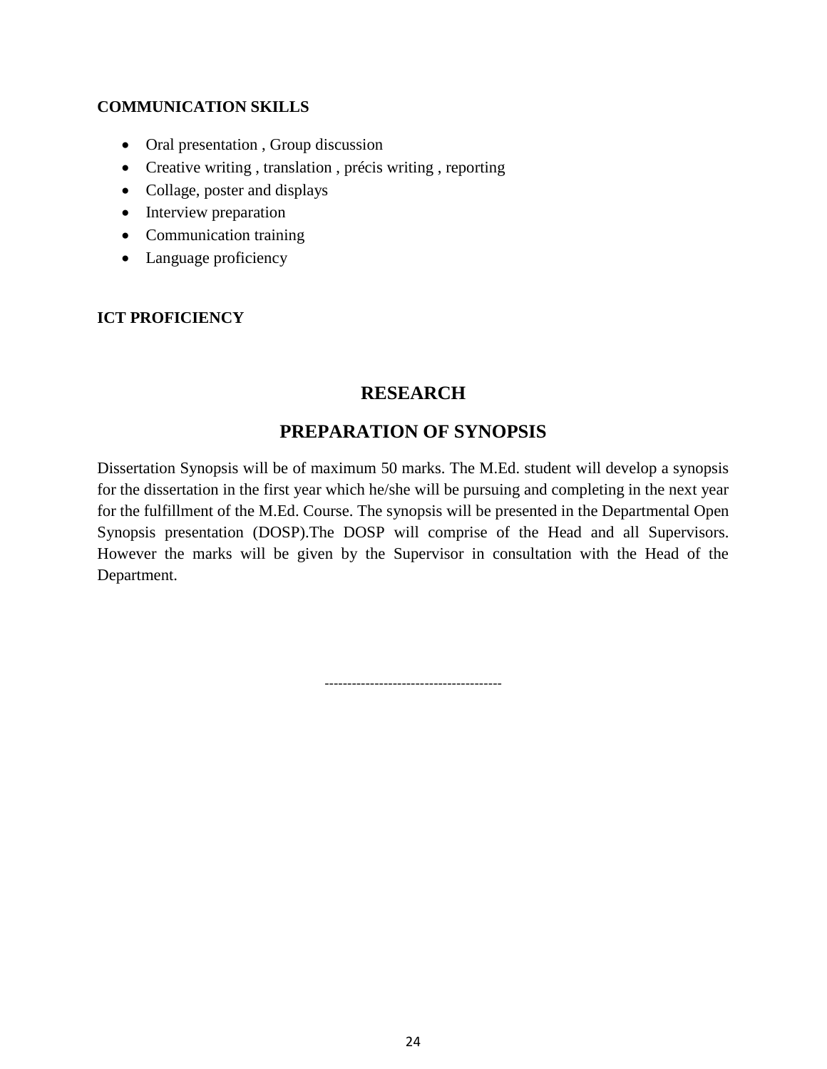**COMMUNICATION SKILLS**

- Oral presentation , Group discussion
- Creative writing , translation , précis writing , reporting
- Collage, poster and displays
- Interview preparation
- Communication training
- Language proficiency

**ICT PROFICIENCY**

## RESEARCH

## PREPARATION OF SYNOPSIS

Dissertation Synopsis will be of maximum 50 marks. The M.Ed. student will develop a synopsis for the dissertation in the first year which he/she will be pursuing and completing in the next year for the fulfillment of the M.Ed. Course. The synopsis will be presented in the Departmental Open Synopsis presentation (DOSP).The DOSP will comprise of the Head and all Supervisors. However the marks will be given by the Supervisor in consultation with the Head of the Department.

--------------------------------------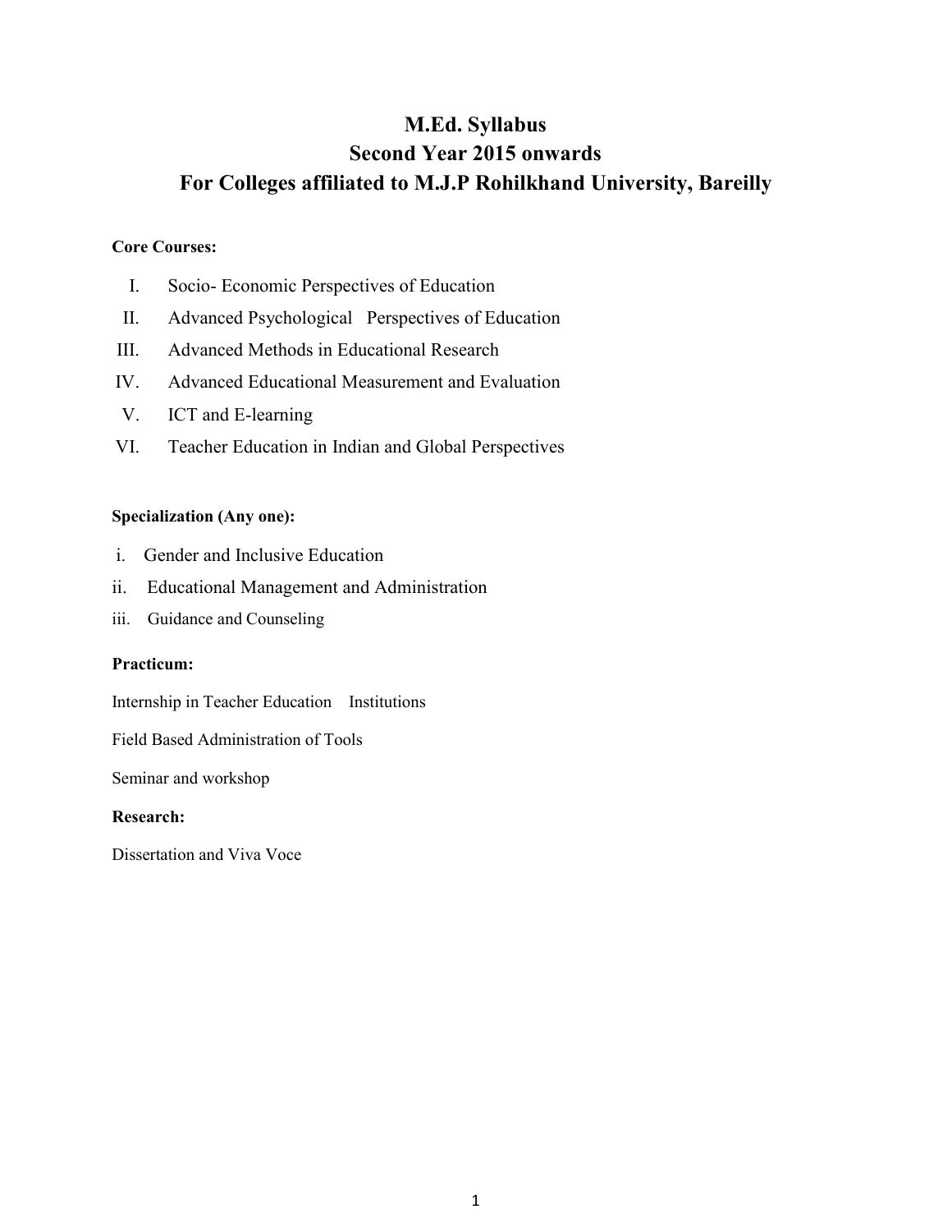# M.Ed. Syllabus
# Second Year 2015 onwards
# For Colleges affiliated to M.J.P Rohilkhand University, Bareilly

**Core Courses:**

I. Socio- Economic Perspectives of Education
II. Advanced Psychological Perspectives of Education
III. Advanced Methods in Educational Research
IV. Advanced Educational Measurement and Evaluation
V. ICT and E-learning
VI. Teacher Education in Indian and Global Perspectives

**Specialization (Any one):**

i. Gender and Inclusive Education
ii. Educational Management and Administration
iii. Guidance and Counseling

**Practicum:**

Internship in Teacher Education Institutions

Field Based Administration of Tools

Seminar and workshop

**Research:**

Dissertation and Viva Voce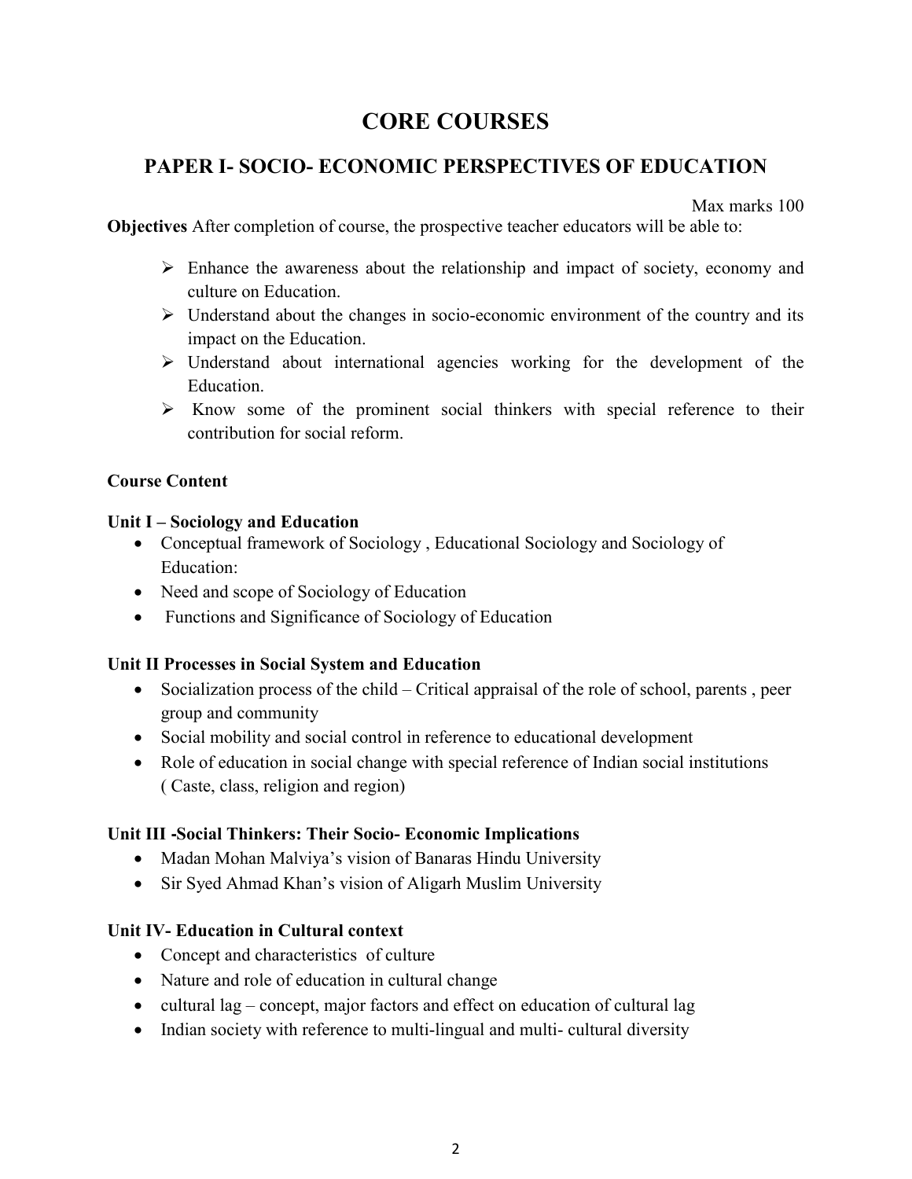# CORE COURSES

## PAPER I- SOCIO- ECONOMIC PERSPECTIVES OF EDUCATION

Max marks 100

**Objectives** After completion of course, the prospective teacher educators will be able to:

- Enhance the awareness about the relationship and impact of society, economy and culture on Education.
- Understand about the changes in socio-economic environment of the country and its impact on the Education.
- Understand about international agencies working for the development of the Education.
- Know some of the prominent social thinkers with special reference to their contribution for social reform.

**Course Content**

**Unit I – Sociology and Education**

- Conceptual framework of Sociology , Educational Sociology and Sociology of Education:
- Need and scope of Sociology of Education
- Functions and Significance of Sociology of Education

**Unit II Processes in Social System and Education**

- Socialization process of the child – Critical appraisal of the role of school, parents , peer group and community
- Social mobility and social control in reference to educational development
- Role of education in social change with special reference of Indian social institutions ( Caste, class, religion and region)

**Unit III -Social Thinkers: Their Socio- Economic Implications**

- Madan Mohan Malviya's vision of Banaras Hindu University
- Sir Syed Ahmad Khan's vision of Aligarh Muslim University

**Unit IV- Education in Cultural context**

- Concept and characteristics of culture
- Nature and role of education in cultural change
- cultural lag – concept, major factors and effect on education of cultural lag
- Indian society with reference to multi-lingual and multi- cultural diversity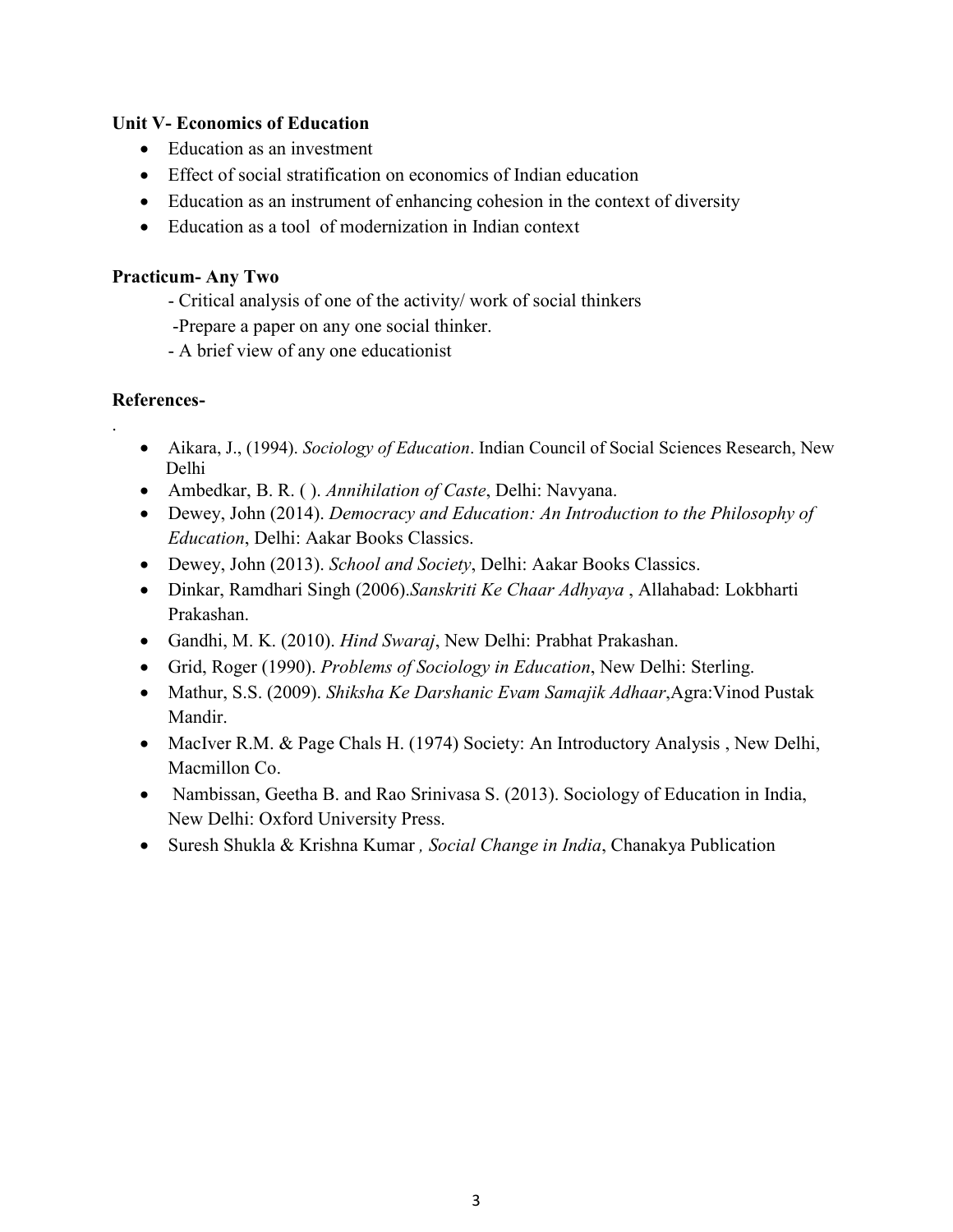**Unit V- Economics of Education**

- Education as an investment
- Effect of social stratification on economics of Indian education
- Education as an instrument of enhancing cohesion in the context of diversity
- Education as a tool of modernization in Indian context

**Practicum- Any Two**

- Critical analysis of one of the activity/ work of social thinkers
- Prepare a paper on any one social thinker.
- A brief view of any one educationist

**References-**

.

- Aikara, J., (1994). *Sociology of Education*. Indian Council of Social Sciences Research, New Delhi
- Ambedkar, B. R. ( ). *Annihilation of Caste*, Delhi: Navyana.
- Dewey, John (2014). *Democracy and Education: An Introduction to the Philosophy of Education*, Delhi: Aakar Books Classics.
- Dewey, John (2013). *School and Society*, Delhi: Aakar Books Classics.
- Dinkar, Ramdhari Singh (2006).*Sanskriti Ke Chaar Adhyaya* , Allahabad: Lokbharti Prakashan.
- Gandhi, M. K. (2010). *Hind Swaraj*, New Delhi: Prabhat Prakashan.
- Grid, Roger (1990). *Problems of Sociology in Education*, New Delhi: Sterling.
- Mathur, S.S. (2009). *Shiksha Ke Darshanic Evam Samajik Adhaar*,Agra:Vinod Pustak Mandir.
- MacIver R.M. & Page Chals H. (1974) Society: An Introductory Analysis , New Delhi, Macmillon Co.
- Nambissan, Geetha B. and Rao Srinivasa S. (2013). Sociology of Education in India, New Delhi: Oxford University Press.
- Suresh Shukla & Krishna Kumar *, Social Change in India*, Chanakya Publication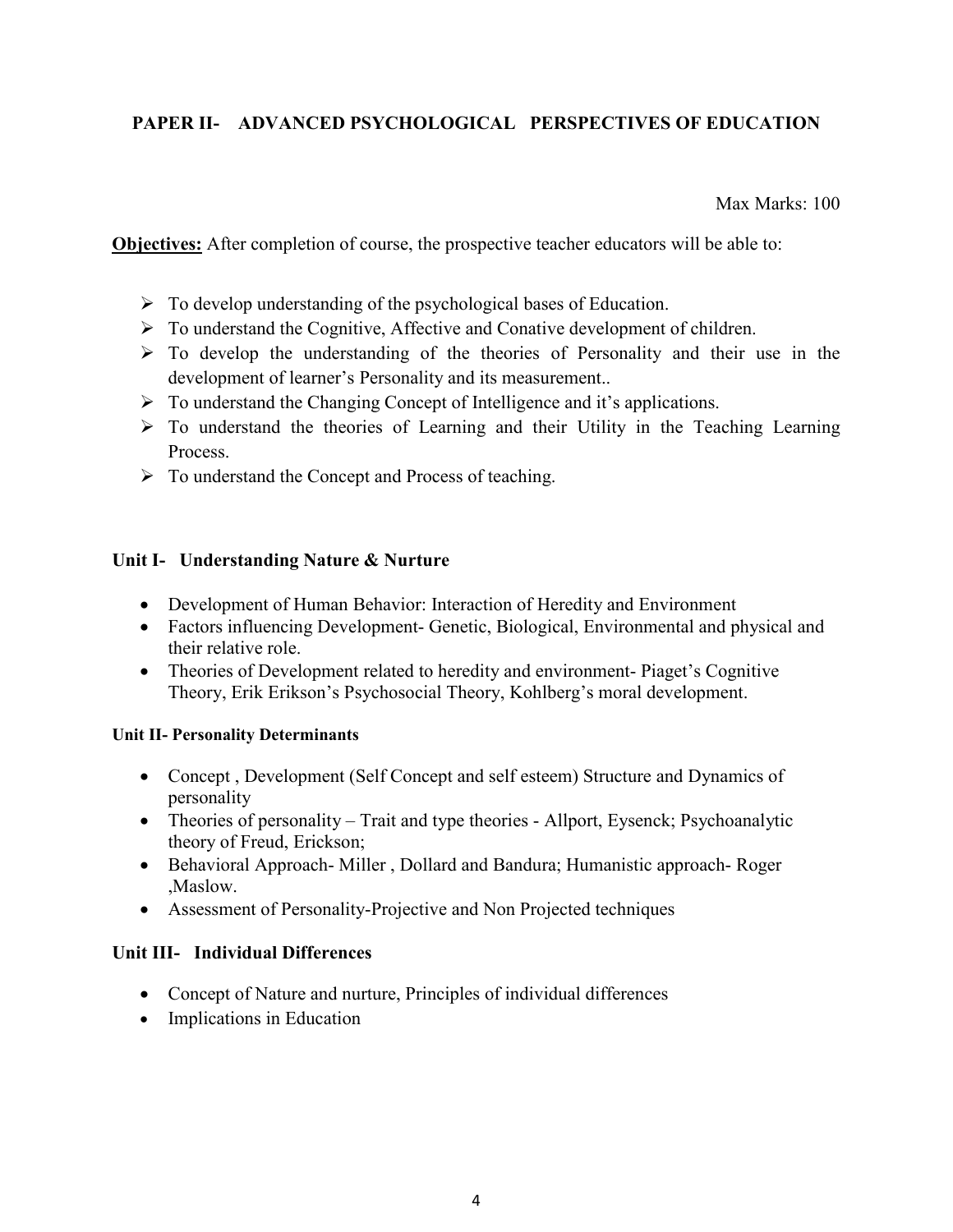## PAPER II- ADVANCED PSYCHOLOGICAL PERSPECTIVES OF EDUCATION

Max Marks: 100

**Objectives:** After completion of course, the prospective teacher educators will be able to:

- To develop understanding of the psychological bases of Education.
- To understand the Cognitive, Affective and Conative development of children.
- To develop the understanding of the theories of Personality and their use in the development of learner's Personality and its measurement..
- To understand the Changing Concept of Intelligence and it's applications.
- To understand the theories of Learning and their Utility in the Teaching Learning Process.
- To understand the Concept and Process of teaching.

### Unit I- Understanding Nature & Nurture

- Development of Human Behavior: Interaction of Heredity and Environment
- Factors influencing Development- Genetic, Biological, Environmental and physical and their relative role.
- Theories of Development related to heredity and environment- Piaget's Cognitive Theory, Erik Erikson's Psychosocial Theory, Kohlberg's moral development.

### Unit II- Personality Determinants

- Concept , Development (Self Concept and self esteem) Structure and Dynamics of personality
- Theories of personality – Trait and type theories - Allport, Eysenck; Psychoanalytic theory of Freud, Erickson;
- Behavioral Approach- Miller , Dollard and Bandura; Humanistic approach- Roger ,Maslow.
- Assessment of Personality-Projective and Non Projected techniques

### Unit III- Individual Differences

- Concept of Nature and nurture, Principles of individual differences
- Implications in Education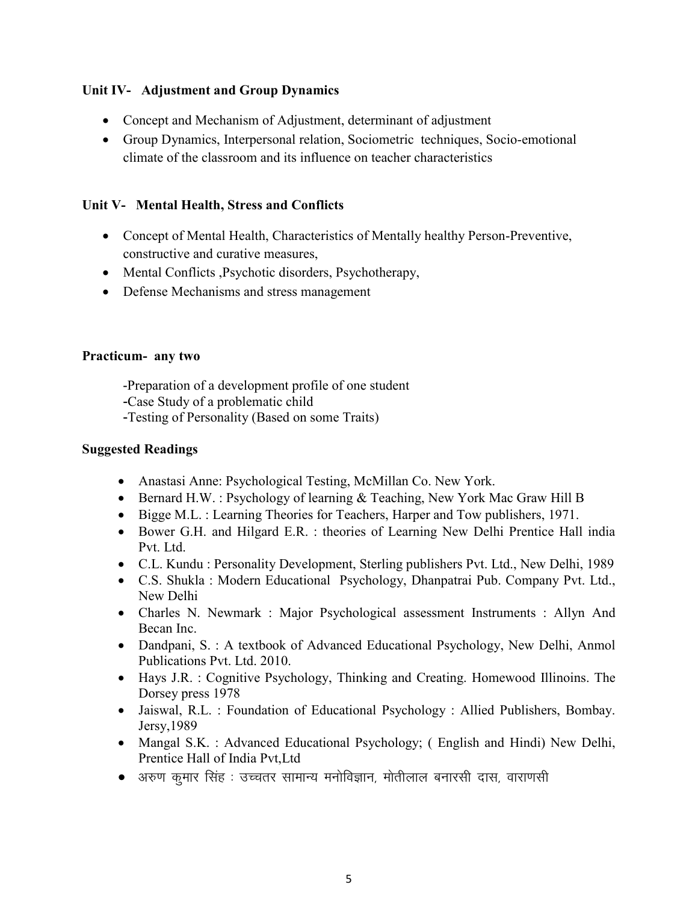**Unit IV- Adjustment and Group Dynamics**

- Concept and Mechanism of Adjustment, determinant of adjustment
- Group Dynamics, Interpersonal relation, Sociometric techniques, Socio-emotional climate of the classroom and its influence on teacher characteristics

**Unit V- Mental Health, Stress and Conflicts**

- Concept of Mental Health, Characteristics of Mentally healthy Person-Preventive, constructive and curative measures,
- Mental Conflicts ,Psychotic disorders, Psychotherapy,
- Defense Mechanisms and stress management

**Practicum- any two**

-Preparation of a development profile of one student
-Case Study of a problematic child
-Testing of Personality (Based on some Traits)

**Suggested Readings**

- Anastasi Anne: Psychological Testing, McMillan Co. New York.
- Bernard H.W. : Psychology of learning & Teaching, New York Mac Graw Hill B
- Bigge M.L. : Learning Theories for Teachers, Harper and Tow publishers, 1971.
- Bower G.H. and Hilgard E.R. : theories of Learning New Delhi Prentice Hall india Pvt. Ltd.
- C.L. Kundu : Personality Development, Sterling publishers Pvt. Ltd., New Delhi, 1989
- C.S. Shukla : Modern Educational Psychology, Dhanpatrai Pub. Company Pvt. Ltd., New Delhi
- Charles N. Newmark : Major Psychological assessment Instruments : Allyn And Becan Inc.
- Dandpani, S. : A textbook of Advanced Educational Psychology, New Delhi, Anmol Publications Pvt. Ltd. 2010.
- Hays J.R. : Cognitive Psychology, Thinking and Creating. Homewood Illinoins. The Dorsey press 1978
- Jaiswal, R.L. : Foundation of Educational Psychology : Allied Publishers, Bombay. Jersy,1989
- Mangal S.K. : Advanced Educational Psychology; ( English and Hindi) New Delhi, Prentice Hall of India Pvt,Ltd
- अरुण कुमार सिंह : उच्चतर सामान्य मनोविज्ञान, मोतीलाल बनारसी दास, वाराणसी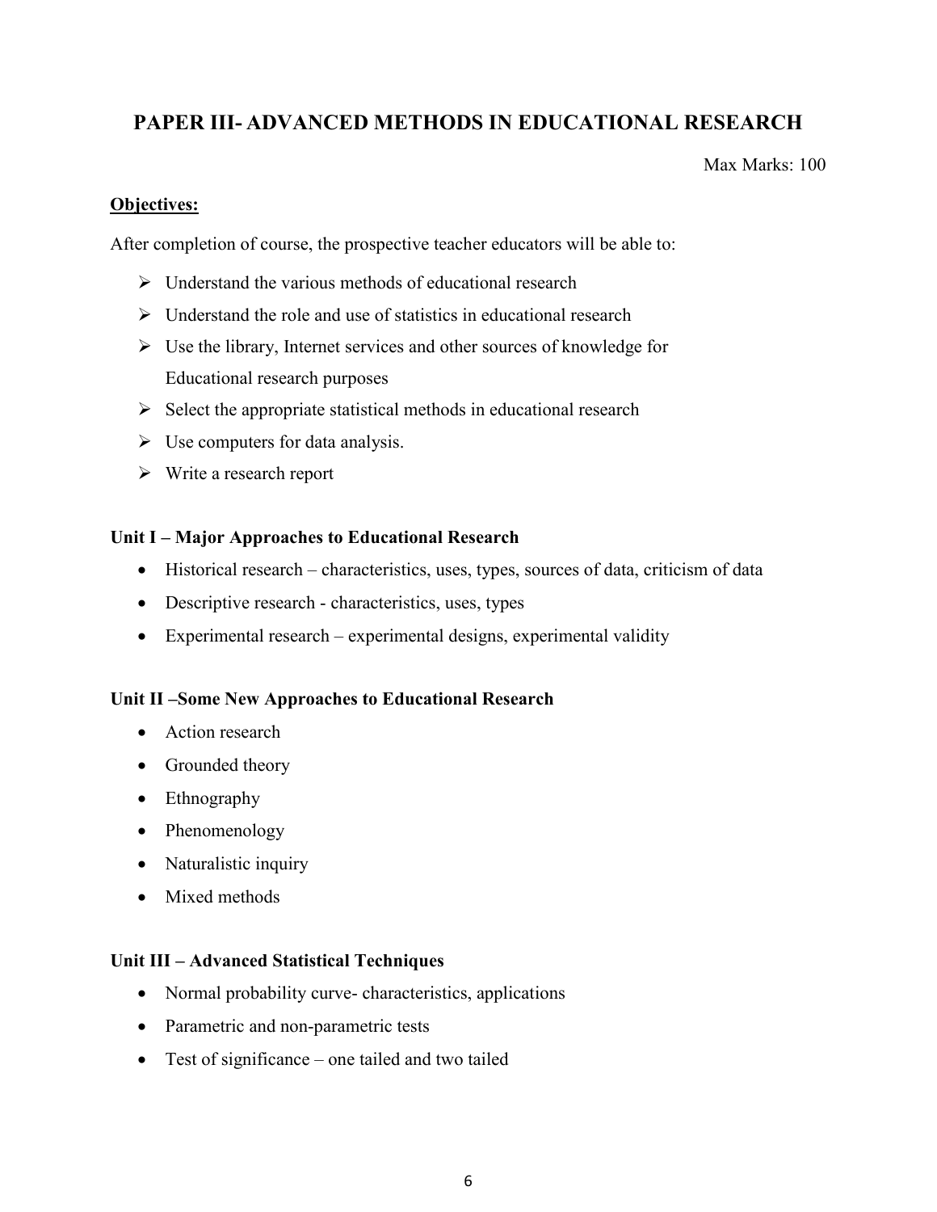## PAPER III- ADVANCED METHODS IN EDUCATIONAL RESEARCH

Max Marks: 100

**Objectives:**

After completion of course, the prospective teacher educators will be able to:

- Understand the various methods of educational research
- Understand the role and use of statistics in educational research
- Use the library, Internet services and other sources of knowledge for Educational research purposes
- Select the appropriate statistical methods in educational research
- Use computers for data analysis.
- Write a research report

### Unit I – Major Approaches to Educational Research

- Historical research – characteristics, uses, types, sources of data, criticism of data
- Descriptive research - characteristics, uses, types
- Experimental research – experimental designs, experimental validity

### Unit II –Some New Approaches to Educational Research

- Action research
- Grounded theory
- Ethnography
- Phenomenology
- Naturalistic inquiry
- Mixed methods

### Unit III – Advanced Statistical Techniques

- Normal probability curve- characteristics, applications
- Parametric and non-parametric tests
- Test of significance – one tailed and two tailed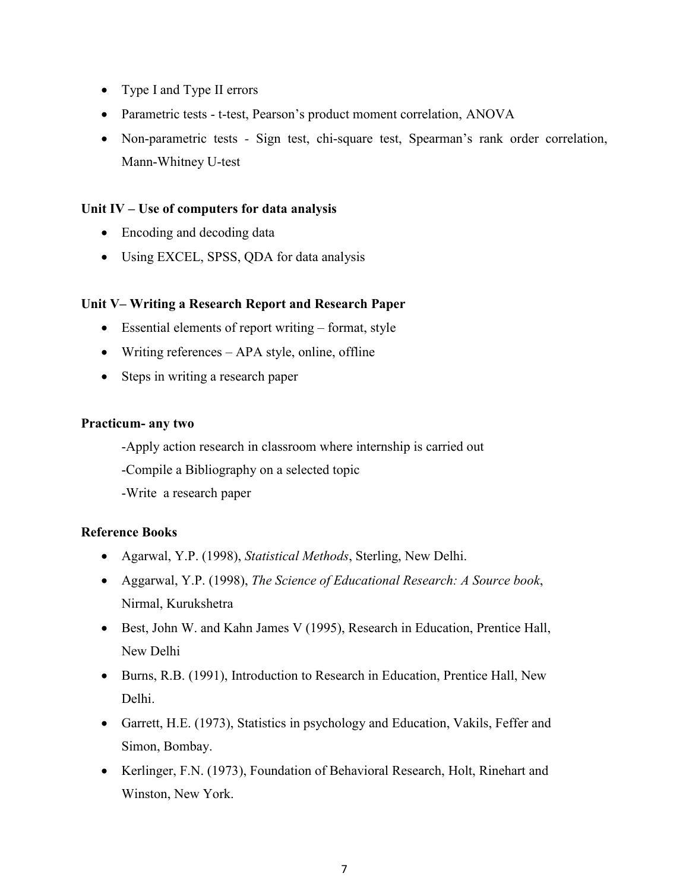- Type I and Type II errors
- Parametric tests - t-test, Pearson's product moment correlation, ANOVA
- Non-parametric tests - Sign test, chi-square test, Spearman's rank order correlation, Mann-Whitney U-test

**Unit IV – Use of computers for data analysis**

- Encoding and decoding data
- Using EXCEL, SPSS, QDA for data analysis

**Unit V– Writing a Research Report and Research Paper**

- Essential elements of report writing – format, style
- Writing references – APA style, online, offline
- Steps in writing a research paper

**Practicum- any two**

-Apply action research in classroom where internship is carried out

-Compile a Bibliography on a selected topic

-Write a research paper

**Reference Books**

- Agarwal, Y.P. (1998), *Statistical Methods*, Sterling, New Delhi.
- Aggarwal, Y.P. (1998), *The Science of Educational Research: A Source book*, Nirmal, Kurukshetra
- Best, John W. and Kahn James V (1995), Research in Education, Prentice Hall, New Delhi
- Burns, R.B. (1991), Introduction to Research in Education, Prentice Hall, New Delhi.
- Garrett, H.E. (1973), Statistics in psychology and Education, Vakils, Feffer and Simon, Bombay.
- Kerlinger, F.N. (1973), Foundation of Behavioral Research, Holt, Rinehart and Winston, New York.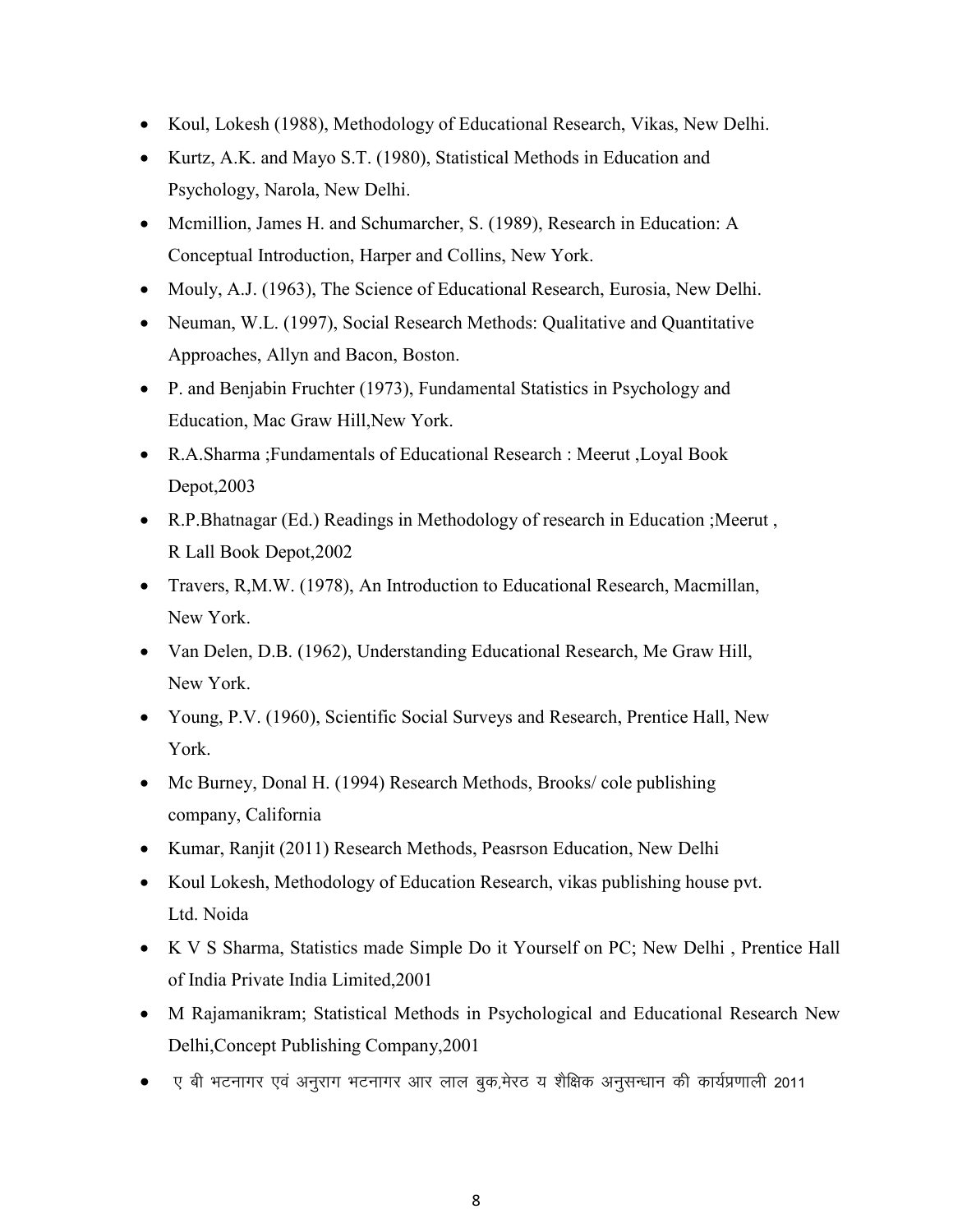- Koul, Lokesh (1988), Methodology of Educational Research, Vikas, New Delhi.
- Kurtz, A.K. and Mayo S.T. (1980), Statistical Methods in Education and Psychology, Narola, New Delhi.
- Mcmillion, James H. and Schumarcher, S. (1989), Research in Education: A Conceptual Introduction, Harper and Collins, New York.
- Mouly, A.J. (1963), The Science of Educational Research, Eurosia, New Delhi.
- Neuman, W.L. (1997), Social Research Methods: Qualitative and Quantitative Approaches, Allyn and Bacon, Boston.
- P. and Benjabin Fruchter (1973), Fundamental Statistics in Psychology and Education, Mac Graw Hill,New York.
- R.A.Sharma ;Fundamentals of Educational Research : Meerut ,Loyal Book Depot,2003
- R.P.Bhatnagar (Ed.) Readings in Methodology of research in Education ;Meerut , R Lall Book Depot,2002
- Travers, R,M.W. (1978), An Introduction to Educational Research, Macmillan, New York.
- Van Delen, D.B. (1962), Understanding Educational Research, Me Graw Hill, New York.
- Young, P.V. (1960), Scientific Social Surveys and Research, Prentice Hall, New York.
- Mc Burney, Donal H. (1994) Research Methods, Brooks/ cole publishing company, California
- Kumar, Ranjit (2011) Research Methods, Peasrson Education, New Delhi
- Koul Lokesh, Methodology of Education Research, vikas publishing house pvt. Ltd. Noida
- K V S Sharma, Statistics made Simple Do it Yourself on PC; New Delhi , Prentice Hall of India Private India Limited,2001
- M Rajamanikram; Statistical Methods in Psychological and Educational Research New Delhi,Concept Publishing Company,2001
- ए बी भटनागर एवं अनुराग भटनागर आर लाल बुक,मेरठ य शैक्षिक अनुसन्धान की कार्यप्रणाली 2011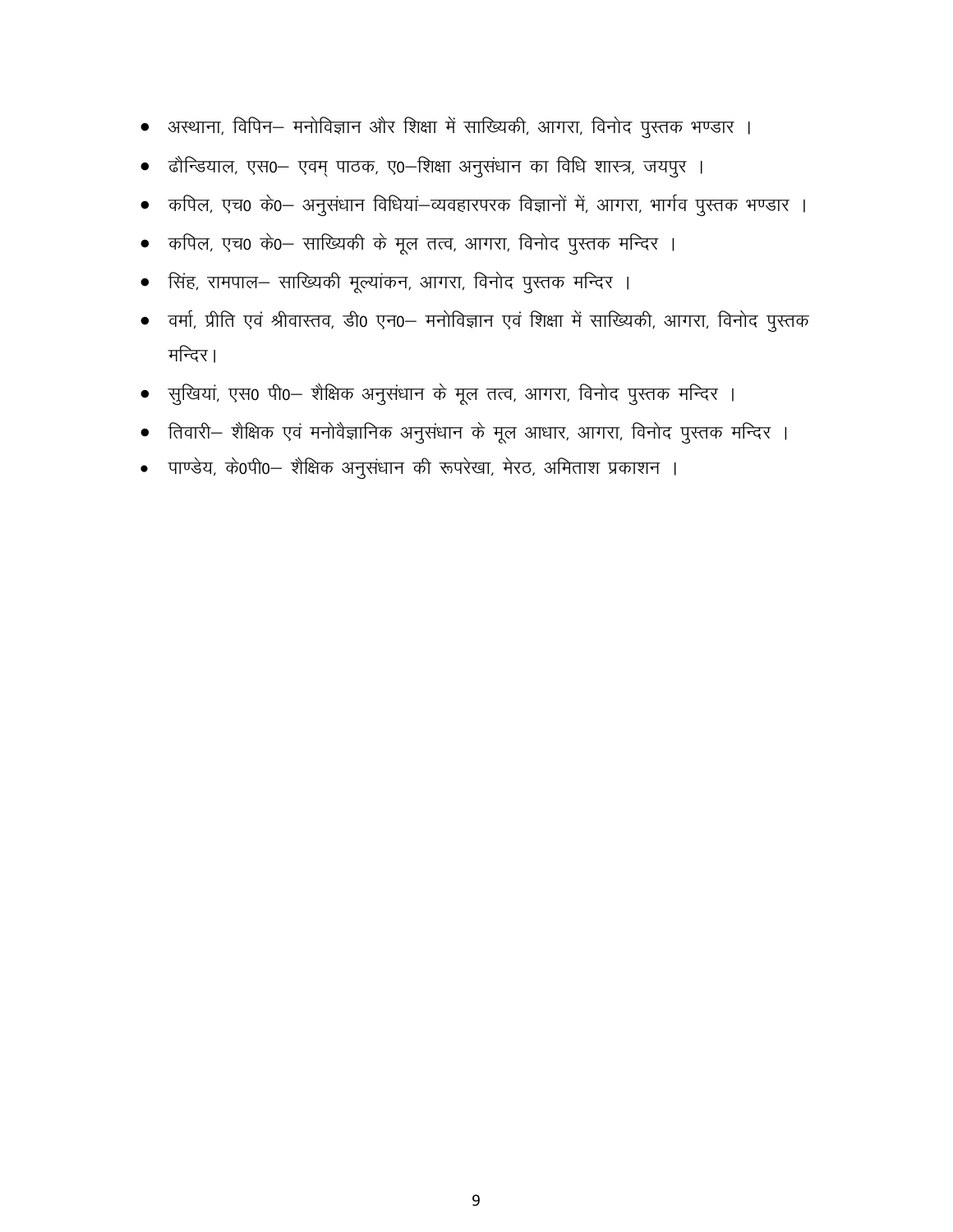- अस्थाना, विपिन– मनोविज्ञान और शिक्षा में साख्यिकी, आगरा, विनोद पुस्तक भण्डार ।
- ढौन्डियाल, एस0– एवम् पाठक, ए0–शिक्षा अनुसंधान का विधि शास्त्र, जयपुर ।
- कपिल, एच0 के0– अनुसंधान विधियां–व्यवहारपरक विज्ञानों में, आगरा, भार्गव पुस्तक भण्डार ।
- कपिल, एच0 के0– साख्यिकी के मूल तत्व, आगरा, विनोद पुस्तक मन्दिर ।
- सिंह, रामपाल– साख्यिकी मूल्यांकन, आगरा, विनोद पुस्तक मन्दिर ।
- वर्मा, प्रीति एवं श्रीवास्तव, डी0 एन0– मनोविज्ञान एवं शिक्षा में साख्यिकी, आगरा, विनोद पुस्तक मन्दिर।
- सुखियां, एस0 पी0– शैक्षिक अनुसंधान के मूल तत्व, आगरा, विनोद पुस्तक मन्दिर ।
- तिवारी– शैक्षिक एवं मनोवैज्ञानिक अनुसंधान के मूल आधार, आगरा, विनोद पुस्तक मन्दिर ।
- पाण्डेय, के0पी0– शैक्षिक अनुसंधान की रूपरेखा, मेरठ, अमिताश प्रकाशन ।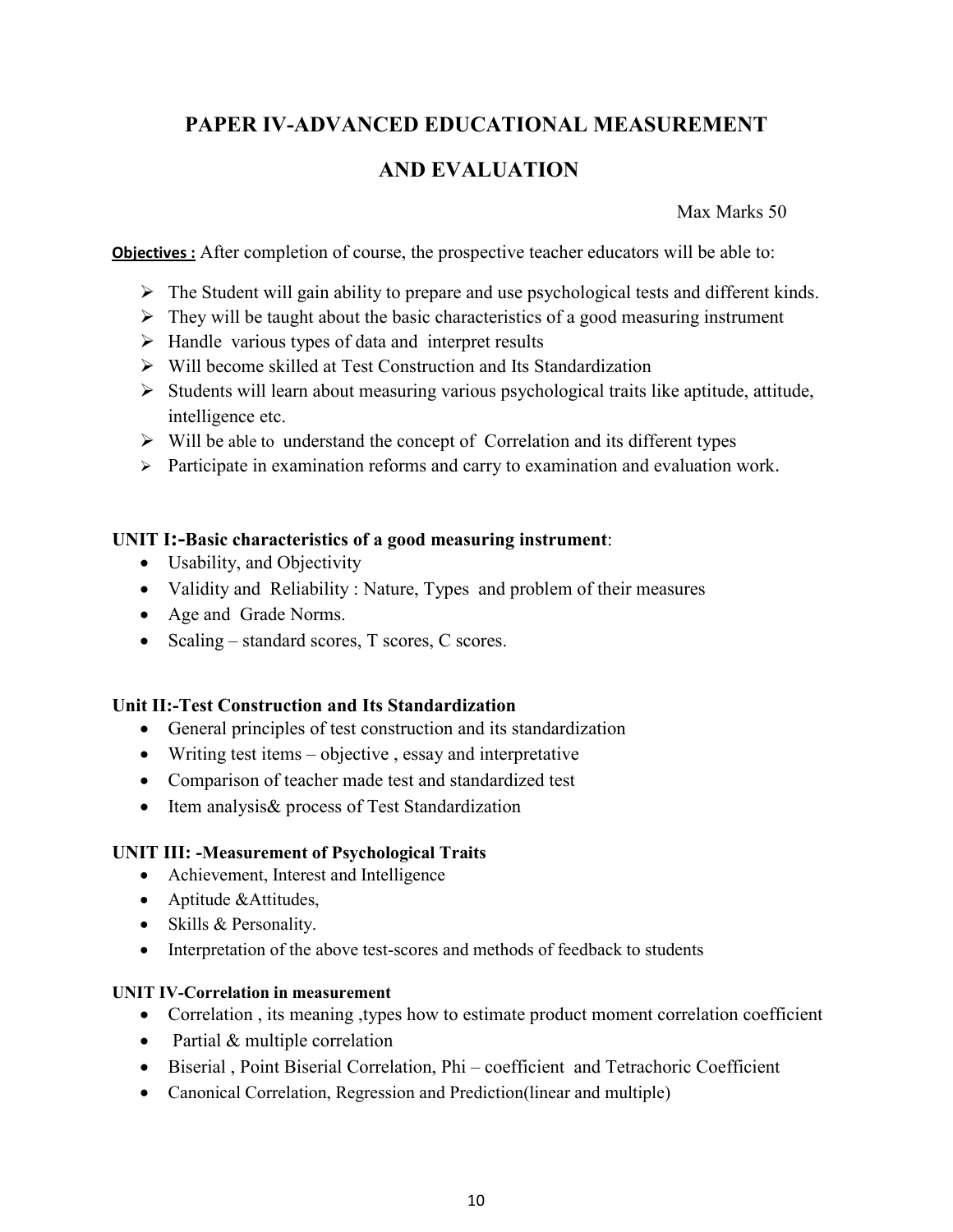# PAPER IV-ADVANCED EDUCATIONAL MEASUREMENT AND EVALUATION

Max Marks 50

**Objectives :** After completion of course, the prospective teacher educators will be able to:

- The Student will gain ability to prepare and use psychological tests and different kinds.
- They will be taught about the basic characteristics of a good measuring instrument
- Handle various types of data and interpret results
- Will become skilled at Test Construction and Its Standardization
- Students will learn about measuring various psychological traits like aptitude, attitude, intelligence etc.
- Will be able to understand the concept of Correlation and its different types
- Participate in examination reforms and carry to examination and evaluation work.

**UNIT I:-Basic characteristics of a good measuring instrument**:

- Usability, and Objectivity
- Validity and Reliability : Nature, Types and problem of their measures
- Age and Grade Norms.
- Scaling – standard scores, T scores, C scores.

**Unit II:-Test Construction and Its Standardization**

- General principles of test construction and its standardization
- Writing test items – objective , essay and interpretative
- Comparison of teacher made test and standardized test
- Item analysis& process of Test Standardization

**UNIT III: -Measurement of Psychological Traits**

- Achievement, Interest and Intelligence
- Aptitude &Attitudes,
- Skills & Personality.
- Interpretation of the above test-scores and methods of feedback to students

**UNIT IV-Correlation in measurement**

- Correlation , its meaning ,types how to estimate product moment correlation coefficient
- Partial & multiple correlation
- Biserial , Point Biserial Correlation, Phi – coefficient and Tetrachoric Coefficient
- Canonical Correlation, Regression and Prediction(linear and multiple)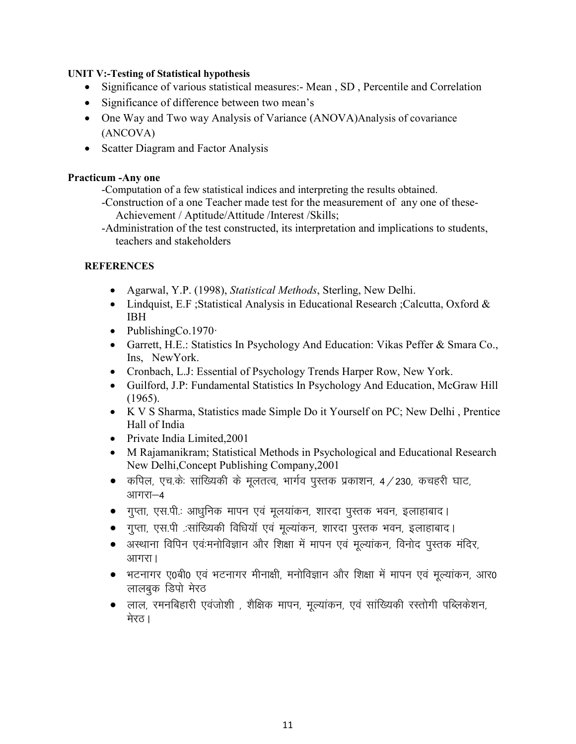**UNIT V:-Testing of Statistical hypothesis**

- Significance of various statistical measures:- Mean , SD , Percentile and Correlation
- Significance of difference between two mean's
- One Way and Two way Analysis of Variance (ANOVA)Analysis of covariance (ANCOVA)
- Scatter Diagram and Factor Analysis

**Practicum -Any one**

-Computation of a few statistical indices and interpreting the results obtained.

-Construction of a one Teacher made test for the measurement of any one of these- Achievement / Aptitude/Attitude /Interest /Skills;

-Administration of the test constructed, its interpretation and implications to students, teachers and stakeholders

**REFERENCES**

- Agarwal, Y.P. (1998), *Statistical Methods*, Sterling, New Delhi.
- Lindquist, E.F ;Statistical Analysis in Educational Research ;Calcutta, Oxford & IBH
- PublishingCo.1970·
- Garrett, H.E.: Statistics In Psychology And Education: Vikas Peffer & Smara Co., Ins, NewYork.
- Cronbach, L.J: Essential of Psychology Trends Harper Row, New York.
- Guilford, J.P: Fundamental Statistics In Psychology And Education, McGraw Hill (1965).
- K V S Sharma, Statistics made Simple Do it Yourself on PC; New Delhi , Prentice Hall of India
- Private India Limited,2001
- M Rajamanikram; Statistical Methods in Psychological and Educational Research New Delhi,Concept Publishing Company,2001
- कपिल, एच.केः सांख्यिकी के मूलतत्व, भार्गव पुस्तक प्रकाशन, 4/230, कचहरी घाट, आगरा–4
- गुप्ता, एस.पी.: आधुनिक मापन एवं मूलयांकन, शारदा पुस्तक भवन, इलाहाबाद।
- गुप्ता, एस.पी .:सांख्यिकी विधियॉ एवं मूल्यांकन, शारदा पुस्तक भवन, इलाहाबाद।
- अस्थाना विपिन एवंःमनोविज्ञान और शिक्षा में मापन एवं मूल्यांकन, विनोद पुस्तक मंदिर, आगरा।
- भटनागर ए0बी0 एवं भटनागर मीनाक्षी, मनोविज्ञान और शिक्षा में मापन एवं मूल्यांकन, आर0 लालबुक डिपो मेरठ
- लाल, रमनबिहारी एवंजोशी , शैक्षिक मापन, मूल्यांकन, एवं सांख्यिकी रस्तोगी पब्लिकेशन, मेरठ।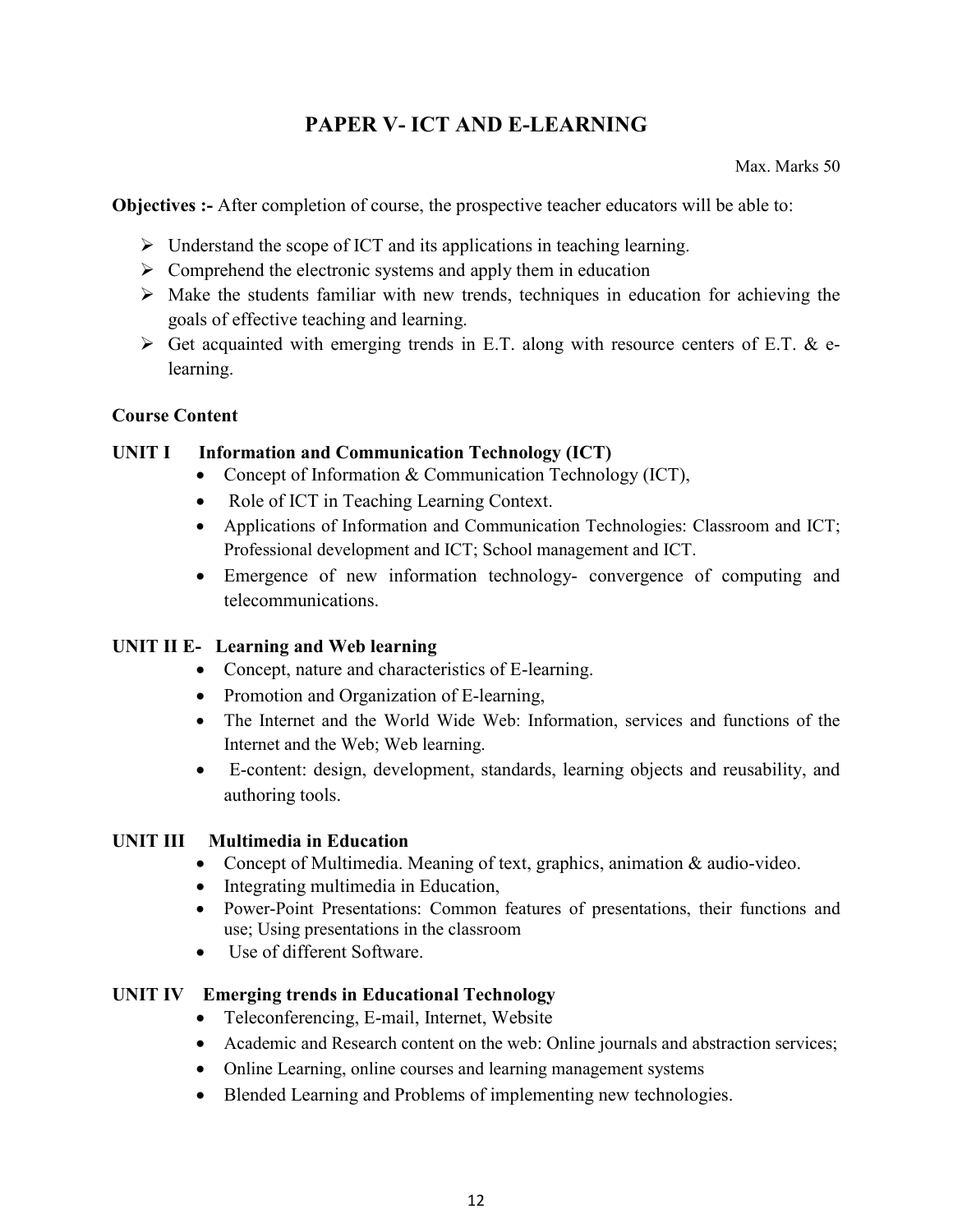# PAPER V- ICT AND E-LEARNING

Max. Marks 50

**Objectives :-** After completion of course, the prospective teacher educators will be able to:

- Understand the scope of ICT and its applications in teaching learning.
- Comprehend the electronic systems and apply them in education
- Make the students familiar with new trends, techniques in education for achieving the goals of effective teaching and learning.
- Get acquainted with emerging trends in E.T. along with resource centers of E.T. & e-learning.

**Course Content**

**UNIT I Information and Communication Technology (ICT)**

- Concept of Information & Communication Technology (ICT),
- Role of ICT in Teaching Learning Context.
- Applications of Information and Communication Technologies: Classroom and ICT; Professional development and ICT; School management and ICT.
- Emergence of new information technology- convergence of computing and telecommunications.

**UNIT II E- Learning and Web learning**

- Concept, nature and characteristics of E-learning.
- Promotion and Organization of E-learning,
- The Internet and the World Wide Web: Information, services and functions of the Internet and the Web; Web learning.
- E-content: design, development, standards, learning objects and reusability, and authoring tools.

**UNIT III Multimedia in Education**

- Concept of Multimedia. Meaning of text, graphics, animation & audio-video.
- Integrating multimedia in Education,
- Power-Point Presentations: Common features of presentations, their functions and use; Using presentations in the classroom
- Use of different Software.

**UNIT IV Emerging trends in Educational Technology**

- Teleconferencing, E-mail, Internet, Website
- Academic and Research content on the web: Online journals and abstraction services;
- Online Learning, online courses and learning management systems
- Blended Learning and Problems of implementing new technologies.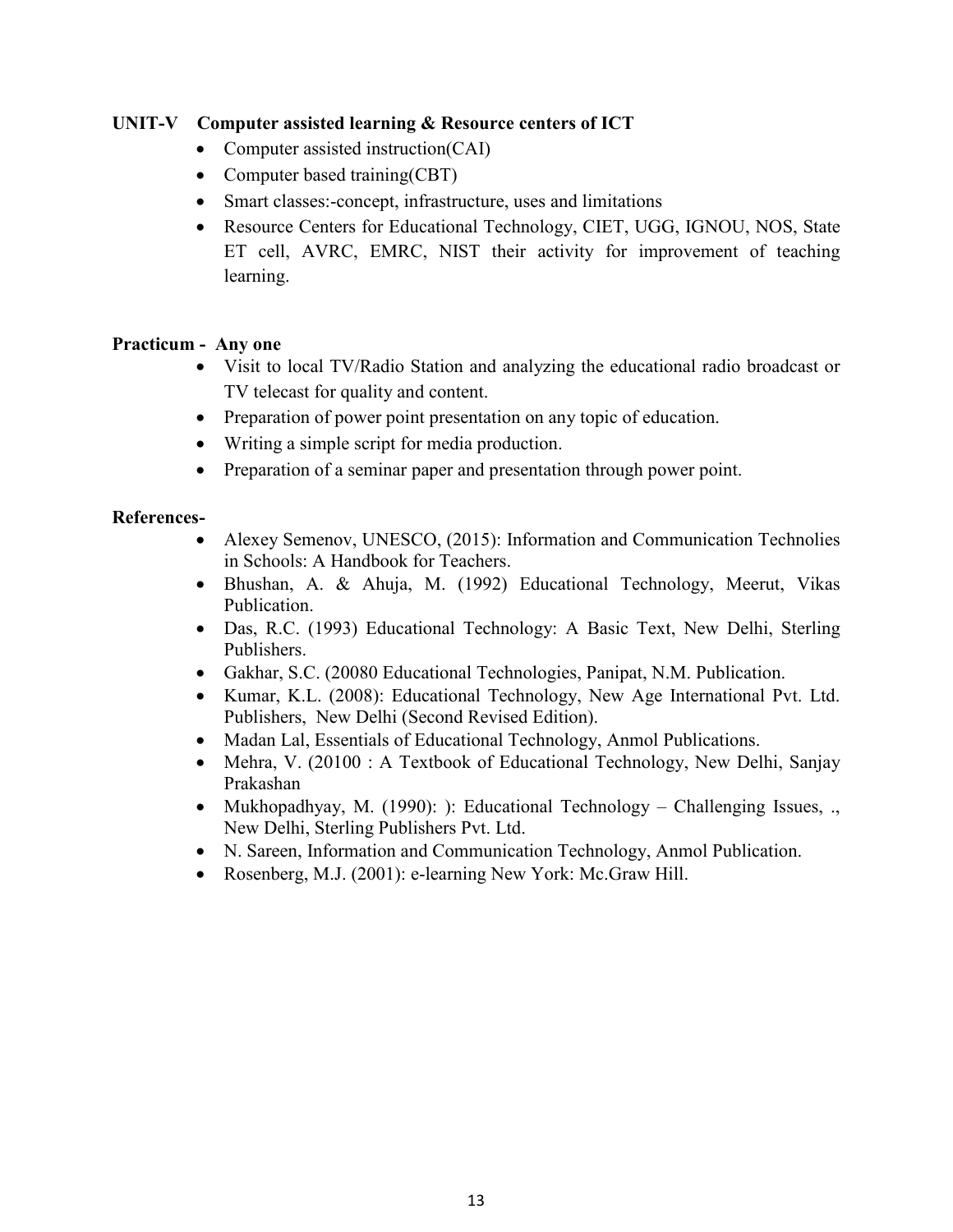**UNIT-V Computer assisted learning & Resource centers of ICT**

- Computer assisted instruction(CAI)
- Computer based training(CBT)
- Smart classes:-concept, infrastructure, uses and limitations
- Resource Centers for Educational Technology, CIET, UGG, IGNOU, NOS, State ET cell, AVRC, EMRC, NIST their activity for improvement of teaching learning.

**Practicum - Any one**

- Visit to local TV/Radio Station and analyzing the educational radio broadcast or TV telecast for quality and content.
- Preparation of power point presentation on any topic of education.
- Writing a simple script for media production.
- Preparation of a seminar paper and presentation through power point.

**References-**

- Alexey Semenov, UNESCO, (2015): Information and Communication Technolies in Schools: A Handbook for Teachers.
- Bhushan, A. & Ahuja, M. (1992) Educational Technology, Meerut, Vikas Publication.
- Das, R.C. (1993) Educational Technology: A Basic Text, New Delhi, Sterling Publishers.
- Gakhar, S.C. (20080 Educational Technologies, Panipat, N.M. Publication.
- Kumar, K.L. (2008): Educational Technology, New Age International Pvt. Ltd. Publishers, New Delhi (Second Revised Edition).
- Madan Lal, Essentials of Educational Technology, Anmol Publications.
- Mehra, V. (20100 : A Textbook of Educational Technology, New Delhi, Sanjay Prakashan
- Mukhopadhyay, M. (1990): ): Educational Technology – Challenging Issues, ., New Delhi, Sterling Publishers Pvt. Ltd.
- N. Sareen, Information and Communication Technology, Anmol Publication.
- Rosenberg, M.J. (2001): e-learning New York: Mc.Graw Hill.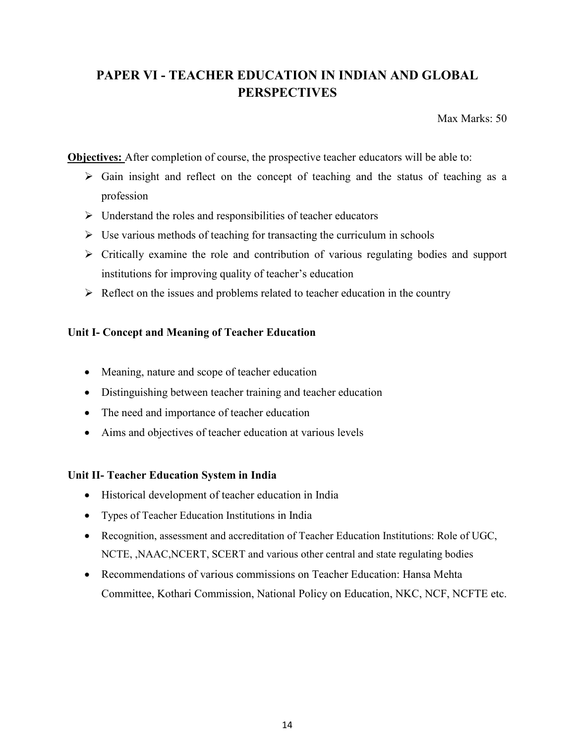# PAPER VI - TEACHER EDUCATION IN INDIAN AND GLOBAL PERSPECTIVES

Max Marks: 50

**Objectives:** After completion of course, the prospective teacher educators will be able to:

- Gain insight and reflect on the concept of teaching and the status of teaching as a profession
- Understand the roles and responsibilities of teacher educators
- Use various methods of teaching for transacting the curriculum in schools
- Critically examine the role and contribution of various regulating bodies and support institutions for improving quality of teacher's education
- Reflect on the issues and problems related to teacher education in the country

**Unit I- Concept and Meaning of Teacher Education**

- Meaning, nature and scope of teacher education
- Distinguishing between teacher training and teacher education
- The need and importance of teacher education
- Aims and objectives of teacher education at various levels

**Unit II- Teacher Education System in India**

- Historical development of teacher education in India
- Types of Teacher Education Institutions in India
- Recognition, assessment and accreditation of Teacher Education Institutions: Role of UGC, NCTE, ,NAAC,NCERT, SCERT and various other central and state regulating bodies
- Recommendations of various commissions on Teacher Education: Hansa Mehta Committee, Kothari Commission, National Policy on Education, NKC, NCF, NCFTE etc.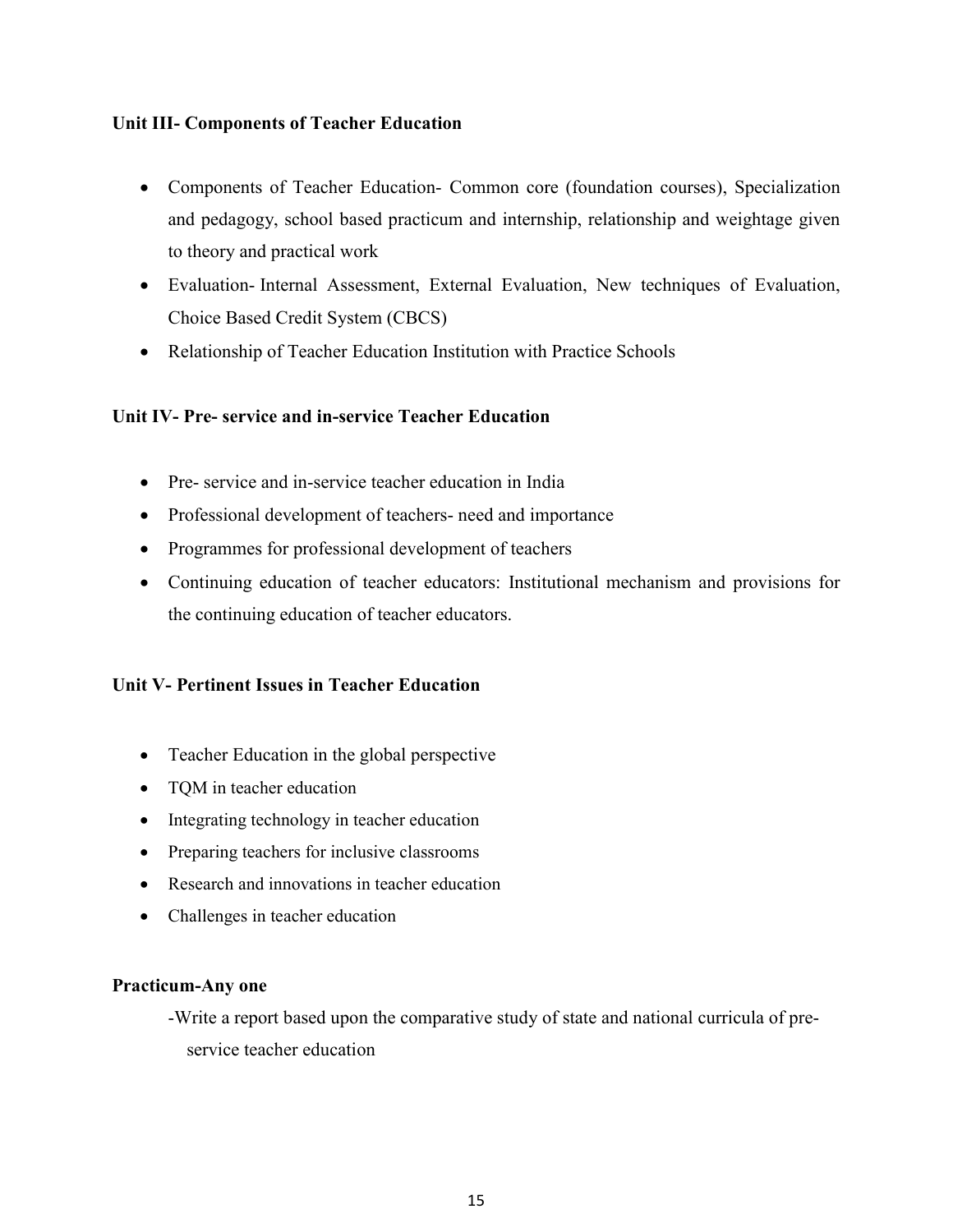**Unit III- Components of Teacher Education**

- Components of Teacher Education- Common core (foundation courses), Specialization and pedagogy, school based practicum and internship, relationship and weightage given to theory and practical work
- Evaluation- Internal Assessment, External Evaluation, New techniques of Evaluation, Choice Based Credit System (CBCS)
- Relationship of Teacher Education Institution with Practice Schools

**Unit IV- Pre- service and in-service Teacher Education**

- Pre- service and in-service teacher education in India
- Professional development of teachers- need and importance
- Programmes for professional development of teachers
- Continuing education of teacher educators: Institutional mechanism and provisions for the continuing education of teacher educators.

**Unit V- Pertinent Issues in Teacher Education**

- Teacher Education in the global perspective
- TQM in teacher education
- Integrating technology in teacher education
- Preparing teachers for inclusive classrooms
- Research and innovations in teacher education
- Challenges in teacher education

**Practicum-Any one**

-Write a report based upon the comparative study of state and national curricula of pre-service teacher education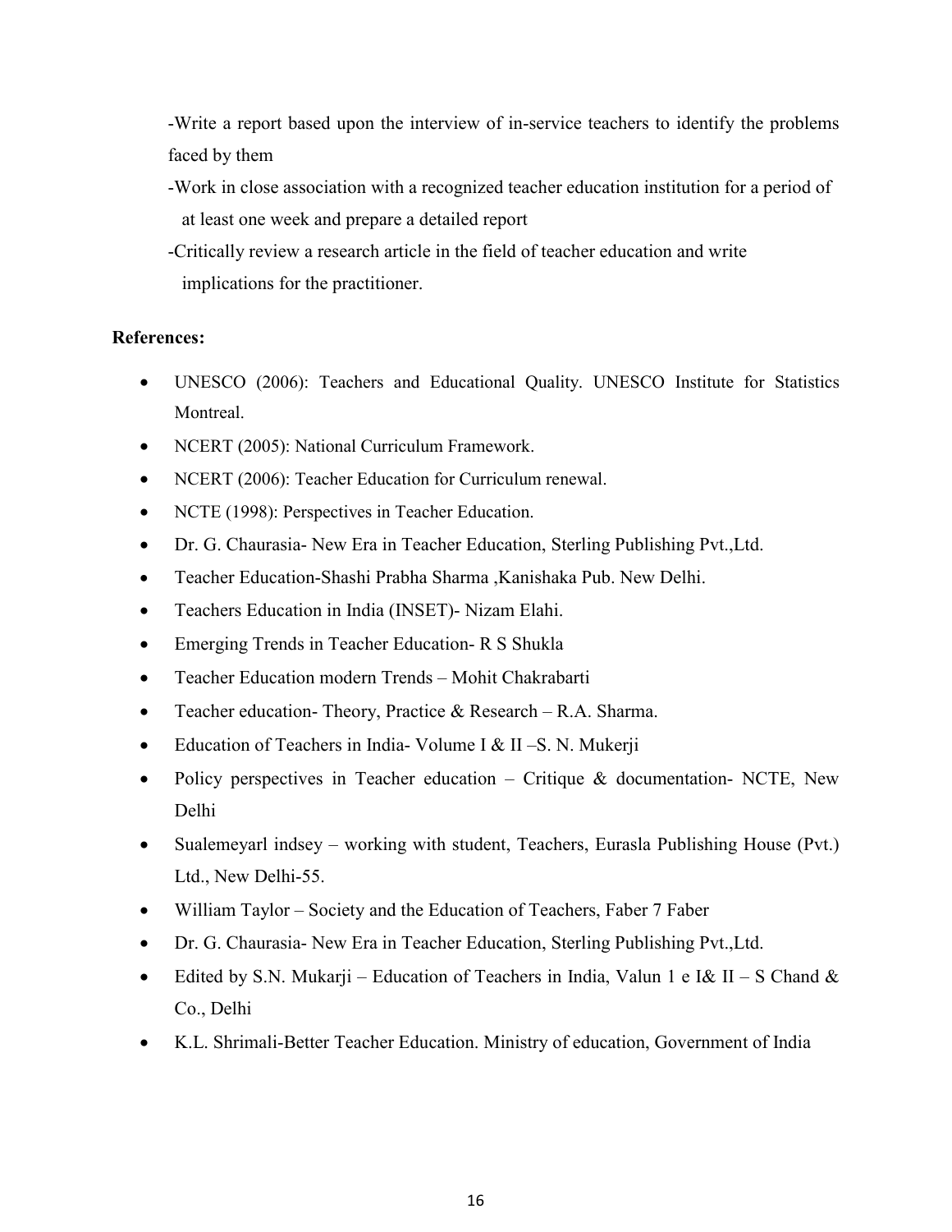-Write a report based upon the interview of in-service teachers to identify the problems faced by them

-Work in close association with a recognized teacher education institution for a period of at least one week and prepare a detailed report

-Critically review a research article in the field of teacher education and write implications for the practitioner.

**References:**

- UNESCO (2006): Teachers and Educational Quality. UNESCO Institute for Statistics Montreal.
- NCERT (2005): National Curriculum Framework.
- NCERT (2006): Teacher Education for Curriculum renewal.
- NCTE (1998): Perspectives in Teacher Education.
- Dr. G. Chaurasia- New Era in Teacher Education, Sterling Publishing Pvt.,Ltd.
- Teacher Education-Shashi Prabha Sharma ,Kanishaka Pub. New Delhi.
- Teachers Education in India (INSET)- Nizam Elahi.
- Emerging Trends in Teacher Education- R S Shukla
- Teacher Education modern Trends – Mohit Chakrabarti
- Teacher education- Theory, Practice & Research – R.A. Sharma.
- Education of Teachers in India- Volume I & II –S. N. Mukerji
- Policy perspectives in Teacher education – Critique & documentation- NCTE, New Delhi
- Sualemeyarl indsey – working with student, Teachers, Eurasla Publishing House (Pvt.) Ltd., New Delhi-55.
- William Taylor – Society and the Education of Teachers, Faber 7 Faber
- Dr. G. Chaurasia- New Era in Teacher Education, Sterling Publishing Pvt.,Ltd.
- Edited by S.N. Mukarji – Education of Teachers in India, Valun 1 e I& II – S Chand & Co., Delhi
- K.L. Shrimali-Better Teacher Education. Ministry of education, Government of India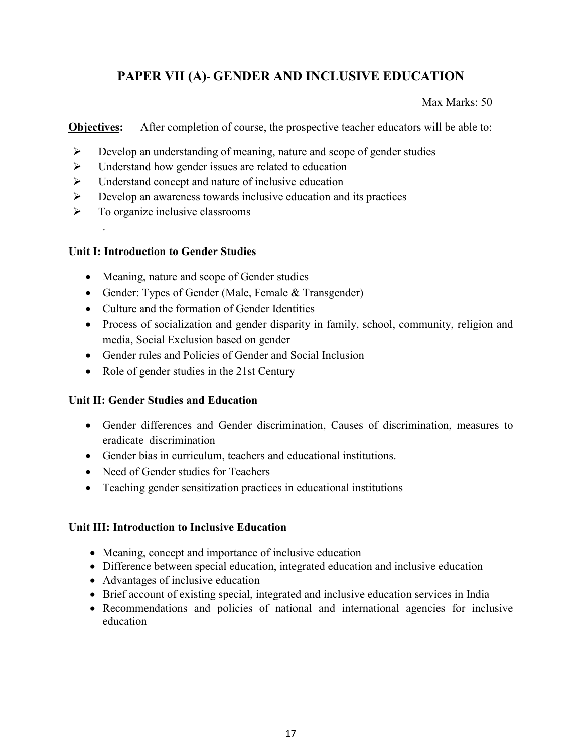## PAPER VII (A)- GENDER AND INCLUSIVE EDUCATION

Max Marks: 50

**Objectives:** After completion of course, the prospective teacher educators will be able to:

- Develop an understanding of meaning, nature and scope of gender studies
- Understand how gender issues are related to education
- Understand concept and nature of inclusive education
- Develop an awareness towards inclusive education and its practices
- To organize inclusive classrooms

### Unit I: Introduction to Gender Studies

- Meaning, nature and scope of Gender studies
- Gender: Types of Gender (Male, Female & Transgender)
- Culture and the formation of Gender Identities
- Process of socialization and gender disparity in family, school, community, religion and media, Social Exclusion based on gender
- Gender rules and Policies of Gender and Social Inclusion
- Role of gender studies in the 21st Century

### Unit II: Gender Studies and Education

- Gender differences and Gender discrimination, Causes of discrimination, measures to eradicate discrimination
- Gender bias in curriculum, teachers and educational institutions.
- Need of Gender studies for Teachers
- Teaching gender sensitization practices in educational institutions

### Unit III: Introduction to Inclusive Education

- Meaning, concept and importance of inclusive education
- Difference between special education, integrated education and inclusive education
- Advantages of inclusive education
- Brief account of existing special, integrated and inclusive education services in India
- Recommendations and policies of national and international agencies for inclusive education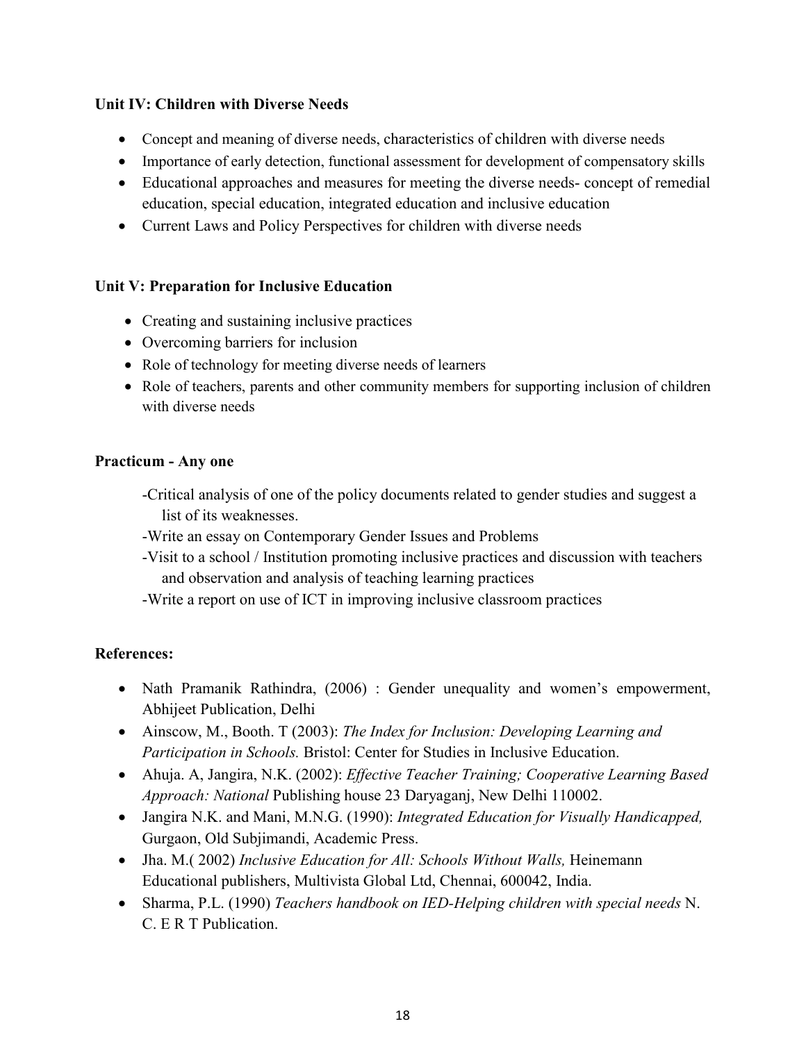**Unit IV: Children with Diverse Needs**

- Concept and meaning of diverse needs, characteristics of children with diverse needs
- Importance of early detection, functional assessment for development of compensatory skills
- Educational approaches and measures for meeting the diverse needs- concept of remedial education, special education, integrated education and inclusive education
- Current Laws and Policy Perspectives for children with diverse needs

**Unit V: Preparation for Inclusive Education**

- Creating and sustaining inclusive practices
- Overcoming barriers for inclusion
- Role of technology for meeting diverse needs of learners
- Role of teachers, parents and other community members for supporting inclusion of children with diverse needs

**Practicum - Any one**

-Critical analysis of one of the policy documents related to gender studies and suggest a list of its weaknesses.

-Write an essay on Contemporary Gender Issues and Problems

-Visit to a school / Institution promoting inclusive practices and discussion with teachers and observation and analysis of teaching learning practices

-Write a report on use of ICT in improving inclusive classroom practices

**References:**

- Nath Pramanik Rathindra, (2006) : Gender unequality and women's empowerment, Abhijeet Publication, Delhi
- Ainscow, M., Booth. T (2003): *The Index for Inclusion: Developing Learning and Participation in Schools.* Bristol: Center for Studies in Inclusive Education.
- Ahuja. A, Jangira, N.K. (2002): *Effective Teacher Training; Cooperative Learning Based Approach: National* Publishing house 23 Daryaganj, New Delhi 110002.
- Jangira N.K. and Mani, M.N.G. (1990): *Integrated Education for Visually Handicapped,* Gurgaon, Old Subjimandi, Academic Press.
- Jha. M.( 2002) *Inclusive Education for All: Schools Without Walls,* Heinemann Educational publishers, Multivista Global Ltd, Chennai, 600042, India.
- Sharma, P.L. (1990) *Teachers handbook on IED-Helping children with special needs* N. C. E R T Publication.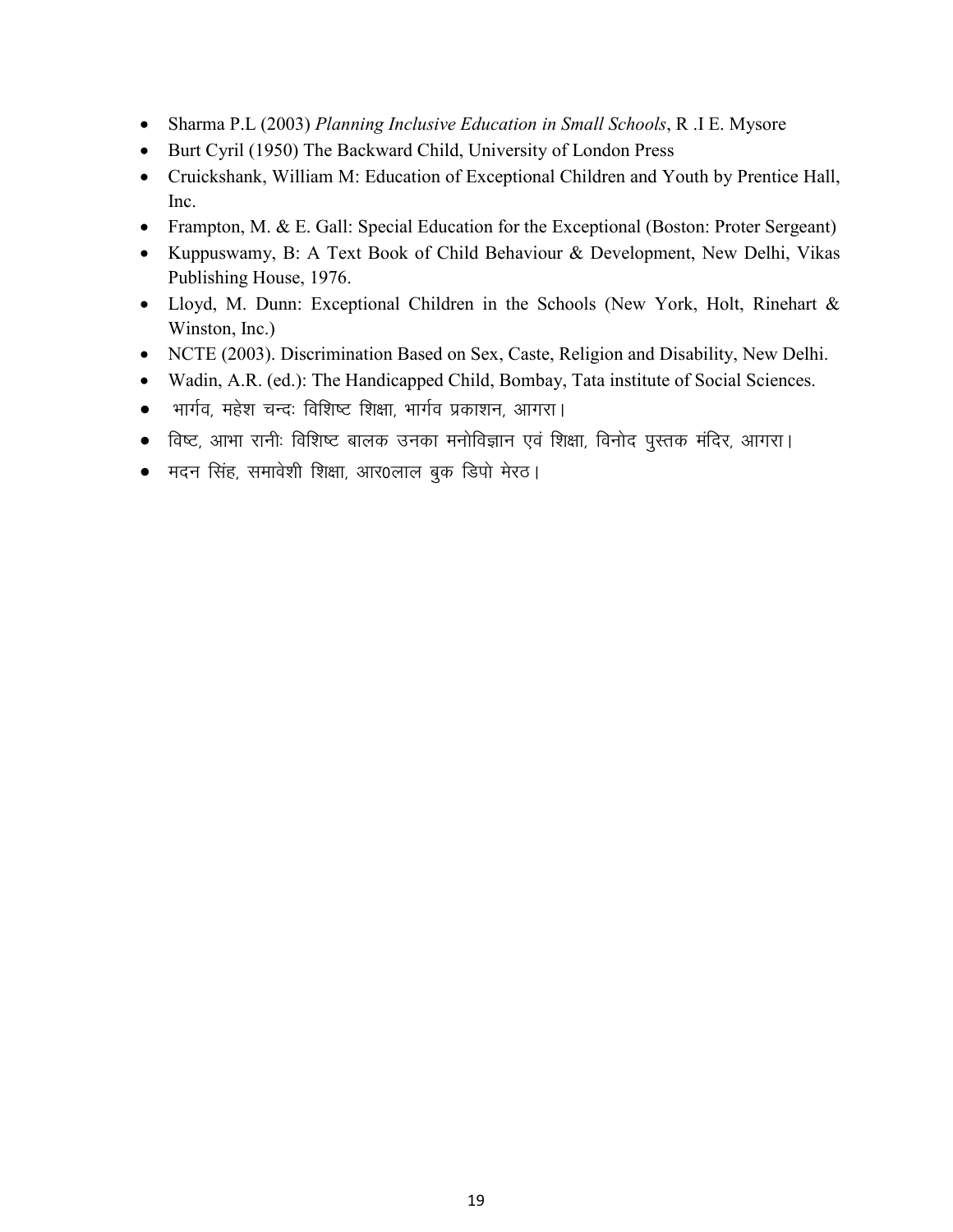- Sharma P.L (2003) *Planning Inclusive Education in Small Schools*, R .I E. Mysore
- Burt Cyril (1950) The Backward Child, University of London Press
- Cruickshank, William M: Education of Exceptional Children and Youth by Prentice Hall, Inc.
- Frampton, M. & E. Gall: Special Education for the Exceptional (Boston: Proter Sergeant)
- Kuppuswamy, B: A Text Book of Child Behaviour & Development, New Delhi, Vikas Publishing House, 1976.
- Lloyd, M. Dunn: Exceptional Children in the Schools (New York, Holt, Rinehart & Winston, Inc.)
- NCTE (2003). Discrimination Based on Sex, Caste, Religion and Disability, New Delhi.
- Wadin, A.R. (ed.): The Handicapped Child, Bombay, Tata institute of Social Sciences.
- भार्गव, महेश चन्दः विशिष्ट शिक्षा, भार्गव प्रकाशन, आगरा।
- विष्ट, आभा रानीः विशिष्ट बालक उनका मनोविज्ञान एवं शिक्षा, विनोद पुस्तक मंदिर, आगरा।
- मदन सिंह, समावेशी शिक्षा, आर0लाल बुक डिपो मेरठ।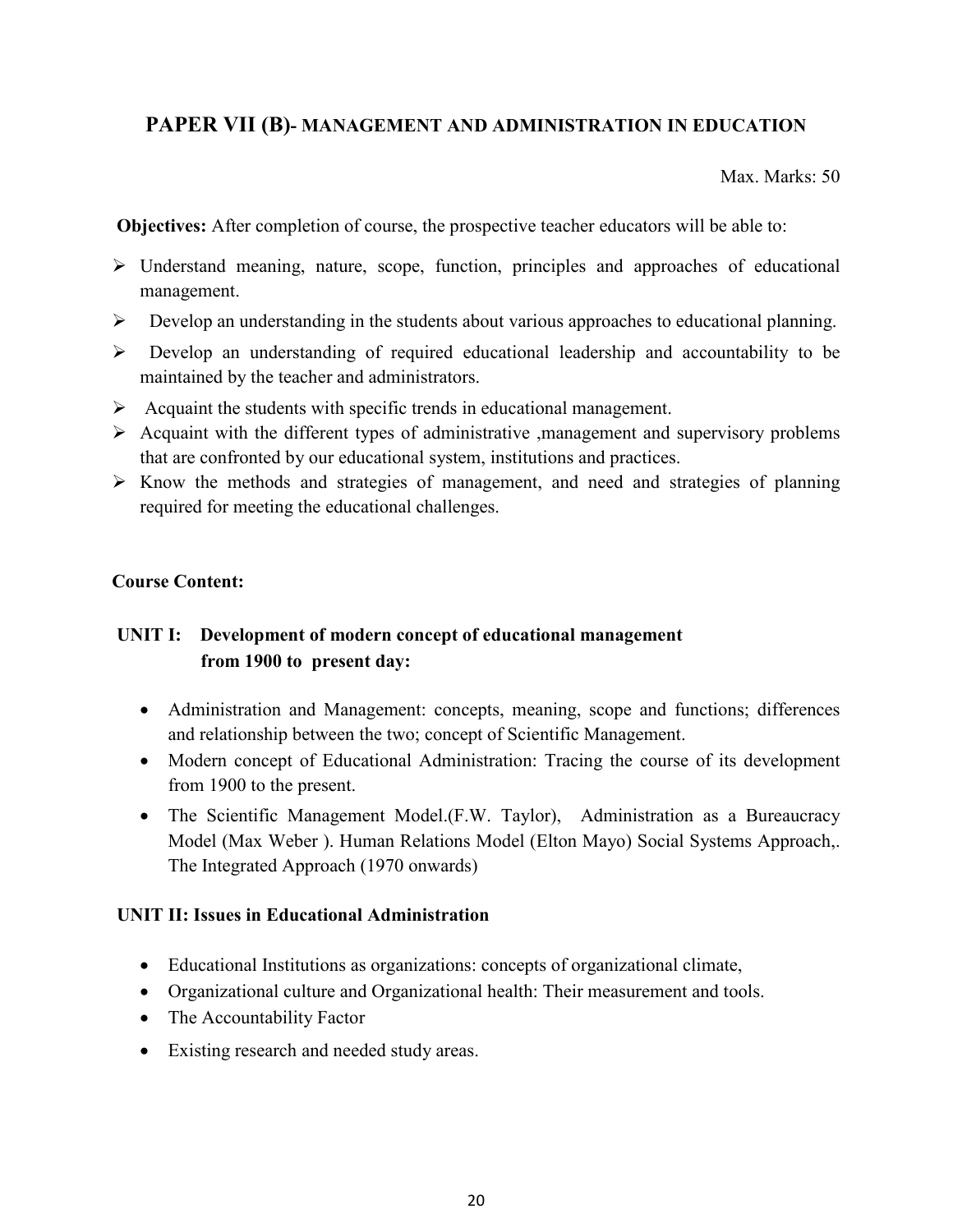## PAPER VII (B)- MANAGEMENT AND ADMINISTRATION IN EDUCATION

Max. Marks: 50

**Objectives:** After completion of course, the prospective teacher educators will be able to:

- Understand meaning, nature, scope, function, principles and approaches of educational management.
- Develop an understanding in the students about various approaches to educational planning.
- Develop an understanding of required educational leadership and accountability to be maintained by the teacher and administrators.
- Acquaint the students with specific trends in educational management.
- Acquaint with the different types of administrative ,management and supervisory problems that are confronted by our educational system, institutions and practices.
- Know the methods and strategies of management, and need and strategies of planning required for meeting the educational challenges.

**Course Content:**

### UNIT I: Development of modern concept of educational management from 1900 to present day:

- Administration and Management: concepts, meaning, scope and functions; differences and relationship between the two; concept of Scientific Management.
- Modern concept of Educational Administration: Tracing the course of its development from 1900 to the present.
- The Scientific Management Model.(F.W. Taylor), Administration as a Bureaucracy Model (Max Weber ). Human Relations Model (Elton Mayo) Social Systems Approach,. The Integrated Approach (1970 onwards)

### UNIT II: Issues in Educational Administration

- Educational Institutions as organizations: concepts of organizational climate,
- Organizational culture and Organizational health: Their measurement and tools.
- The Accountability Factor
- Existing research and needed study areas.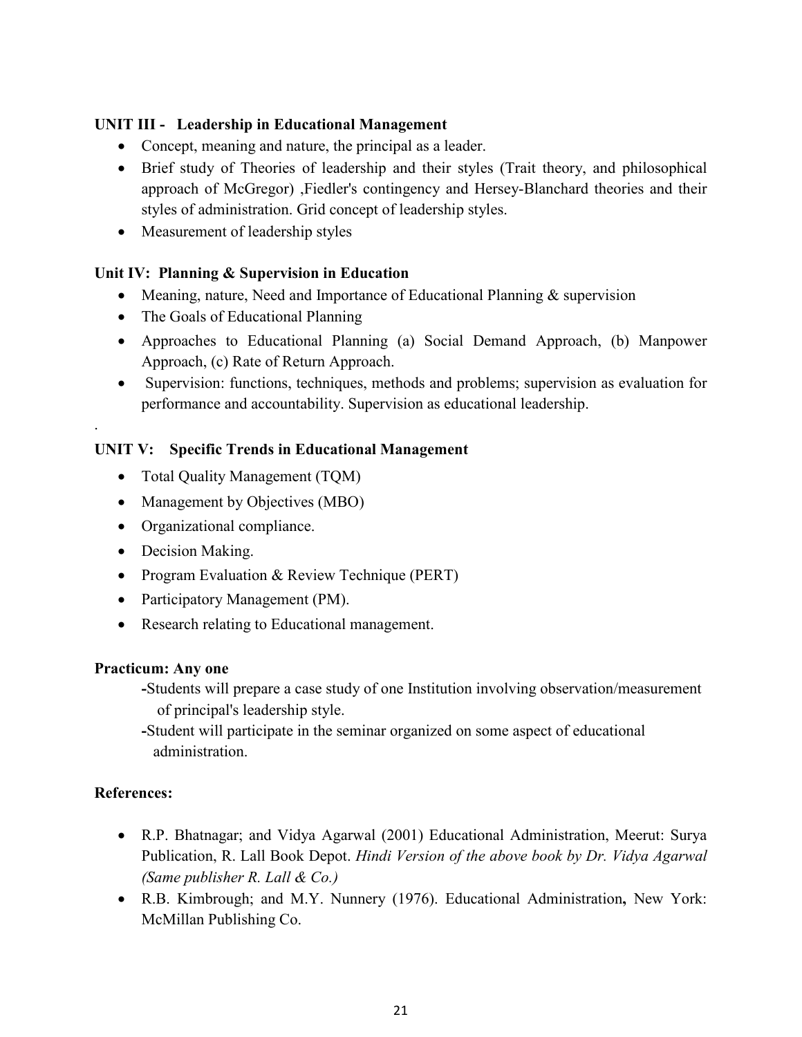**UNIT III - Leadership in Educational Management**

- Concept, meaning and nature, the principal as a leader.
- Brief study of Theories of leadership and their styles (Trait theory, and philosophical approach of McGregor) ,Fiedler's contingency and Hersey-Blanchard theories and their styles of administration. Grid concept of leadership styles.
- Measurement of leadership styles

**Unit IV: Planning & Supervision in Education**

- Meaning, nature, Need and Importance of Educational Planning & supervision
- The Goals of Educational Planning
- Approaches to Educational Planning (a) Social Demand Approach, (b) Manpower Approach, (c) Rate of Return Approach.
- Supervision: functions, techniques, methods and problems; supervision as evaluation for performance and accountability. Supervision as educational leadership.

.

**UNIT V: Specific Trends in Educational Management**

- Total Quality Management (TQM)
- Management by Objectives (MBO)
- Organizational compliance.
- Decision Making.
- Program Evaluation & Review Technique (PERT)
- Participatory Management (PM).
- Research relating to Educational management.

**Practicum: Any one**

-Students will prepare a case study of one Institution involving observation/measurement of principal's leadership style.

-Student will participate in the seminar organized on some aspect of educational administration.

**References:**

- R.P. Bhatnagar; and Vidya Agarwal (2001) Educational Administration, Meerut: Surya Publication, R. Lall Book Depot. *Hindi Version of the above book by Dr. Vidya Agarwal (Same publisher R. Lall & Co.)*
- R.B. Kimbrough; and M.Y. Nunnery (1976). Educational Administration**,** New York: McMillan Publishing Co.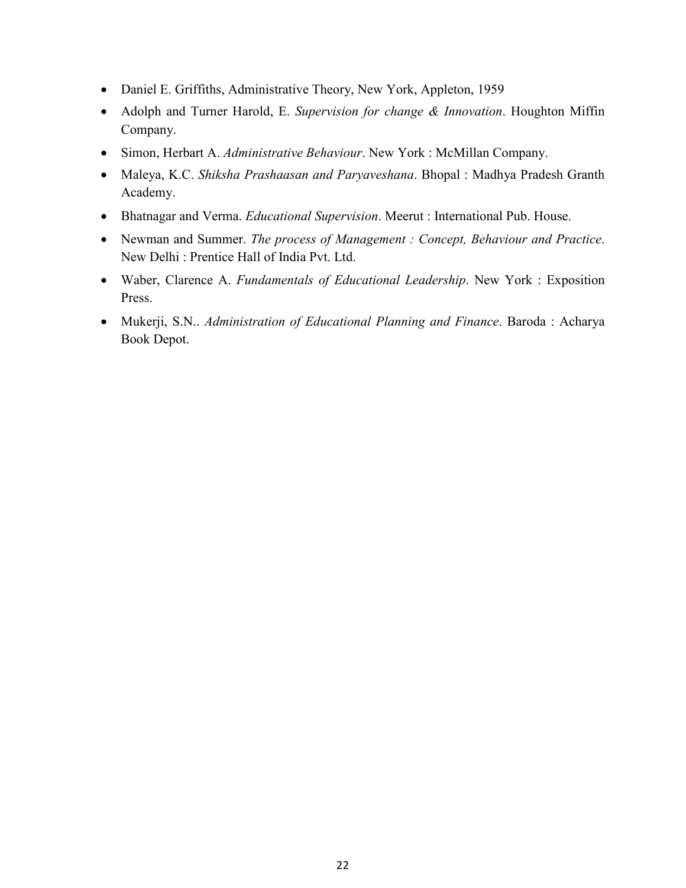- Daniel E. Griffiths, Administrative Theory, New York, Appleton, 1959
- Adolph and Turner Harold, E. *Supervision for change & Innovation*. Houghton Miffin Company.
- Simon, Herbart A. *Administrative Behaviour*. New York : McMillan Company.
- Maleya, K.C. *Shiksha Prashaasan and Paryaveshana*. Bhopal : Madhya Pradesh Granth Academy.
- Bhatnagar and Verma. *Educational Supervision*. Meerut : International Pub. House.
- Newman and Summer. *The process of Management : Concept, Behaviour and Practice*. New Delhi : Prentice Hall of India Pvt. Ltd.
- Waber, Clarence A. *Fundamentals of Educational Leadership*. New York : Exposition Press.
- Mukerji, S.N.. *Administration of Educational Planning and Finance*. Baroda : Acharya Book Depot.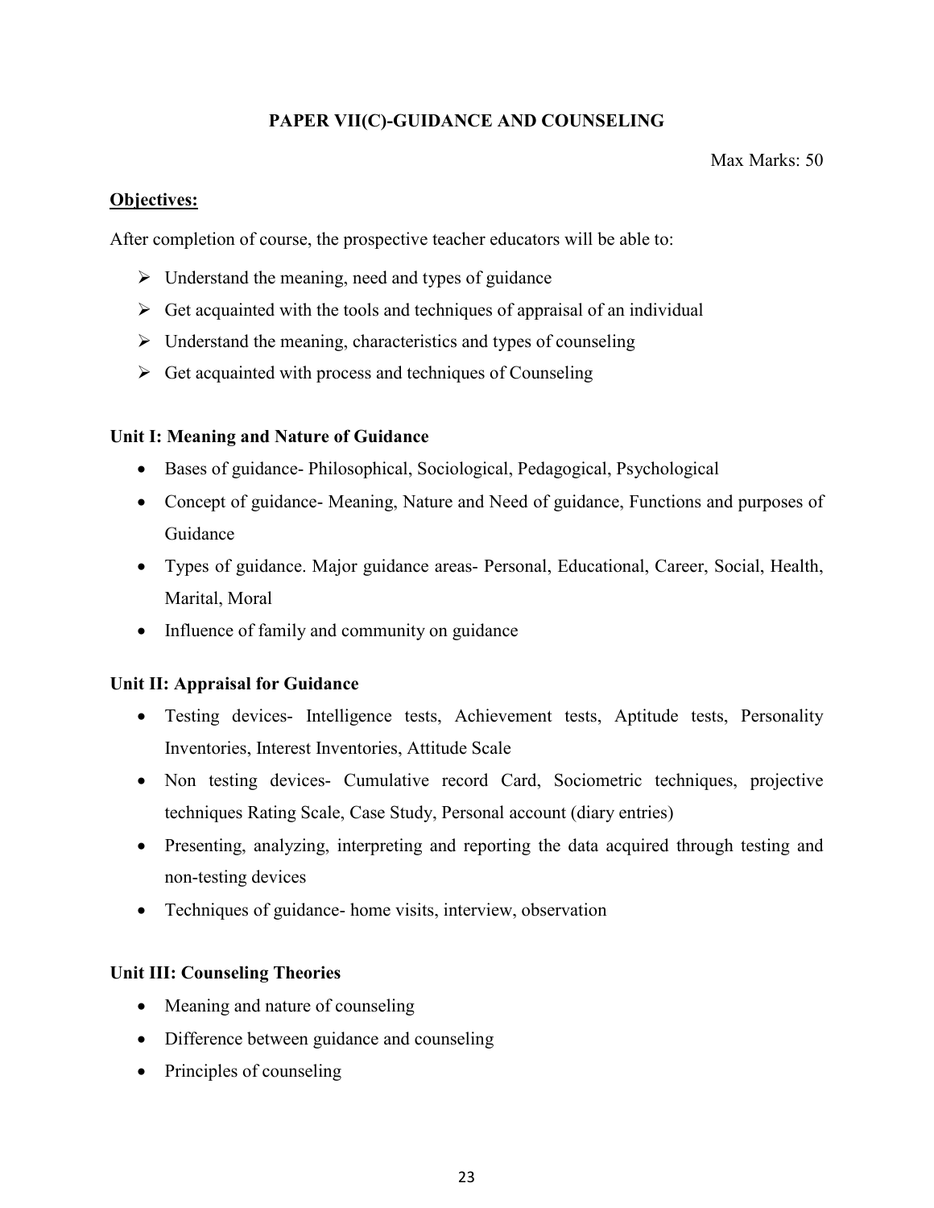## PAPER VII(C)-GUIDANCE AND COUNSELING

Max Marks: 50

**Objectives:**

After completion of course, the prospective teacher educators will be able to:

- Understand the meaning, need and types of guidance
- Get acquainted with the tools and techniques of appraisal of an individual
- Understand the meaning, characteristics and types of counseling
- Get acquainted with process and techniques of Counseling

### Unit I: Meaning and Nature of Guidance

- Bases of guidance- Philosophical, Sociological, Pedagogical, Psychological
- Concept of guidance- Meaning, Nature and Need of guidance, Functions and purposes of Guidance
- Types of guidance. Major guidance areas- Personal, Educational, Career, Social, Health, Marital, Moral
- Influence of family and community on guidance

### Unit II: Appraisal for Guidance

- Testing devices- Intelligence tests, Achievement tests, Aptitude tests, Personality Inventories, Interest Inventories, Attitude Scale
- Non testing devices- Cumulative record Card, Sociometric techniques, projective techniques Rating Scale, Case Study, Personal account (diary entries)
- Presenting, analyzing, interpreting and reporting the data acquired through testing and non-testing devices
- Techniques of guidance- home visits, interview, observation

### Unit III: Counseling Theories

- Meaning and nature of counseling
- Difference between guidance and counseling
- Principles of counseling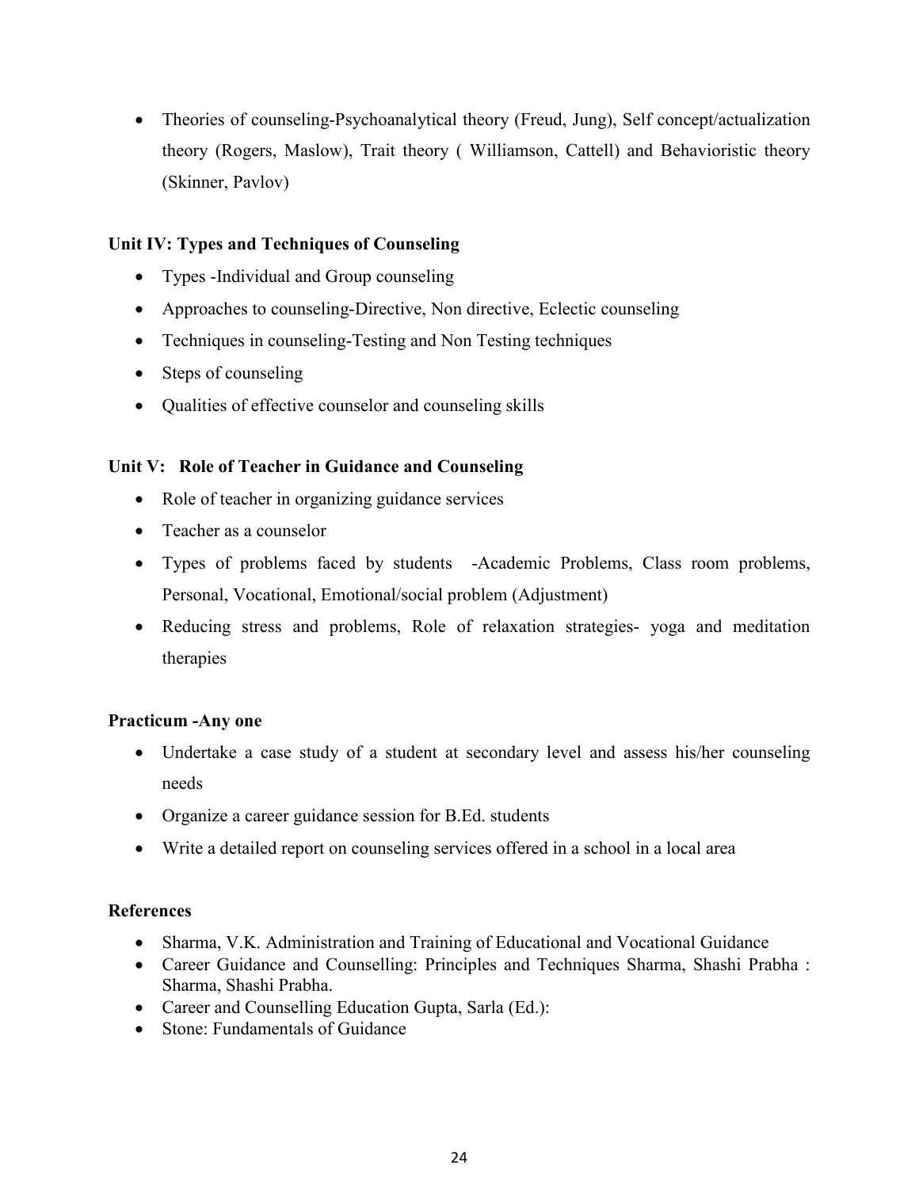- Theories of counseling-Psychoanalytical theory (Freud, Jung), Self concept/actualization theory (Rogers, Maslow), Trait theory ( Williamson, Cattell) and Behavioristic theory (Skinner, Pavlov)

**Unit IV: Types and Techniques of Counseling**

- Types -Individual and Group counseling
- Approaches to counseling-Directive, Non directive, Eclectic counseling
- Techniques in counseling-Testing and Non Testing techniques
- Steps of counseling
- Qualities of effective counselor and counseling skills

**Unit V: Role of Teacher in Guidance and Counseling**

- Role of teacher in organizing guidance services
- Teacher as a counselor
- Types of problems faced by students -Academic Problems, Class room problems, Personal, Vocational, Emotional/social problem (Adjustment)
- Reducing stress and problems, Role of relaxation strategies- yoga and meditation therapies

**Practicum -Any one**

- Undertake a case study of a student at secondary level and assess his/her counseling needs
- Organize a career guidance session for B.Ed. students
- Write a detailed report on counseling services offered in a school in a local area

**References**

- Sharma, V.K. Administration and Training of Educational and Vocational Guidance
- Career Guidance and Counselling: Principles and Techniques Sharma, Shashi Prabha : Sharma, Shashi Prabha.
- Career and Counselling Education Gupta, Sarla (Ed.):
- Stone: Fundamentals of Guidance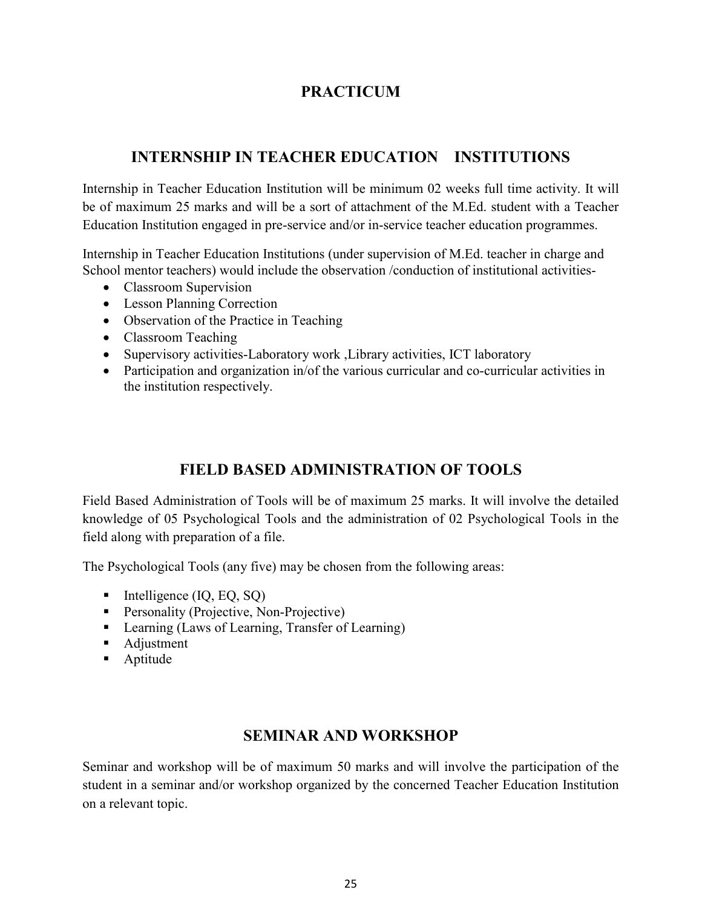# PRACTICUM

## INTERNSHIP IN TEACHER EDUCATION INSTITUTIONS

Internship in Teacher Education Institution will be minimum 02 weeks full time activity. It will be of maximum 25 marks and will be a sort of attachment of the M.Ed. student with a Teacher Education Institution engaged in pre-service and/or in-service teacher education programmes.

Internship in Teacher Education Institutions (under supervision of M.Ed. teacher in charge and School mentor teachers) would include the observation /conduction of institutional activities-

- Classroom Supervision
- Lesson Planning Correction
- Observation of the Practice in Teaching
- Classroom Teaching
- Supervisory activities-Laboratory work ,Library activities, ICT laboratory
- Participation and organization in/of the various curricular and co-curricular activities in the institution respectively.

## FIELD BASED ADMINISTRATION OF TOOLS

Field Based Administration of Tools will be of maximum 25 marks. It will involve the detailed knowledge of 05 Psychological Tools and the administration of 02 Psychological Tools in the field along with preparation of a file.

The Psychological Tools (any five) may be chosen from the following areas:

- Intelligence (IQ, EQ, SQ)
- Personality (Projective, Non-Projective)
- Learning (Laws of Learning, Transfer of Learning)
- Adjustment
- Aptitude

## SEMINAR AND WORKSHOP

Seminar and workshop will be of maximum 50 marks and will involve the participation of the student in a seminar and/or workshop organized by the concerned Teacher Education Institution on a relevant topic.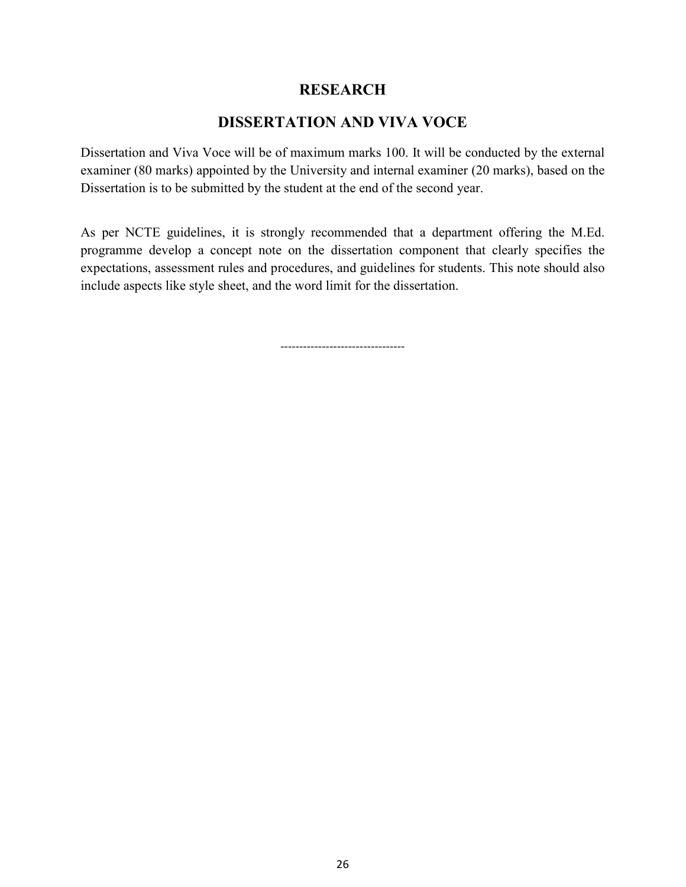## RESEARCH

## DISSERTATION AND VIVA VOCE

Dissertation and Viva Voce will be of maximum marks 100. It will be conducted by the external examiner (80 marks) appointed by the University and internal examiner (20 marks), based on the Dissertation is to be submitted by the student at the end of the second year.

As per NCTE guidelines, it is strongly recommended that a department offering the M.Ed. programme develop a concept note on the dissertation component that clearly specifies the expectations, assessment rules and procedures, and guidelines for students. This note should also include aspects like style sheet, and the word limit for the dissertation.

---------------------------------